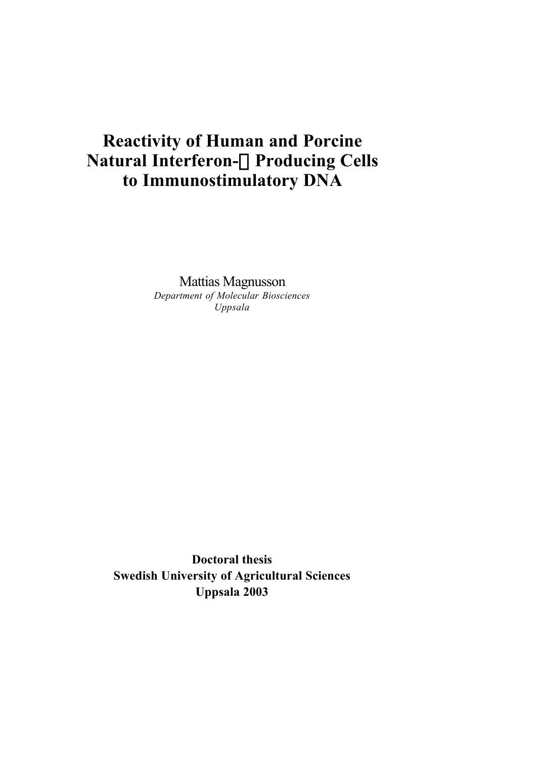# Reactivity of Human and Porcine Natural Interferon-α Producing Cells to Immunostimulatory DNA

Mattias Magnusson

*Department of Molecular Biosciences*

*Uppsala*

**Doctoral thesis**

**Swedish University of Agricultural Sciences**

**Uppsala 2003**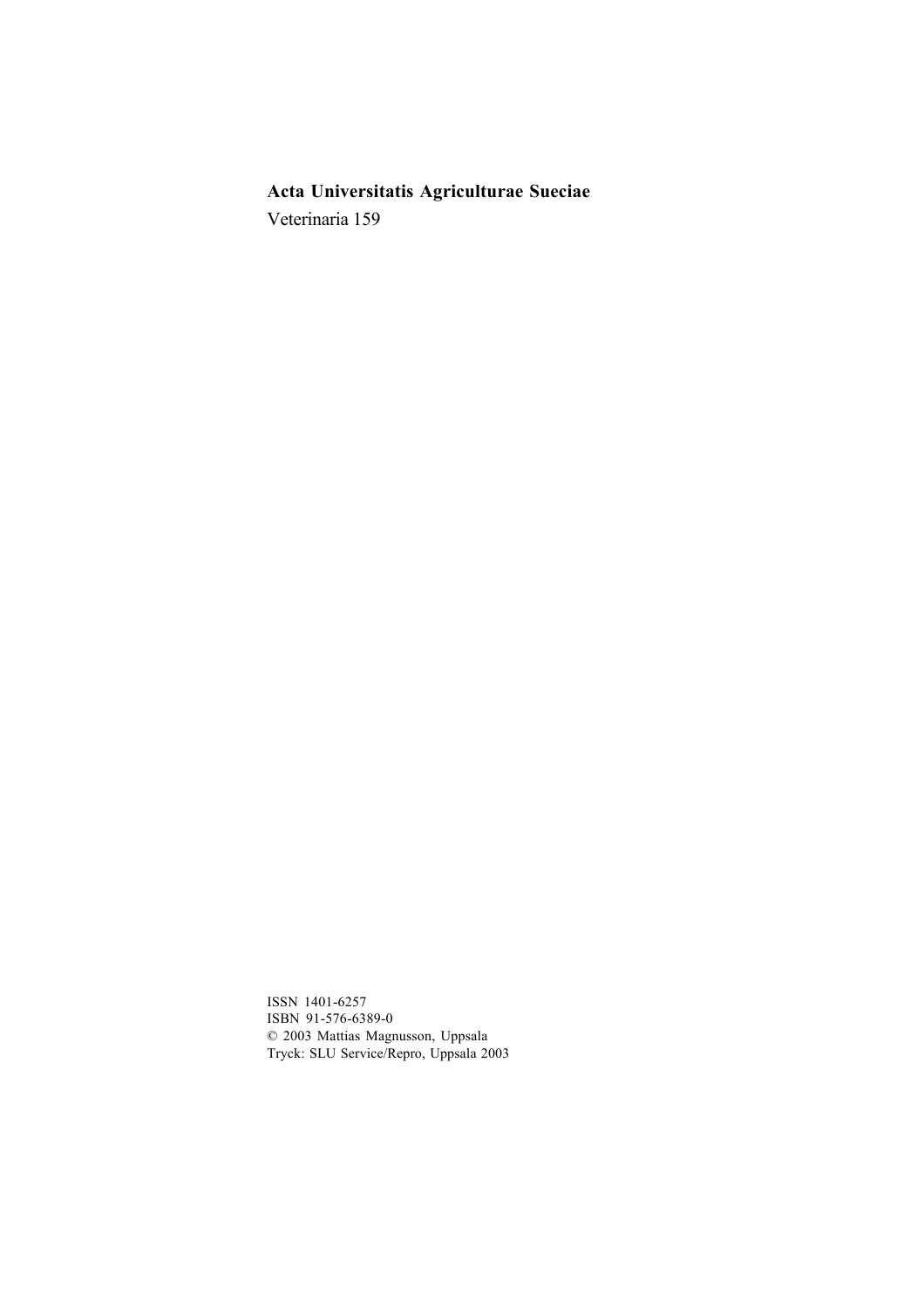**Acta Universitatis Agriculturae Sueciae**

Veterinaria 159

ISSN 1401-6257
ISBN 91-576-6389-0
© 2003 Mattias Magnusson, Uppsala
Tryck: SLU Service/Repro, Uppsala 2003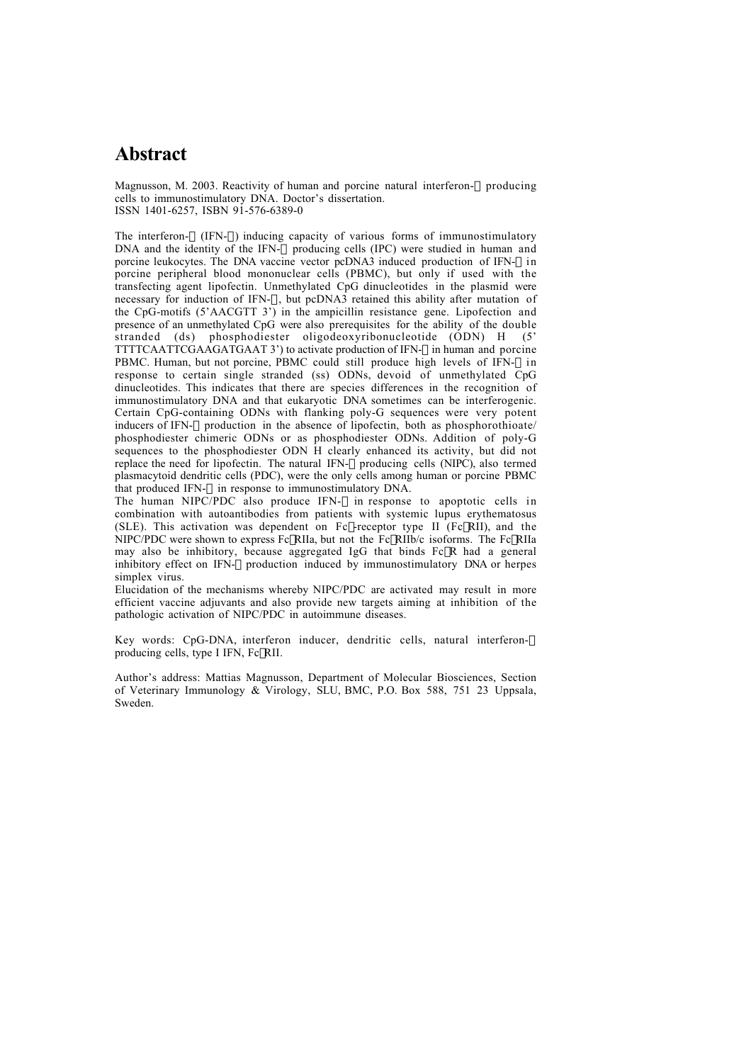# Abstract

Magnusson, M. 2003. Reactivity of human and porcine natural interferon-α producing cells to immunostimulatory DNA. Doctor's dissertation.
ISSN 1401-6257, ISBN 91-576-6389-0

The interferon-α (IFN-α) inducing capacity of various forms of immunostimulatory DNA and the identity of the IFN-α producing cells (IPC) were studied in human and porcine leukocytes. The DNA vaccine vector pcDNA3 induced production of IFN-α in porcine peripheral blood mononuclear cells (PBMC), but only if used with the transfecting agent lipofectin. Unmethylated CpG dinucleotides in the plasmid were necessary for induction of IFN-α, but pcDNA3 retained this ability after mutation of the CpG-motifs (5'AACGTT 3') in the ampicillin resistance gene. Lipofection and presence of an unmethylated CpG were also prerequisites for the ability of the double stranded (ds) phosphodiester oligodeoxyribonucleotide (ODN) H (5' TTTTCAATTCGAAGATGAAT 3') to activate production of IFN-α in human and porcine PBMC. Human, but not porcine, PBMC could still produce high levels of IFN-α in response to certain single stranded (ss) ODNs, devoid of unmethylated CpG dinucleotides. This indicates that there are species differences in the recognition of immunostimulatory DNA and that eukaryotic DNA sometimes can be interferogenic. Certain CpG-containing ODNs with flanking poly-G sequences were very potent inducers of IFN-α production in the absence of lipofectin, both as phosphorothioate/ phosphodiester chimeric ODNs or as phosphodiester ODNs. Addition of poly-G sequences to the phosphodiester ODN H clearly enhanced its activity, but did not replace the need for lipofectin. The natural IFN-α producing cells (NIPC), also termed plasmacytoid dendritic cells (PDC), were the only cells among human or porcine PBMC that produced IFN-α in response to immunostimulatory DNA.

The human NIPC/PDC also produce IFN-α in response to apoptotic cells in combination with autoantibodies from patients with systemic lupus erythematosus (SLE). This activation was dependent on Fcγ-receptor type II (FcγRII), and the NIPC/PDC were shown to express FcγRIIa, but not the FcγRIIb/c isoforms. The FcγRIIa may also be inhibitory, because aggregated IgG that binds FcγR had a general inhibitory effect on IFN-α production induced by immunostimulatory DNA or herpes simplex virus.

Elucidation of the mechanisms whereby NIPC/PDC are activated may result in more efficient vaccine adjuvants and also provide new targets aiming at inhibition of the pathologic activation of NIPC/PDC in autoimmune diseases.

Key words: CpG-DNA, interferon inducer, dendritic cells, natural interferon-α producing cells, type I IFN, FcγRII.

Author's address: Mattias Magnusson, Department of Molecular Biosciences, Section of Veterinary Immunology & Virology, SLU, BMC, P.O. Box 588, 751 23 Uppsala, Sweden.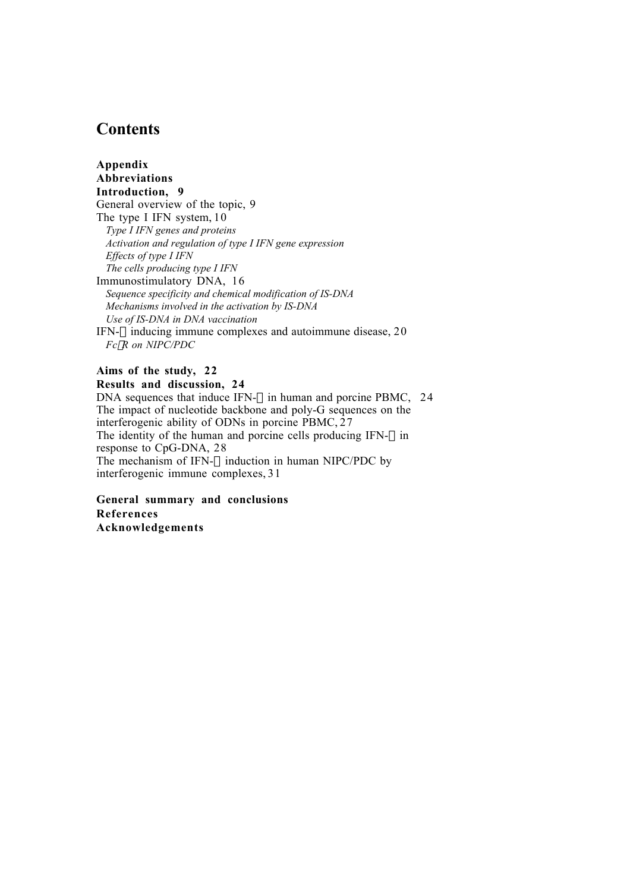# Contents

**Appendix**
**Abbreviations**
**Introduction, 9**
General overview of the topic, 9
The type I IFN system, 10
*Type I IFN genes and proteins*
*Activation and regulation of type I IFN gene expression*
*Effects of type I IFN*
*The cells producing type I IFN*
Immunostimulatory DNA, 16
*Sequence specificity and chemical modification of IS-DNA*
*Mechanisms involved in the activation by IS-DNA*
*Use of IS-DNA in DNA vaccination*
IFN-α inducing immune complexes and autoimmune disease, 20
*FcγR on NIPC/PDC*

**Aims of the study, 22**
**Results and discussion, 24**
DNA sequences that induce IFN-α in human and porcine PBMC, 24
The impact of nucleotide backbone and poly-G sequences on the interferogenic ability of ODNs in porcine PBMC, 27
The identity of the human and porcine cells producing IFN-α in response to CpG-DNA, 28
The mechanism of IFN-α induction in human NIPC/PDC by interferogenic immune complexes, 31

**General summary and conclusions**
**References**
**Acknowledgements**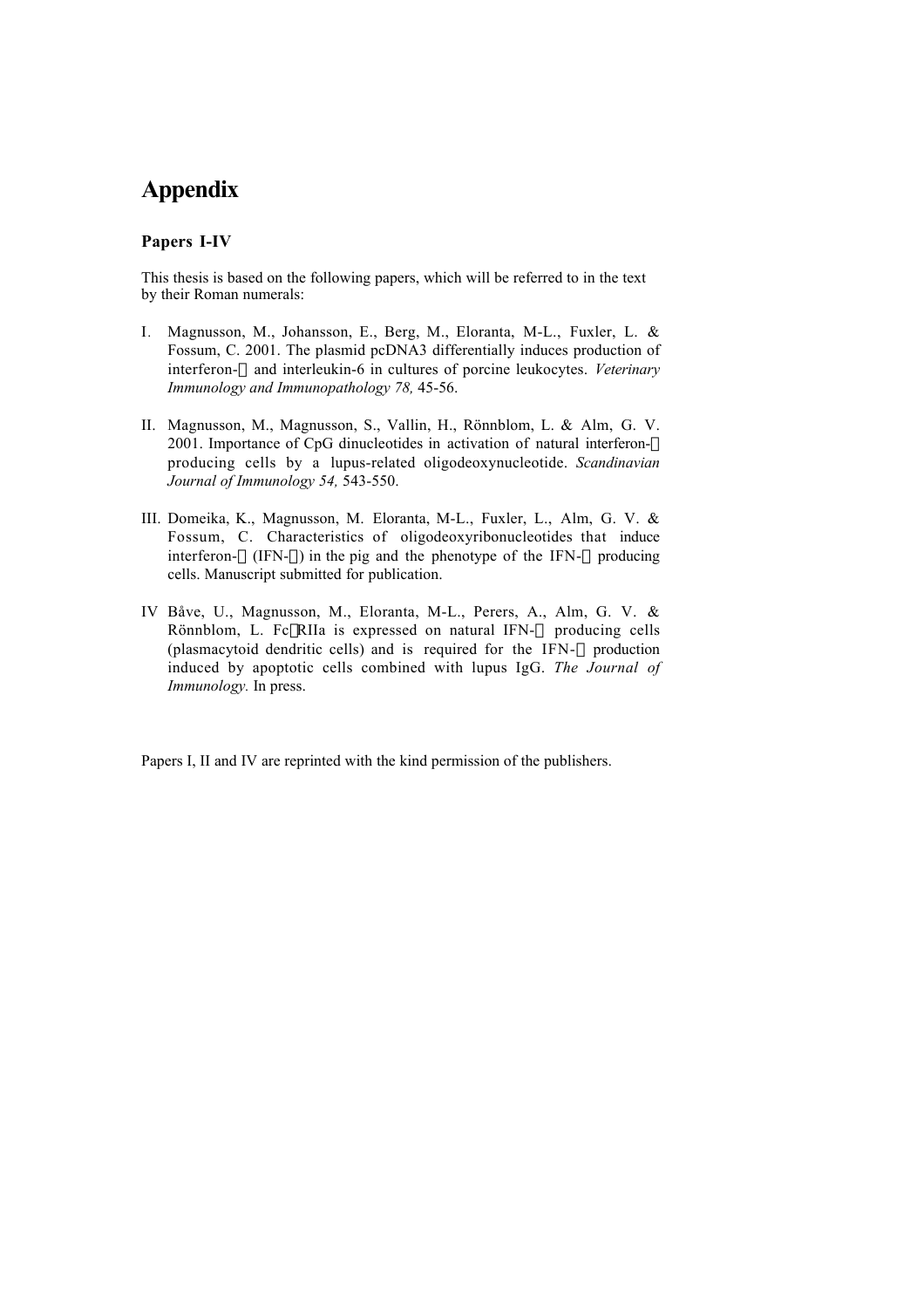# Appendix

### Papers I-IV

This thesis is based on the following papers, which will be referred to in the text by their Roman numerals:

I. Magnusson, M., Johansson, E., Berg, M., Eloranta, M-L., Fuxler, L. & Fossum, C. 2001. The plasmid pcDNA3 differentially induces production of interferon-α and interleukin-6 in cultures of porcine leukocytes. *Veterinary Immunology and Immunopathology 78,* 45-56.

II. Magnusson, M., Magnusson, S., Vallin, H., Rönnblom, L. & Alm, G. V. 2001. Importance of CpG dinucleotides in activation of natural interferon-α producing cells by a lupus-related oligodeoxynucleotide. *Scandinavian Journal of Immunology 54,* 543-550.

III. Domeika, K., Magnusson, M. Eloranta, M-L., Fuxler, L., Alm, G. V. & Fossum, C. Characteristics of oligodeoxyribonucleotides that induce interferon-α (IFN-α) in the pig and the phenotype of the IFN-α producing cells. Manuscript submitted for publication.

IV Båve, U., Magnusson, M., Eloranta, M-L., Perers, A., Alm, G. V. & Rönnblom, L. FcγRIIa is expressed on natural IFN-α producing cells (plasmacytoid dendritic cells) and is required for the IFN-α production induced by apoptotic cells combined with lupus IgG. *The Journal of Immunology.* In press.

Papers I, II and IV are reprinted with the kind permission of the publishers.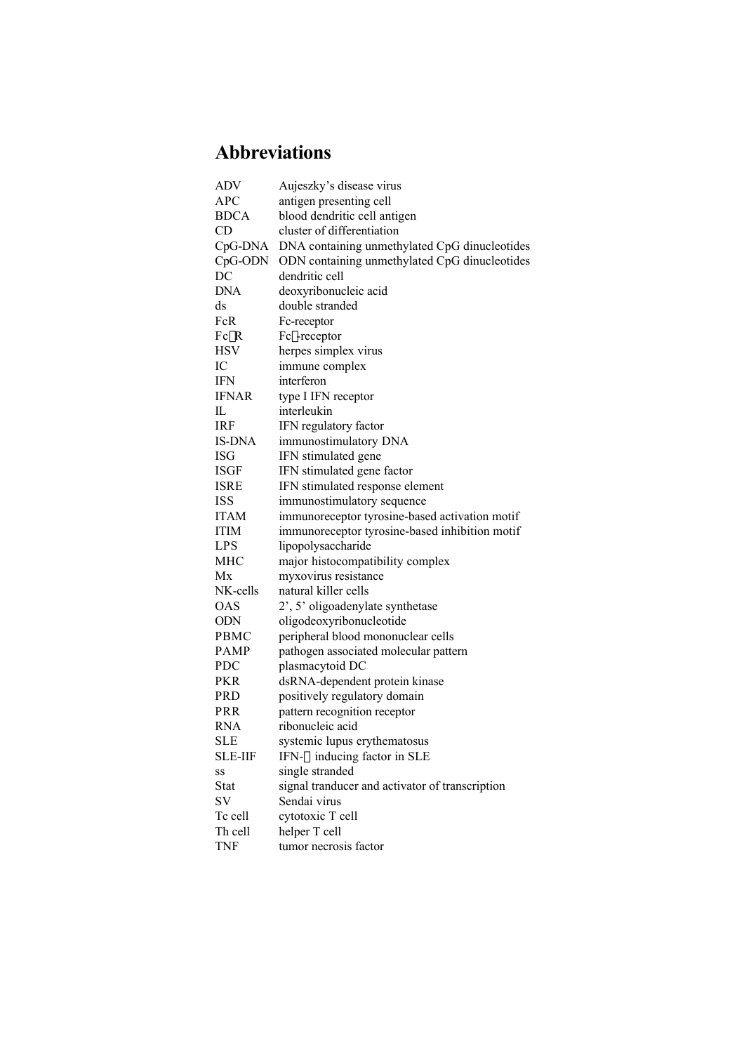# Abbreviations

ADV Aujeszky's disease virus
APC antigen presenting cell
BDCA blood dendritic cell antigen
CD cluster of differentiation
CpG-DNA DNA containing unmethylated CpG dinucleotides
CpG-ODN ODN containing unmethylated CpG dinucleotides
DC dendritic cell
DNA deoxyribonucleic acid
ds double stranded
FcR Fc-receptor
FcγR Fcγ-receptor
HSV herpes simplex virus
IC immune complex
IFN interferon
IFNAR type I IFN receptor
IL interleukin
IRF IFN regulatory factor
IS-DNA immunostimulatory DNA
ISG IFN stimulated gene
ISGF IFN stimulated gene factor
ISRE IFN stimulated response element
ISS immunostimulatory sequence
ITAM immunoreceptor tyrosine-based activation motif
ITIM immunoreceptor tyrosine-based inhibition motif
LPS lipopolysaccharide
MHC major histocompatibility complex
Mx myxovirus resistance
NK-cells natural killer cells
OAS 2', 5' oligoadenylate synthetase
ODN oligodeoxyribonucleotide
PBMC peripheral blood mononuclear cells
PAMP pathogen associated molecular pattern
PDC plasmacytoid DC
PKR dsRNA-dependent protein kinase
PRD positively regulatory domain
PRR pattern recognition receptor
RNA ribonucleic acid
SLE systemic lupus erythematosus
SLE-IIF IFN-α inducing factor in SLE
ss single stranded
Stat signal tranducer and activator of transcription
SV Sendai virus
Tc cell cytotoxic T cell
Th cell helper T cell
TNF tumor necrosis factor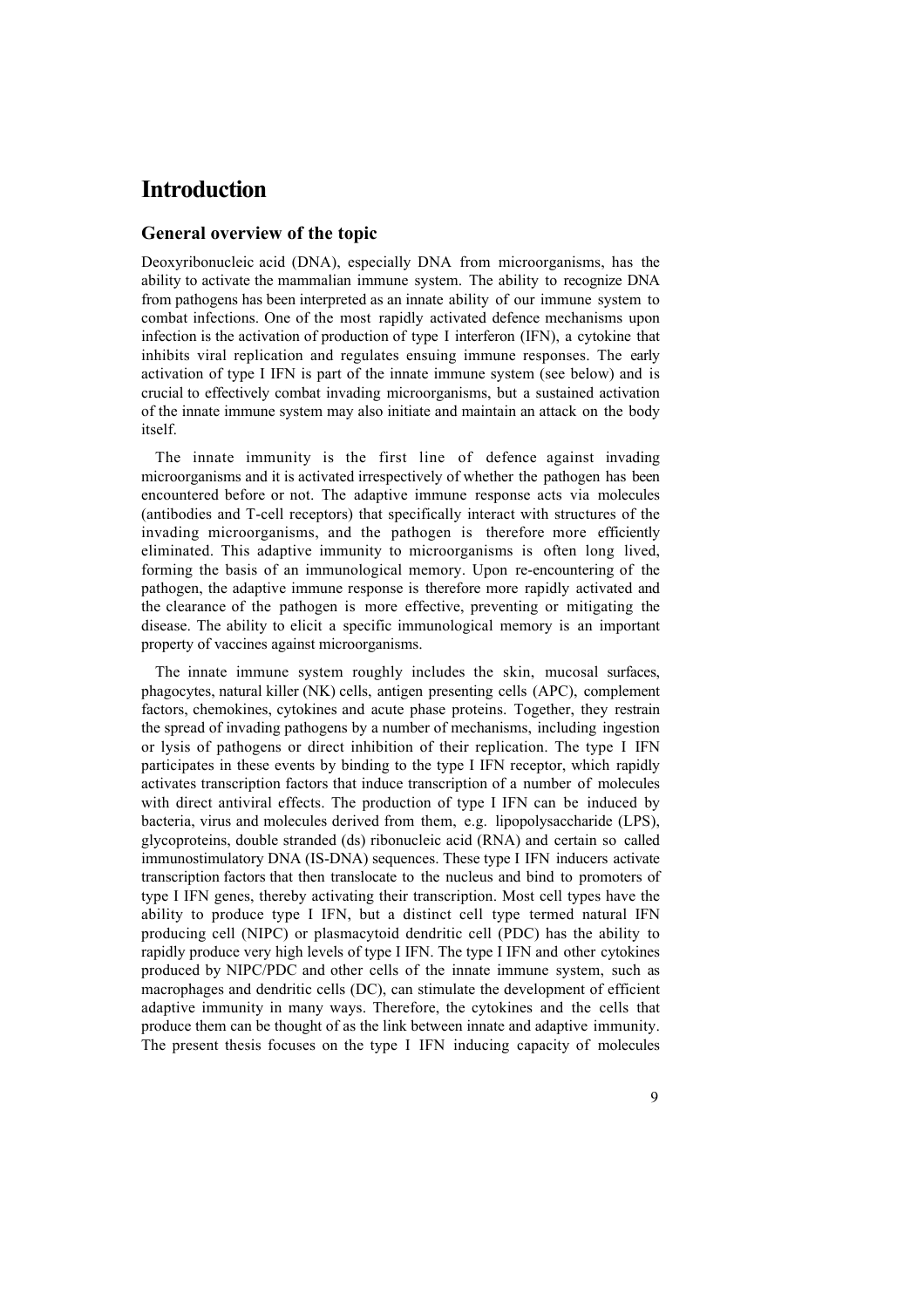# Introduction

## General overview of the topic

Deoxyribonucleic acid (DNA), especially DNA from microorganisms, has the ability to activate the mammalian immune system. The ability to recognize DNA from pathogens has been interpreted as an innate ability of our immune system to combat infections. One of the most rapidly activated defence mechanisms upon infection is the activation of production of type I interferon (IFN), a cytokine that inhibits viral replication and regulates ensuing immune responses. The early activation of type I IFN is part of the innate immune system (see below) and is crucial to effectively combat invading microorganisms, but a sustained activation of the innate immune system may also initiate and maintain an attack on the body itself.

The innate immunity is the first line of defence against invading microorganisms and it is activated irrespectively of whether the pathogen has been encountered before or not. The adaptive immune response acts via molecules (antibodies and T-cell receptors) that specifically interact with structures of the invading microorganisms, and the pathogen is therefore more efficiently eliminated. This adaptive immunity to microorganisms is often long lived, forming the basis of an immunological memory. Upon re-encountering of the pathogen, the adaptive immune response is therefore more rapidly activated and the clearance of the pathogen is more effective, preventing or mitigating the disease. The ability to elicit a specific immunological memory is an important property of vaccines against microorganisms.

The innate immune system roughly includes the skin, mucosal surfaces, phagocytes, natural killer (NK) cells, antigen presenting cells (APC), complement factors, chemokines, cytokines and acute phase proteins. Together, they restrain the spread of invading pathogens by a number of mechanisms, including ingestion or lysis of pathogens or direct inhibition of their replication. The type I IFN participates in these events by binding to the type I IFN receptor, which rapidly activates transcription factors that induce transcription of a number of molecules with direct antiviral effects. The production of type I IFN can be induced by bacteria, virus and molecules derived from them, e.g. lipopolysaccharide (LPS), glycoproteins, double stranded (ds) ribonucleic acid (RNA) and certain so called immunostimulatory DNA (IS-DNA) sequences. These type I IFN inducers activate transcription factors that then translocate to the nucleus and bind to promoters of type I IFN genes, thereby activating their transcription. Most cell types have the ability to produce type I IFN, but a distinct cell type termed natural IFN producing cell (NIPC) or plasmacytoid dendritic cell (PDC) has the ability to rapidly produce very high levels of type I IFN. The type I IFN and other cytokines produced by NIPC/PDC and other cells of the innate immune system, such as macrophages and dendritic cells (DC), can stimulate the development of efficient adaptive immunity in many ways. Therefore, the cytokines and the cells that produce them can be thought of as the link between innate and adaptive immunity. The present thesis focuses on the type I IFN inducing capacity of molecules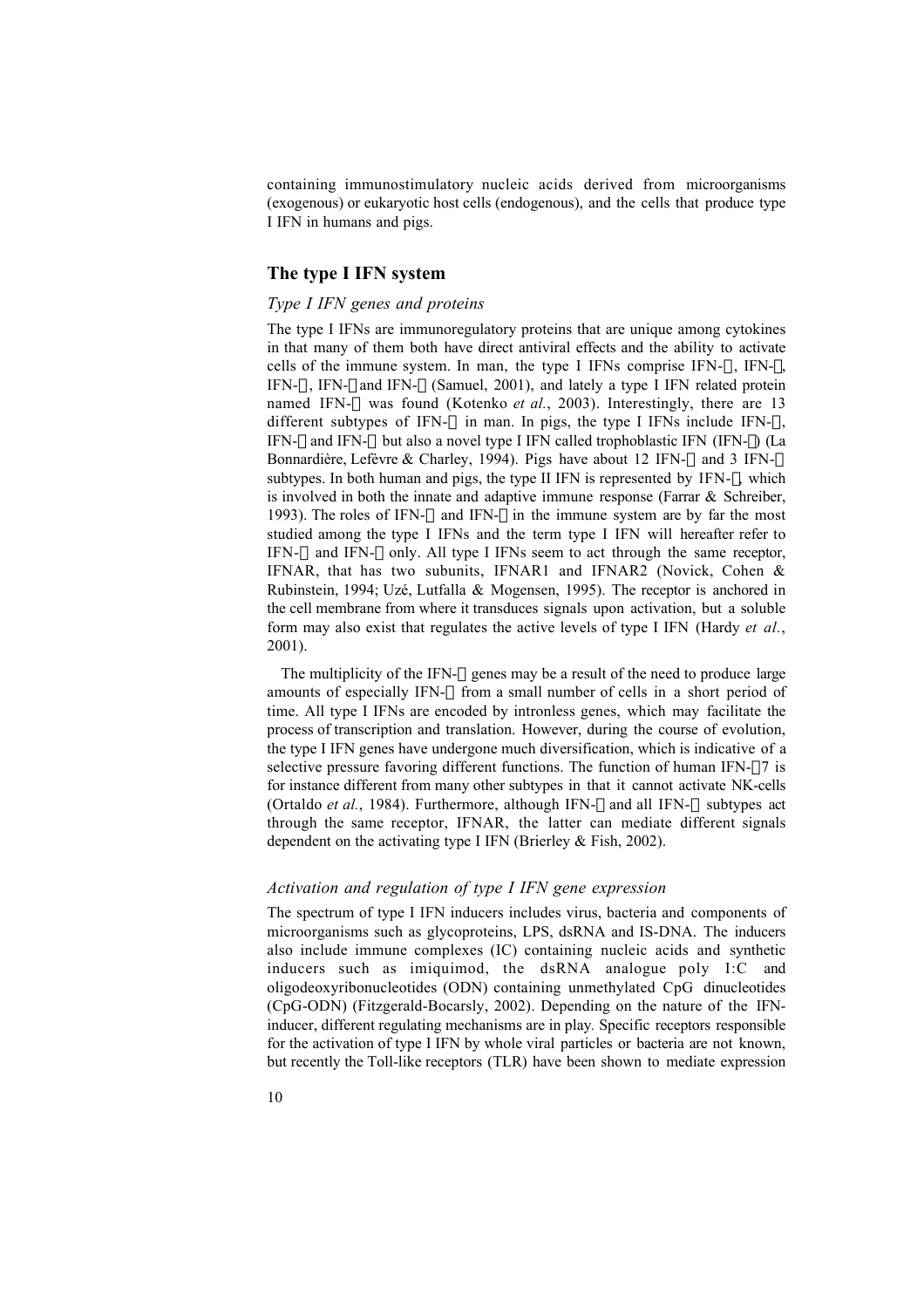containing immunostimulatory nucleic acids derived from microorganisms (exogenous) or eukaryotic host cells (endogenous), and the cells that produce type I IFN in humans and pigs.

## The type I IFN system

### *Type I IFN genes and proteins*

The type I IFNs are immunoregulatory proteins that are unique among cytokines in that many of them both have direct antiviral effects and the ability to activate cells of the immune system. In man, the type I IFNs comprise IFN-α, IFN-β, IFN-ε, IFN-κ and IFN-ω (Samuel, 2001), and lately a type I IFN related protein named IFN-λ was found (Kotenko *et al.*, 2003). Interestingly, there are 13 different subtypes of IFN-α in man. In pigs, the type I IFNs include IFN-α, IFN-β and IFN-ω but also a novel type I IFN called trophoblastic IFN (IFN-δ) (La Bonnardière, Lefèvre & Charley, 1994). Pigs have about 12 IFN-α and 3 IFN-ω subtypes. In both human and pigs, the type II IFN is represented by IFN-γ, which is involved in both the innate and adaptive immune response (Farrar & Schreiber, 1993). The roles of IFN-α and IFN-β in the immune system are by far the most studied among the type I IFNs and the term type I IFN will hereafter refer to IFN-α and IFN-β only. All type I IFNs seem to act through the same receptor, IFNAR, that has two subunits, IFNAR1 and IFNAR2 (Novick, Cohen & Rubinstein, 1994; Uzé, Lutfalla & Mogensen, 1995). The receptor is anchored in the cell membrane from where it transduces signals upon activation, but a soluble form may also exist that regulates the active levels of type I IFN (Hardy *et al.*, 2001).

The multiplicity of the IFN-α genes may be a result of the need to produce large amounts of especially IFN-α from a small number of cells in a short period of time. All type I IFNs are encoded by intronless genes, which may facilitate the process of transcription and translation. However, during the course of evolution, the type I IFN genes have undergone much diversification, which is indicative of a selective pressure favoring different functions. The function of human IFN-α7 is for instance different from many other subtypes in that it cannot activate NK-cells (Ortaldo *et al.*, 1984). Furthermore, although IFN-β and all IFN-α subtypes act through the same receptor, IFNAR, the latter can mediate different signals dependent on the activating type I IFN (Brierley & Fish, 2002).

### *Activation and regulation of type I IFN gene expression*

The spectrum of type I IFN inducers includes virus, bacteria and components of microorganisms such as glycoproteins, LPS, dsRNA and IS-DNA. The inducers also include immune complexes (IC) containing nucleic acids and synthetic inducers such as imiquimod, the dsRNA analogue poly I:C and oligodeoxyribonucleotides (ODN) containing unmethylated CpG dinucleotides (CpG-ODN) (Fitzgerald-Bocarsly, 2002). Depending on the nature of the IFN-inducer, different regulating mechanisms are in play. Specific receptors responsible for the activation of type I IFN by whole viral particles or bacteria are not known, but recently the Toll-like receptors (TLR) have been shown to mediate expression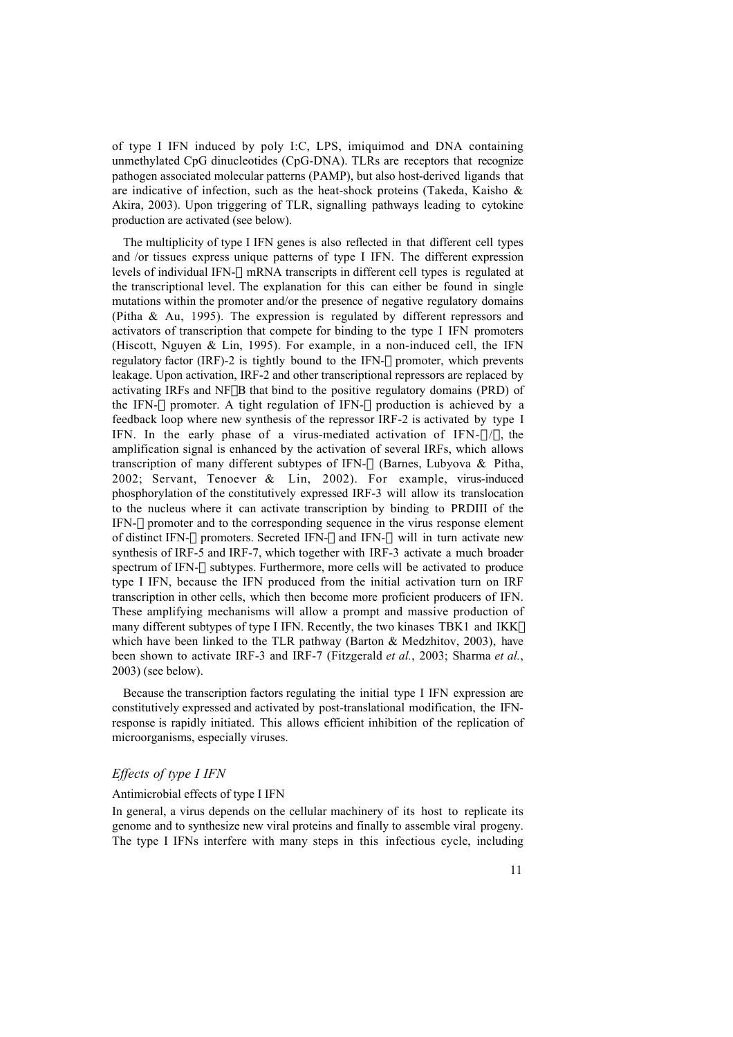of type I IFN induced by poly I:C, LPS, imiquimod and DNA containing unmethylated CpG dinucleotides (CpG-DNA). TLRs are receptors that recognize pathogen associated molecular patterns (PAMP), but also host-derived ligands that are indicative of infection, such as the heat-shock proteins (Takeda, Kaisho & Akira, 2003). Upon triggering of TLR, signalling pathways leading to cytokine production are activated (see below).

The multiplicity of type I IFN genes is also reflected in that different cell types and /or tissues express unique patterns of type I IFN. The different expression levels of individual IFN-α mRNA transcripts in different cell types is regulated at the transcriptional level. The explanation for this can either be found in single mutations within the promoter and/or the presence of negative regulatory domains (Pitha & Au, 1995). The expression is regulated by different repressors and activators of transcription that compete for binding to the type I IFN promoters (Hiscott, Nguyen & Lin, 1995). For example, in a non-induced cell, the IFN regulatory factor (IRF)-2 is tightly bound to the IFN-β promoter, which prevents leakage. Upon activation, IRF-2 and other transcriptional repressors are replaced by activating IRFs and NFκB that bind to the positive regulatory domains (PRD) of the IFN-β promoter. A tight regulation of IFN-β production is achieved by a feedback loop where new synthesis of the repressor IRF-2 is activated by type I IFN. In the early phase of a virus-mediated activation of IFN-α/β, the amplification signal is enhanced by the activation of several IRFs, which allows transcription of many different subtypes of IFN-α (Barnes, Lubyova & Pitha, 2002; Servant, Tenoever & Lin, 2002). For example, virus-induced phosphorylation of the constitutively expressed IRF-3 will allow its translocation to the nucleus where it can activate transcription by binding to PRDIII of the IFN-β promoter and to the corresponding sequence in the virus response element of distinct IFN-α promoters. Secreted IFN-α and IFN-β will in turn activate new synthesis of IRF-5 and IRF-7, which together with IRF-3 activate a much broader spectrum of IFN-α subtypes. Furthermore, more cells will be activated to produce type I IFN, because the IFN produced from the initial activation turn on IRF transcription in other cells, which then become more proficient producers of IFN. These amplifying mechanisms will allow a prompt and massive production of many different subtypes of type I IFN. Recently, the two kinases TBK1 and IKKε which have been linked to the TLR pathway (Barton & Medzhitov, 2003), have been shown to activate IRF-3 and IRF-7 (Fitzgerald *et al.*, 2003; Sharma *et al.*, 2003) (see below).

Because the transcription factors regulating the initial type I IFN expression are constitutively expressed and activated by post-translational modification, the IFN-response is rapidly initiated. This allows efficient inhibition of the replication of microorganisms, especially viruses.

### *Effects of type I IFN*

#### Antimicrobial effects of type I IFN

In general, a virus depends on the cellular machinery of its host to replicate its genome and to synthesize new viral proteins and finally to assemble viral progeny. The type I IFNs interfere with many steps in this infectious cycle, including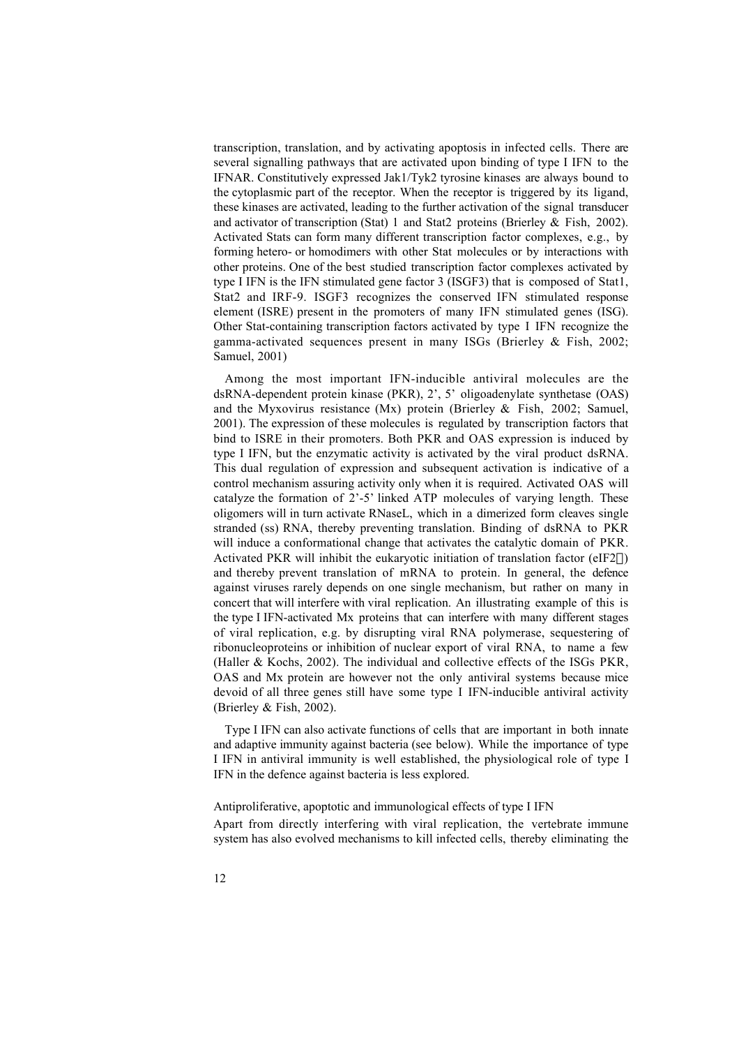transcription, translation, and by activating apoptosis in infected cells. There are several signalling pathways that are activated upon binding of type I IFN to the IFNAR. Constitutively expressed Jak1/Tyk2 tyrosine kinases are always bound to the cytoplasmic part of the receptor. When the receptor is triggered by its ligand, these kinases are activated, leading to the further activation of the signal transducer and activator of transcription (Stat) 1 and Stat2 proteins (Brierley & Fish, 2002). Activated Stats can form many different transcription factor complexes, e.g., by forming hetero- or homodimers with other Stat molecules or by interactions with other proteins. One of the best studied transcription factor complexes activated by type I IFN is the IFN stimulated gene factor 3 (ISGF3) that is composed of Stat1, Stat2 and IRF-9. ISGF3 recognizes the conserved IFN stimulated response element (ISRE) present in the promoters of many IFN stimulated genes (ISG). Other Stat-containing transcription factors activated by type I IFN recognize the gamma-activated sequences present in many ISGs (Brierley & Fish, 2002; Samuel, 2001)

Among the most important IFN-inducible antiviral molecules are the dsRNA-dependent protein kinase (PKR), 2', 5' oligoadenylate synthetase (OAS) and the Myxovirus resistance (Mx) protein (Brierley & Fish, 2002; Samuel, 2001). The expression of these molecules is regulated by transcription factors that bind to ISRE in their promoters. Both PKR and OAS expression is induced by type I IFN, but the enzymatic activity is activated by the viral product dsRNA. This dual regulation of expression and subsequent activation is indicative of a control mechanism assuring activity only when it is required. Activated OAS will catalyze the formation of 2'-5' linked ATP molecules of varying length. These oligomers will in turn activate RNaseL, which in a dimerized form cleaves single stranded (ss) RNA, thereby preventing translation. Binding of dsRNA to PKR will induce a conformational change that activates the catalytic domain of PKR. Activated PKR will inhibit the eukaryotic initiation of translation factor (eIF2$\alpha$) and thereby prevent translation of mRNA to protein. In general, the defence against viruses rarely depends on one single mechanism, but rather on many in concert that will interfere with viral replication. An illustrating example of this is the type I IFN-activated Mx proteins that can interfere with many different stages of viral replication, e.g. by disrupting viral RNA polymerase, sequestering of ribonucleoproteins or inhibition of nuclear export of viral RNA, to name a few (Haller & Kochs, 2002). The individual and collective effects of the ISGs PKR, OAS and Mx protein are however not the only antiviral systems because mice devoid of all three genes still have some type I IFN-inducible antiviral activity (Brierley & Fish, 2002).

Type I IFN can also activate functions of cells that are important in both innate and adaptive immunity against bacteria (see below). While the importance of type I IFN in antiviral immunity is well established, the physiological role of type I IFN in the defence against bacteria is less explored.

### Antiproliferative, apoptotic and immunological effects of type I IFN

Apart from directly interfering with viral replication, the vertebrate immune system has also evolved mechanisms to kill infected cells, thereby eliminating the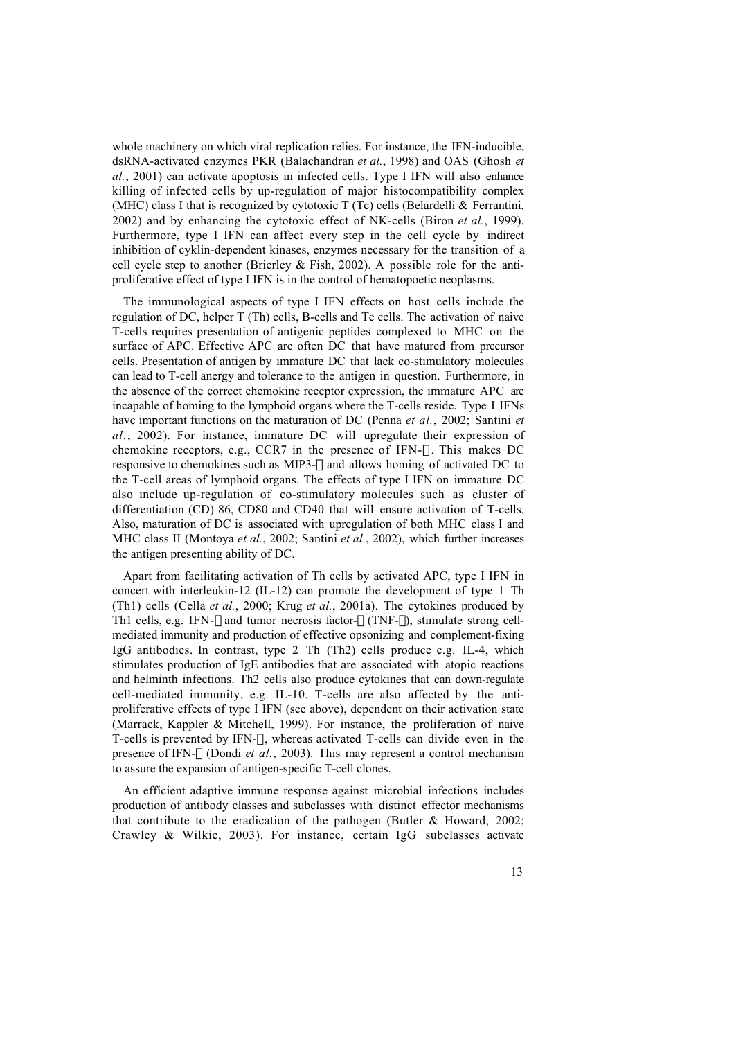whole machinery on which viral replication relies. For instance, the IFN-inducible, dsRNA-activated enzymes PKR (Balachandran *et al.*, 1998) and OAS (Ghosh *et al.*, 2001) can activate apoptosis in infected cells. Type I IFN will also enhance killing of infected cells by up-regulation of major histocompatibility complex (MHC) class I that is recognized by cytotoxic T (Tc) cells (Belardelli & Ferrantini, 2002) and by enhancing the cytotoxic effect of NK-cells (Biron *et al.*, 1999). Furthermore, type I IFN can affect every step in the cell cycle by indirect inhibition of cyklin-dependent kinases, enzymes necessary for the transition of a cell cycle step to another (Brierley & Fish, 2002). A possible role for the anti-proliferative effect of type I IFN is in the control of hematopoetic neoplasms.

The immunological aspects of type I IFN effects on host cells include the regulation of DC, helper T (Th) cells, B-cells and Tc cells. The activation of naive T-cells requires presentation of antigenic peptides complexed to MHC on the surface of APC. Effective APC are often DC that have matured from precursor cells. Presentation of antigen by immature DC that lack co-stimulatory molecules can lead to T-cell anergy and tolerance to the antigen in question. Furthermore, in the absence of the correct chemokine receptor expression, the immature APC are incapable of homing to the lymphoid organs where the T-cells reside. Type I IFNs have important functions on the maturation of DC (Penna *et al.*, 2002; Santini *et al.*, 2002). For instance, immature DC will upregulate their expression of chemokine receptors, e.g., CCR7 in the presence of IFN-α. This makes DC responsive to chemokines such as MIP3-β and allows homing of activated DC to the T-cell areas of lymphoid organs. The effects of type I IFN on immature DC also include up-regulation of co-stimulatory molecules such as cluster of differentiation (CD) 86, CD80 and CD40 that will ensure activation of T-cells. Also, maturation of DC is associated with upregulation of both MHC class I and MHC class II (Montoya *et al.*, 2002; Santini *et al.*, 2002), which further increases the antigen presenting ability of DC.

Apart from facilitating activation of Th cells by activated APC, type I IFN in concert with interleukin-12 (IL-12) can promote the development of type 1 Th (Th1) cells (Cella *et al.*, 2000; Krug *et al.*, 2001a). The cytokines produced by Th1 cells, e.g. IFN-γ and tumor necrosis factor-α (TNF-α), stimulate strong cell-mediated immunity and production of effective opsonizing and complement-fixing IgG antibodies. In contrast, type 2 Th (Th2) cells produce e.g. IL-4, which stimulates production of IgE antibodies that are associated with atopic reactions and helminth infections. Th2 cells also produce cytokines that can down-regulate cell-mediated immunity, e.g. IL-10. T-cells are also affected by the anti-proliferative effects of type I IFN (see above), dependent on their activation state (Marrack, Kappler & Mitchell, 1999). For instance, the proliferation of naive T-cells is prevented by IFN-α, whereas activated T-cells can divide even in the presence of IFN-α (Dondi *et al.*, 2003). This may represent a control mechanism to assure the expansion of antigen-specific T-cell clones.

An efficient adaptive immune response against microbial infections includes production of antibody classes and subclasses with distinct effector mechanisms that contribute to the eradication of the pathogen (Butler & Howard, 2002; Crawley & Wilkie, 2003). For instance, certain IgG subclasses activate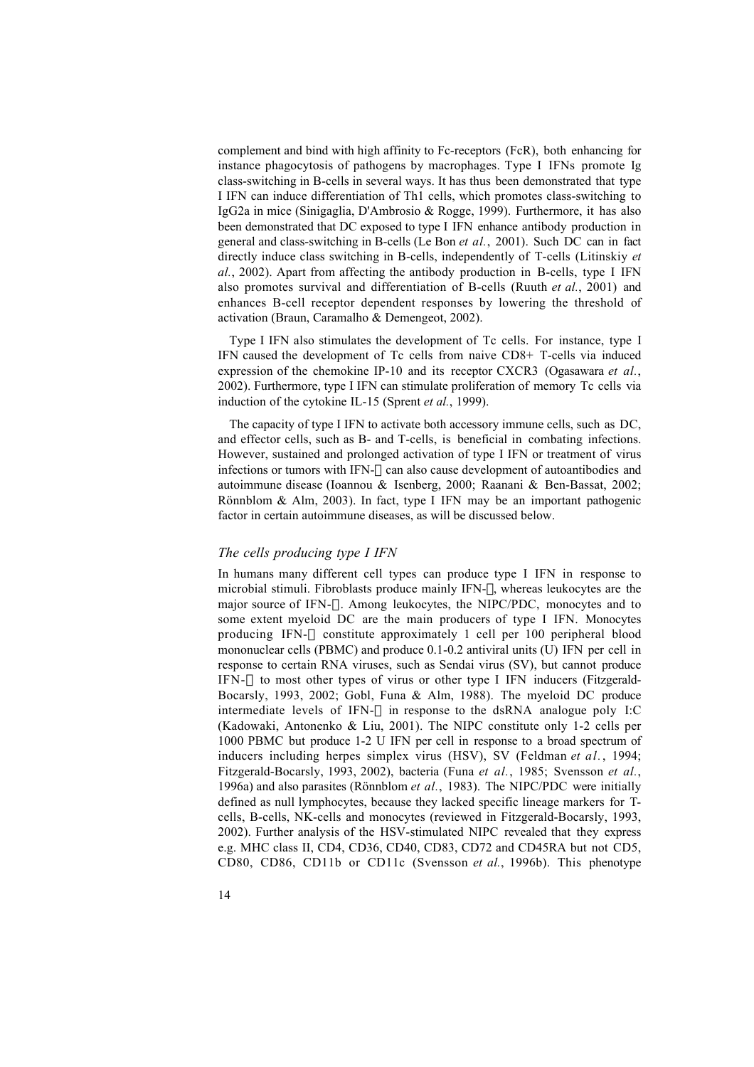complement and bind with high affinity to Fc-receptors (FcR), both enhancing for instance phagocytosis of pathogens by macrophages. Type I IFNs promote Ig class-switching in B-cells in several ways. It has thus been demonstrated that type I IFN can induce differentiation of Th1 cells, which promotes class-switching to IgG2a in mice (Sinigaglia, D'Ambrosio & Rogge, 1999). Furthermore, it has also been demonstrated that DC exposed to type I IFN enhance antibody production in general and class-switching in B-cells (Le Bon *et al.*, 2001). Such DC can in fact directly induce class switching in B-cells, independently of T-cells (Litinskiy *et al.*, 2002). Apart from affecting the antibody production in B-cells, type I IFN also promotes survival and differentiation of B-cells (Ruuth *et al.*, 2001) and enhances B-cell receptor dependent responses by lowering the threshold of activation (Braun, Caramalho & Demengeot, 2002).

Type I IFN also stimulates the development of Tc cells. For instance, type I IFN caused the development of Tc cells from naive CD8+ T-cells via induced expression of the chemokine IP-10 and its receptor CXCR3 (Ogasawara *et al.*, 2002). Furthermore, type I IFN can stimulate proliferation of memory Tc cells via induction of the cytokine IL-15 (Sprent *et al.*, 1999).

The capacity of type I IFN to activate both accessory immune cells, such as DC, and effector cells, such as B- and T-cells, is beneficial in combating infections. However, sustained and prolonged activation of type I IFN or treatment of virus infections or tumors with IFN-α can also cause development of autoantibodies and autoimmune disease (Ioannou & Isenberg, 2000; Raanani & Ben-Bassat, 2002; Rönnblom & Alm, 2003). In fact, type I IFN may be an important pathogenic factor in certain autoimmune diseases, as will be discussed below.

### *The cells producing type I IFN*

In humans many different cell types can produce type I IFN in response to microbial stimuli. Fibroblasts produce mainly IFN-β, whereas leukocytes are the major source of IFN-α. Among leukocytes, the NIPC/PDC, monocytes and to some extent myeloid DC are the main producers of type I IFN. Monocytes producing IFN-α constitute approximately 1 cell per 100 peripheral blood mononuclear cells (PBMC) and produce 0.1-0.2 antiviral units (U) IFN per cell in response to certain RNA viruses, such as Sendai virus (SV), but cannot produce IFN-α to most other types of virus or other type I IFN inducers (Fitzgerald-Bocarsly, 1993, 2002; Gobl, Funa & Alm, 1988). The myeloid DC produce intermediate levels of IFN-α in response to the dsRNA analogue poly I:C (Kadowaki, Antonenko & Liu, 2001). The NIPC constitute only 1-2 cells per 1000 PBMC but produce 1-2 U IFN per cell in response to a broad spectrum of inducers including herpes simplex virus (HSV), SV (Feldman *et al.*, 1994; Fitzgerald-Bocarsly, 1993, 2002), bacteria (Funa *et al.*, 1985; Svensson *et al.*, 1996a) and also parasites (Rönnblom *et al.*, 1983). The NIPC/PDC were initially defined as null lymphocytes, because they lacked specific lineage markers for T-cells, B-cells, NK-cells and monocytes (reviewed in Fitzgerald-Bocarsly, 1993, 2002). Further analysis of the HSV-stimulated NIPC revealed that they express e.g. MHC class II, CD4, CD36, CD40, CD83, CD72 and CD45RA but not CD5, CD80, CD86, CD11b or CD11c (Svensson *et al.*, 1996b). This phenotype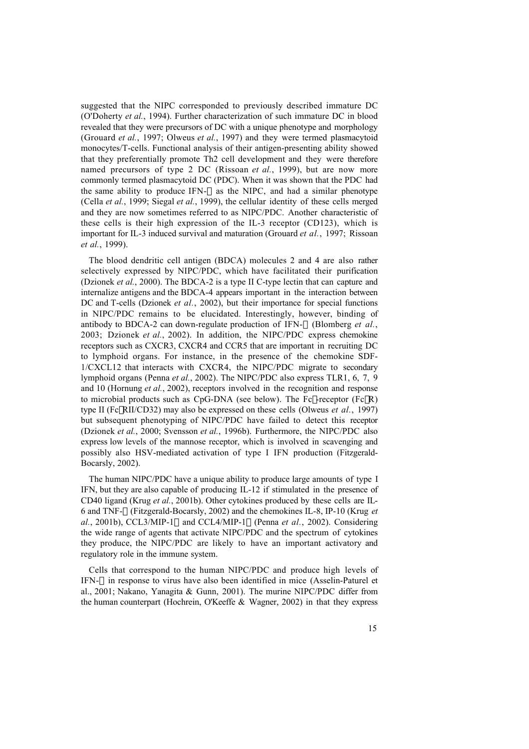suggested that the NIPC corresponded to previously described immature DC (O'Doherty *et al.*, 1994). Further characterization of such immature DC in blood revealed that they were precursors of DC with a unique phenotype and morphology (Grouard *et al.*, 1997; Olweus *et al.*, 1997) and they were termed plasmacytoid monocytes/T-cells. Functional analysis of their antigen-presenting ability showed that they preferentially promote Th2 cell development and they were therefore named precursors of type 2 DC (Rissoan *et al.*, 1999), but are now more commonly termed plasmacytoid DC (PDC). When it was shown that the PDC had the same ability to produce IFN-α as the NIPC, and had a similar phenotype (Cella *et al.*, 1999; Siegal *et al.*, 1999), the cellular identity of these cells merged and they are now sometimes referred to as NIPC/PDC. Another characteristic of these cells is their high expression of the IL-3 receptor (CD123), which is important for IL-3 induced survival and maturation (Grouard *et al.*, 1997; Rissoan *et al.*, 1999).

The blood dendritic cell antigen (BDCA) molecules 2 and 4 are also rather selectively expressed by NIPC/PDC, which have facilitated their purification (Dzionek *et al.*, 2000). The BDCA-2 is a type II C-type lectin that can capture and internalize antigens and the BDCA-4 appears important in the interaction between DC and T-cells (Dzionek *et al.*, 2002), but their importance for special functions in NIPC/PDC remains to be elucidated. Interestingly, however, binding of antibody to BDCA-2 can down-regulate production of IFN-α (Blomberg *et al.*, 2003; Dzionek *et al.*, 2002). In addition, the NIPC/PDC express chemokine receptors such as CXCR3, CXCR4 and CCR5 that are important in recruiting DC to lymphoid organs. For instance, in the presence of the chemokine SDF-1/CXCL12 that interacts with CXCR4, the NIPC/PDC migrate to secondary lymphoid organs (Penna *et al.*, 2002). The NIPC/PDC also express TLR1, 6, 7, 9 and 10 (Hornung *et al.*, 2002), receptors involved in the recognition and response to microbial products such as CpG-DNA (see below). The Fcγ-receptor (FcγR) type II (FcγRII/CD32) may also be expressed on these cells (Olweus *et al.*, 1997) but subsequent phenotyping of NIPC/PDC have failed to detect this receptor (Dzionek *et al.*, 2000; Svensson *et al.*, 1996b). Furthermore, the NIPC/PDC also express low levels of the mannose receptor, which is involved in scavenging and possibly also HSV-mediated activation of type I IFN production (Fitzgerald-Bocarsly, 2002).

The human NIPC/PDC have a unique ability to produce large amounts of type I IFN, but they are also capable of producing IL-12 if stimulated in the presence of CD40 ligand (Krug *et al.*, 2001b). Other cytokines produced by these cells are IL-6 and TNF-α (Fitzgerald-Bocarsly, 2002) and the chemokines IL-8, IP-10 (Krug *et al.*, 2001b), CCL3/MIP-1α and CCL4/MIP-1β (Penna *et al.*, 2002). Considering the wide range of agents that activate NIPC/PDC and the spectrum of cytokines they produce, the NIPC/PDC are likely to have an important activatory and regulatory role in the immune system.

Cells that correspond to the human NIPC/PDC and produce high levels of IFN-α in response to virus have also been identified in mice (Asselin-Paturel et al., 2001; Nakano, Yanagita & Gunn, 2001). The murine NIPC/PDC differ from the human counterpart (Hochrein, O'Keeffe & Wagner, 2002) in that they express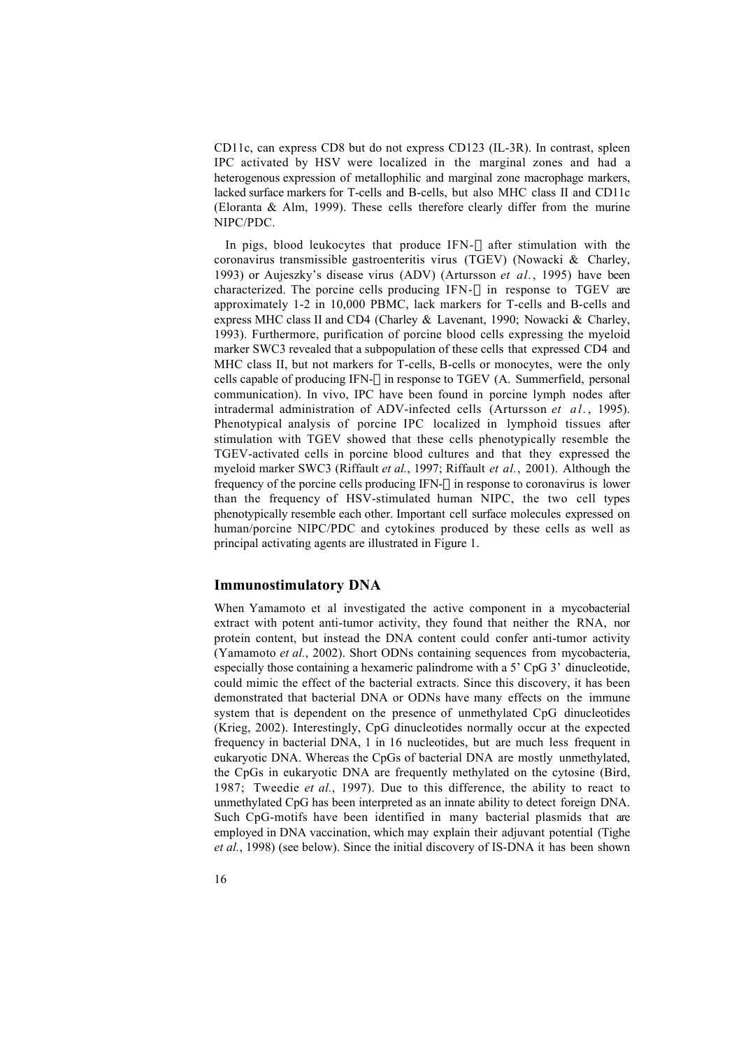CD11c, can express CD8 but do not express CD123 (IL-3R). In contrast, spleen IPC activated by HSV were localized in the marginal zones and had a heterogenous expression of metallophilic and marginal zone macrophage markers, lacked surface markers for T-cells and B-cells, but also MHC class II and CD11c (Eloranta & Alm, 1999). These cells therefore clearly differ from the murine NIPC/PDC.

In pigs, blood leukocytes that produce IFN-α after stimulation with the coronavirus transmissible gastroenteritis virus (TGEV) (Nowacki & Charley, 1993) or Aujeszky's disease virus (ADV) (Artursson *et al.*, 1995) have been characterized. The porcine cells producing IFN-α in response to TGEV are approximately 1-2 in 10,000 PBMC, lack markers for T-cells and B-cells and express MHC class II and CD4 (Charley & Lavenant, 1990; Nowacki & Charley, 1993). Furthermore, purification of porcine blood cells expressing the myeloid marker SWC3 revealed that a subpopulation of these cells that expressed CD4 and MHC class II, but not markers for T-cells, B-cells or monocytes, were the only cells capable of producing IFN-α in response to TGEV (A. Summerfield, personal communication). In vivo, IPC have been found in porcine lymph nodes after intradermal administration of ADV-infected cells (Artursson *et al.*, 1995). Phenotypical analysis of porcine IPC localized in lymphoid tissues after stimulation with TGEV showed that these cells phenotypically resemble the TGEV-activated cells in porcine blood cultures and that they expressed the myeloid marker SWC3 (Riffault *et al.*, 1997; Riffault *et al.*, 2001). Although the frequency of the porcine cells producing IFN-α in response to coronavirus is lower than the frequency of HSV-stimulated human NIPC, the two cell types phenotypically resemble each other. Important cell surface molecules expressed on human/porcine NIPC/PDC and cytokines produced by these cells as well as principal activating agents are illustrated in Figure 1.

## Immunostimulatory DNA

When Yamamoto et al investigated the active component in a mycobacterial extract with potent anti-tumor activity, they found that neither the RNA, nor protein content, but instead the DNA content could confer anti-tumor activity (Yamamoto *et al.*, 2002). Short ODNs containing sequences from mycobacteria, especially those containing a hexameric palindrome with a 5' CpG 3' dinucleotide, could mimic the effect of the bacterial extracts. Since this discovery, it has been demonstrated that bacterial DNA or ODNs have many effects on the immune system that is dependent on the presence of unmethylated CpG dinucleotides (Krieg, 2002). Interestingly, CpG dinucleotides normally occur at the expected frequency in bacterial DNA, 1 in 16 nucleotides, but are much less frequent in eukaryotic DNA. Whereas the CpGs of bacterial DNA are mostly unmethylated, the CpGs in eukaryotic DNA are frequently methylated on the cytosine (Bird, 1987; Tweedie *et al.*, 1997). Due to this difference, the ability to react to unmethylated CpG has been interpreted as an innate ability to detect foreign DNA. Such CpG-motifs have been identified in many bacterial plasmids that are employed in DNA vaccination, which may explain their adjuvant potential (Tighe *et al.*, 1998) (see below). Since the initial discovery of IS-DNA it has been shown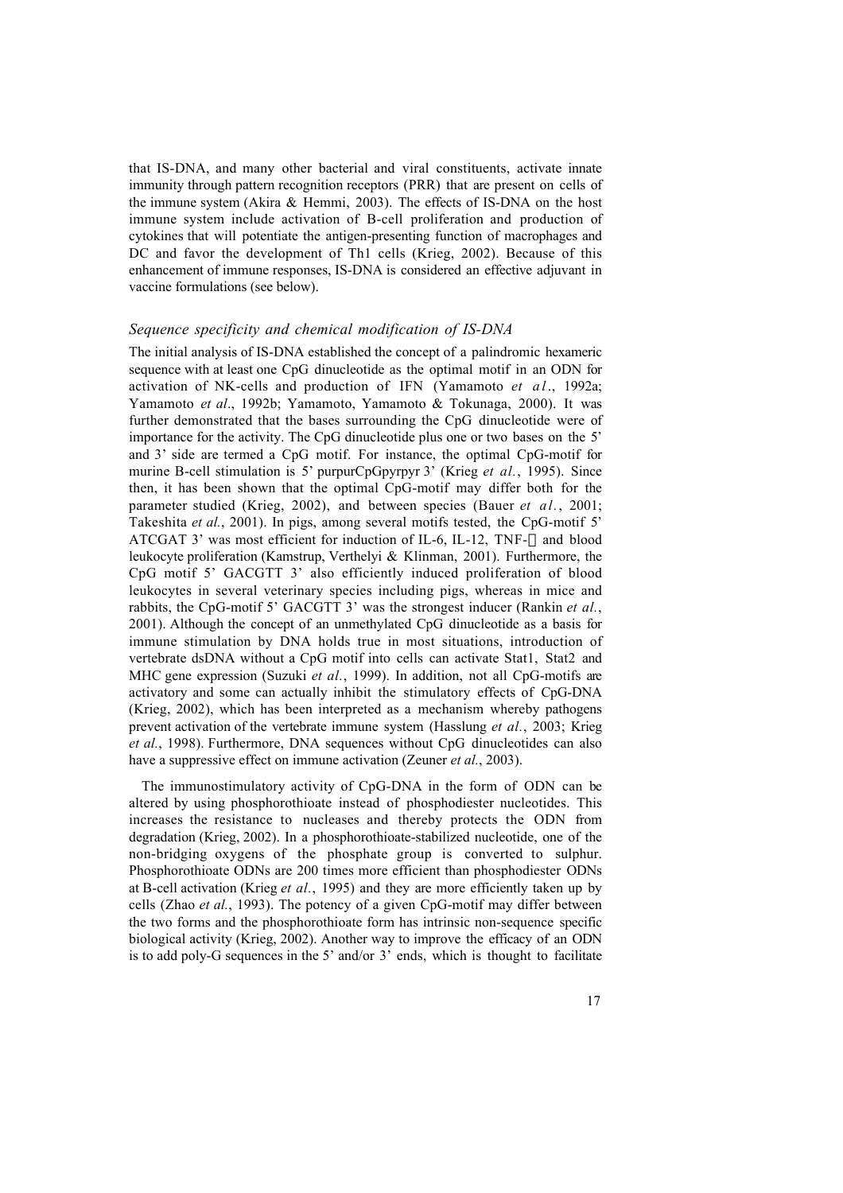that IS-DNA, and many other bacterial and viral constituents, activate innate immunity through pattern recognition receptors (PRR) that are present on cells of the immune system (Akira & Hemmi, 2003). The effects of IS-DNA on the host immune system include activation of B-cell proliferation and production of cytokines that will potentiate the antigen-presenting function of macrophages and DC and favor the development of Th1 cells (Krieg, 2002). Because of this enhancement of immune responses, IS-DNA is considered an effective adjuvant in vaccine formulations (see below).

### *Sequence specificity and chemical modification of IS-DNA*

The initial analysis of IS-DNA established the concept of a palindromic hexameric sequence with at least one CpG dinucleotide as the optimal motif in an ODN for activation of NK-cells and production of IFN (Yamamoto *et al.*, 1992a; Yamamoto *et al*., 1992b; Yamamoto, Yamamoto & Tokunaga, 2000). It was further demonstrated that the bases surrounding the CpG dinucleotide were of importance for the activity. The CpG dinucleotide plus one or two bases on the 5' and 3' side are termed a CpG motif. For instance, the optimal CpG-motif for murine B-cell stimulation is 5' purpurCpGpyrpyr 3' (Krieg *et al.*, 1995). Since then, it has been shown that the optimal CpG-motif may differ both for the parameter studied (Krieg, 2002), and between species (Bauer *et al.*, 2001; Takeshita *et al.*, 2001). In pigs, among several motifs tested, the CpG-motif 5' ATCGAT 3' was most efficient for induction of IL-6, IL-12, TNF-α and blood leukocyte proliferation (Kamstrup, Verthelyi & Klinman, 2001). Furthermore, the CpG motif 5' GACGTT 3' also efficiently induced proliferation of blood leukocytes in several veterinary species including pigs, whereas in mice and rabbits, the CpG-motif 5' GACGTT 3' was the strongest inducer (Rankin *et al.*, 2001). Although the concept of an unmethylated CpG dinucleotide as a basis for immune stimulation by DNA holds true in most situations, introduction of vertebrate dsDNA without a CpG motif into cells can activate Stat1, Stat2 and MHC gene expression (Suzuki *et al.*, 1999). In addition, not all CpG-motifs are activatory and some can actually inhibit the stimulatory effects of CpG-DNA (Krieg, 2002), which has been interpreted as a mechanism whereby pathogens prevent activation of the vertebrate immune system (Hasslung *et al.*, 2003; Krieg *et al.*, 1998). Furthermore, DNA sequences without CpG dinucleotides can also have a suppressive effect on immune activation (Zeuner *et al.*, 2003).

The immunostimulatory activity of CpG-DNA in the form of ODN can be altered by using phosphorothioate instead of phosphodiester nucleotides. This increases the resistance to nucleases and thereby protects the ODN from degradation (Krieg, 2002). In a phosphorothioate-stabilized nucleotide, one of the non-bridging oxygens of the phosphate group is converted to sulphur. Phosphorothioate ODNs are 200 times more efficient than phosphodiester ODNs at B-cell activation (Krieg *et al.*, 1995) and they are more efficiently taken up by cells (Zhao *et al.*, 1993). The potency of a given CpG-motif may differ between the two forms and the phosphorothioate form has intrinsic non-sequence specific biological activity (Krieg, 2002). Another way to improve the efficacy of an ODN is to add poly-G sequences in the 5' and/or 3' ends, which is thought to facilitate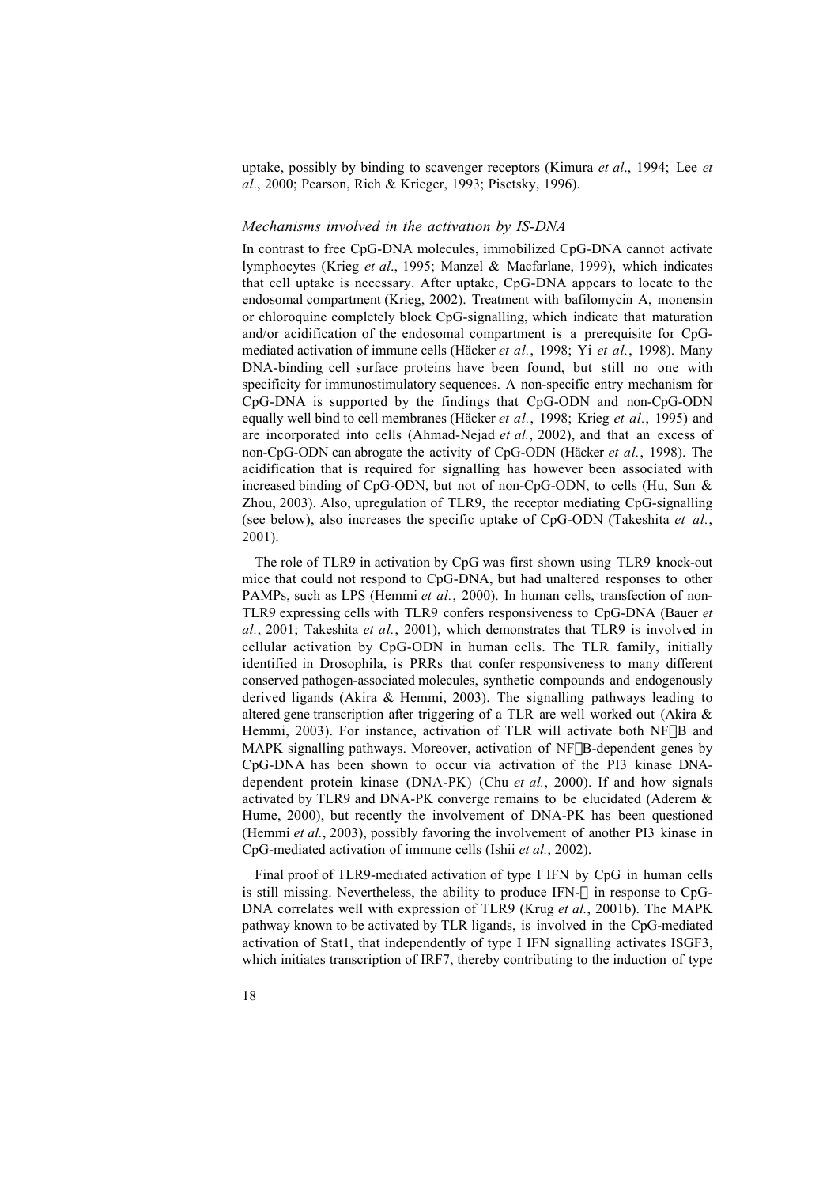uptake, possibly by binding to scavenger receptors (Kimura *et al*., 1994; Lee *et al*., 2000; Pearson, Rich & Krieger, 1993; Pisetsky, 1996).

### *Mechanisms involved in the activation by IS-DNA*

In contrast to free CpG-DNA molecules, immobilized CpG-DNA cannot activate lymphocytes (Krieg *et al*., 1995; Manzel & Macfarlane, 1999), which indicates that cell uptake is necessary. After uptake, CpG-DNA appears to locate to the endosomal compartment (Krieg, 2002). Treatment with bafilomycin A, monensin or chloroquine completely block CpG-signalling, which indicate that maturation and/or acidification of the endosomal compartment is a prerequisite for CpG-mediated activation of immune cells (Häcker *et al.*, 1998; Yi *et al.*, 1998). Many DNA-binding cell surface proteins have been found, but still no one with specificity for immunostimulatory sequences. A non-specific entry mechanism for CpG-DNA is supported by the findings that CpG-ODN and non-CpG-ODN equally well bind to cell membranes (Häcker *et al.*, 1998; Krieg *et al.*, 1995) and are incorporated into cells (Ahmad-Nejad *et al.*, 2002), and that an excess of non-CpG-ODN can abrogate the activity of CpG-ODN (Häcker *et al.*, 1998). The acidification that is required for signalling has however been associated with increased binding of CpG-ODN, but not of non-CpG-ODN, to cells (Hu, Sun & Zhou, 2003). Also, upregulation of TLR9, the receptor mediating CpG-signalling (see below), also increases the specific uptake of CpG-ODN (Takeshita *et al.*, 2001).

The role of TLR9 in activation by CpG was first shown using TLR9 knock-out mice that could not respond to CpG-DNA, but had unaltered responses to other PAMPs, such as LPS (Hemmi *et al.*, 2000). In human cells, transfection of non-TLR9 expressing cells with TLR9 confers responsiveness to CpG-DNA (Bauer *et al.*, 2001; Takeshita *et al.*, 2001), which demonstrates that TLR9 is involved in cellular activation by CpG-ODN in human cells. The TLR family, initially identified in Drosophila, is PRRs that confer responsiveness to many different conserved pathogen-associated molecules, synthetic compounds and endogenously derived ligands (Akira & Hemmi, 2003). The signalling pathways leading to altered gene transcription after triggering of a TLR are well worked out (Akira & Hemmi, 2003). For instance, activation of TLR will activate both NF$\kappa$B and MAPK signalling pathways. Moreover, activation of NF$\kappa$B-dependent genes by CpG-DNA has been shown to occur via activation of the PI3 kinase DNA-dependent protein kinase (DNA-PK) (Chu *et al.*, 2000). If and how signals activated by TLR9 and DNA-PK converge remains to be elucidated (Aderem & Hume, 2000), but recently the involvement of DNA-PK has been questioned (Hemmi *et al.*, 2003), possibly favoring the involvement of another PI3 kinase in CpG-mediated activation of immune cells (Ishii *et al.*, 2002).

Final proof of TLR9-mediated activation of type I IFN by CpG in human cells is still missing. Nevertheless, the ability to produce IFN-$\alpha$ in response to CpG-DNA correlates well with expression of TLR9 (Krug *et al.*, 2001b). The MAPK pathway known to be activated by TLR ligands, is involved in the CpG-mediated activation of Stat1, that independently of type I IFN signalling activates ISGF3, which initiates transcription of IRF7, thereby contributing to the induction of type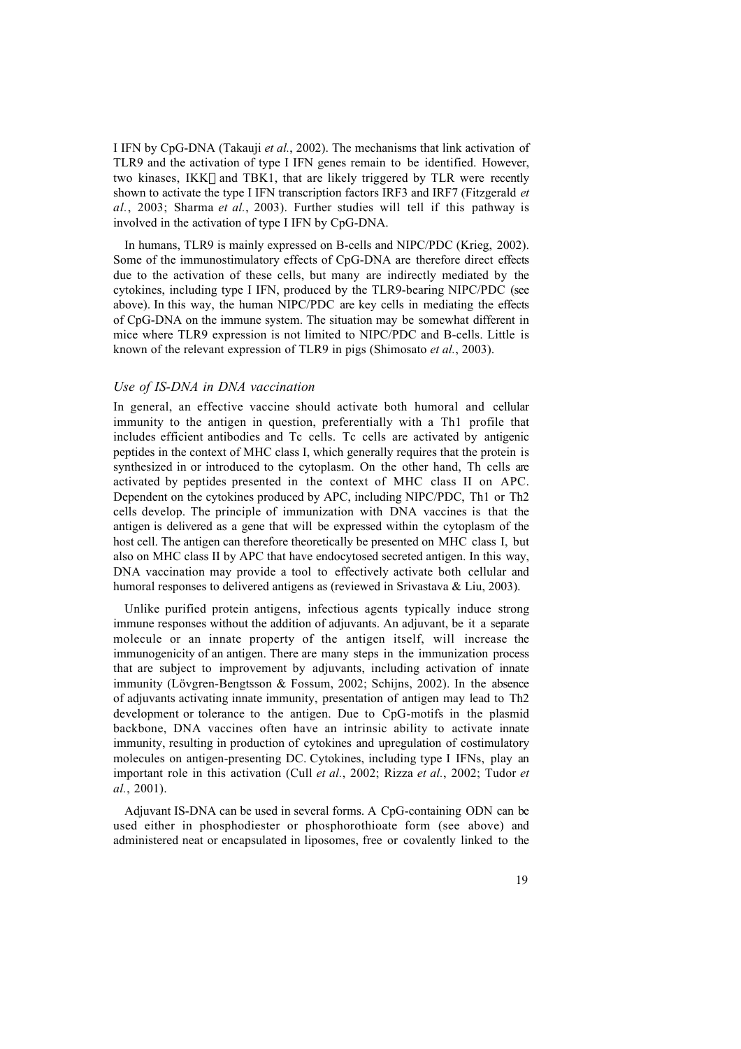I IFN by CpG-DNA (Takauji *et al.*, 2002). The mechanisms that link activation of TLR9 and the activation of type I IFN genes remain to be identified. However, two kinases, IKK and TBK1, that are likely triggered by TLR were recently shown to activate the type I IFN transcription factors IRF3 and IRF7 (Fitzgerald *et al.*, 2003; Sharma *et al.*, 2003). Further studies will tell if this pathway is involved in the activation of type I IFN by CpG-DNA.

In humans, TLR9 is mainly expressed on B-cells and NIPC/PDC (Krieg, 2002). Some of the immunostimulatory effects of CpG-DNA are therefore direct effects due to the activation of these cells, but many are indirectly mediated by the cytokines, including type I IFN, produced by the TLR9-bearing NIPC/PDC (see above). In this way, the human NIPC/PDC are key cells in mediating the effects of CpG-DNA on the immune system. The situation may be somewhat different in mice where TLR9 expression is not limited to NIPC/PDC and B-cells. Little is known of the relevant expression of TLR9 in pigs (Shimosato *et al.*, 2003).

### *Use of IS-DNA in DNA vaccination*

In general, an effective vaccine should activate both humoral and cellular immunity to the antigen in question, preferentially with a Th1 profile that includes efficient antibodies and Tc cells. Tc cells are activated by antigenic peptides in the context of MHC class I, which generally requires that the protein is synthesized in or introduced to the cytoplasm. On the other hand, Th cells are activated by peptides presented in the context of MHC class II on APC. Dependent on the cytokines produced by APC, including NIPC/PDC, Th1 or Th2 cells develop. The principle of immunization with DNA vaccines is that the antigen is delivered as a gene that will be expressed within the cytoplasm of the host cell. The antigen can therefore theoretically be presented on MHC class I, but also on MHC class II by APC that have endocytosed secreted antigen. In this way, DNA vaccination may provide a tool to effectively activate both cellular and humoral responses to delivered antigens as (reviewed in Srivastava & Liu, 2003).

Unlike purified protein antigens, infectious agents typically induce strong immune responses without the addition of adjuvants. An adjuvant, be it a separate molecule or an innate property of the antigen itself, will increase the immunogenicity of an antigen. There are many steps in the immunization process that are subject to improvement by adjuvants, including activation of innate immunity (Lövgren-Bengtsson & Fossum, 2002; Schijns, 2002). In the absence of adjuvants activating innate immunity, presentation of antigen may lead to Th2 development or tolerance to the antigen. Due to CpG-motifs in the plasmid backbone, DNA vaccines often have an intrinsic ability to activate innate immunity, resulting in production of cytokines and upregulation of costimulatory molecules on antigen-presenting DC. Cytokines, including type I IFNs, play an important role in this activation (Cull *et al.*, 2002; Rizza *et al.*, 2002; Tudor *et al.*, 2001).

Adjuvant IS-DNA can be used in several forms. A CpG-containing ODN can be used either in phosphodiester or phosphorothioate form (see above) and administered neat or encapsulated in liposomes, free or covalently linked to the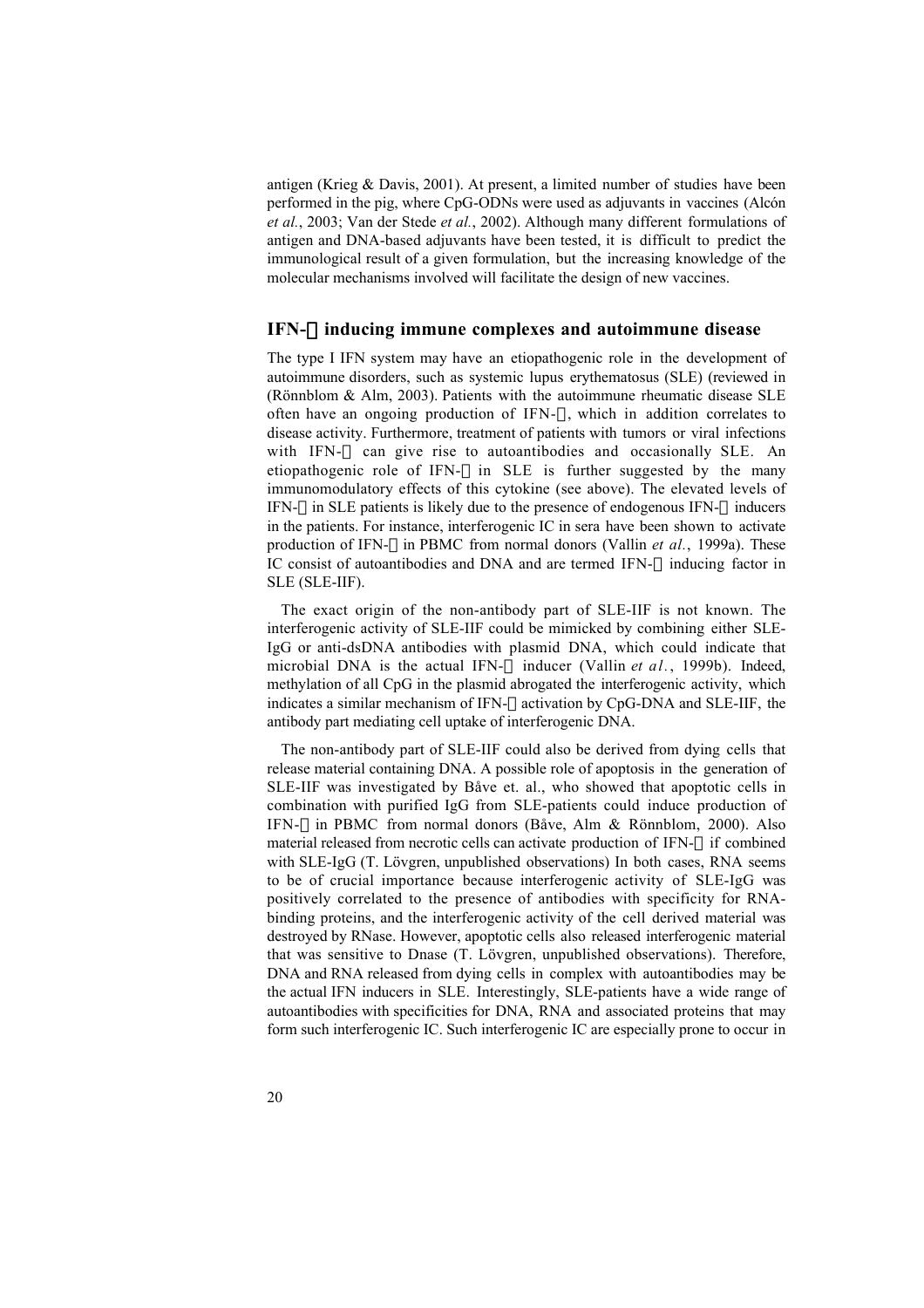antigen (Krieg & Davis, 2001). At present, a limited number of studies have been performed in the pig, where CpG-ODNs were used as adjuvants in vaccines (Alcón *et al.*, 2003; Van der Stede *et al.*, 2002). Although many different formulations of antigen and DNA-based adjuvants have been tested, it is difficult to predict the immunological result of a given formulation, but the increasing knowledge of the molecular mechanisms involved will facilitate the design of new vaccines.

## IFN-α inducing immune complexes and autoimmune disease

The type I IFN system may have an etiopathogenic role in the development of autoimmune disorders, such as systemic lupus erythematosus (SLE) (reviewed in (Rönnblom & Alm, 2003). Patients with the autoimmune rheumatic disease SLE often have an ongoing production of IFN-α, which in addition correlates to disease activity. Furthermore, treatment of patients with tumors or viral infections with IFN-α can give rise to autoantibodies and occasionally SLE. An etiopathogenic role of IFN-α in SLE is further suggested by the many immunomodulatory effects of this cytokine (see above). The elevated levels of IFN-α in SLE patients is likely due to the presence of endogenous IFN-α inducers in the patients. For instance, interferogenic IC in sera have been shown to activate production of IFN-α in PBMC from normal donors (Vallin *et al.*, 1999a). These IC consist of autoantibodies and DNA and are termed IFN-α inducing factor in SLE (SLE-IIF).

The exact origin of the non-antibody part of SLE-IIF is not known. The interferogenic activity of SLE-IIF could be mimicked by combining either SLE-IgG or anti-dsDNA antibodies with plasmid DNA, which could indicate that microbial DNA is the actual IFN-α inducer (Vallin *et al.*, 1999b). Indeed, methylation of all CpG in the plasmid abrogated the interferogenic activity, which indicates a similar mechanism of IFN-α activation by CpG-DNA and SLE-IIF, the antibody part mediating cell uptake of interferogenic DNA.

The non-antibody part of SLE-IIF could also be derived from dying cells that release material containing DNA. A possible role of apoptosis in the generation of SLE-IIF was investigated by Båve et. al., who showed that apoptotic cells in combination with purified IgG from SLE-patients could induce production of IFN-α in PBMC from normal donors (Båve, Alm & Rönnblom, 2000). Also material released from necrotic cells can activate production of IFN-α if combined with SLE-IgG (T. Lövgren, unpublished observations) In both cases, RNA seems to be of crucial importance because interferogenic activity of SLE-IgG was positively correlated to the presence of antibodies with specificity for RNA-binding proteins, and the interferogenic activity of the cell derived material was destroyed by RNase. However, apoptotic cells also released interferogenic material that was sensitive to Dnase (T. Lövgren, unpublished observations). Therefore, DNA and RNA released from dying cells in complex with autoantibodies may be the actual IFN inducers in SLE. Interestingly, SLE-patients have a wide range of autoantibodies with specificities for DNA, RNA and associated proteins that may form such interferogenic IC. Such interferogenic IC are especially prone to occur in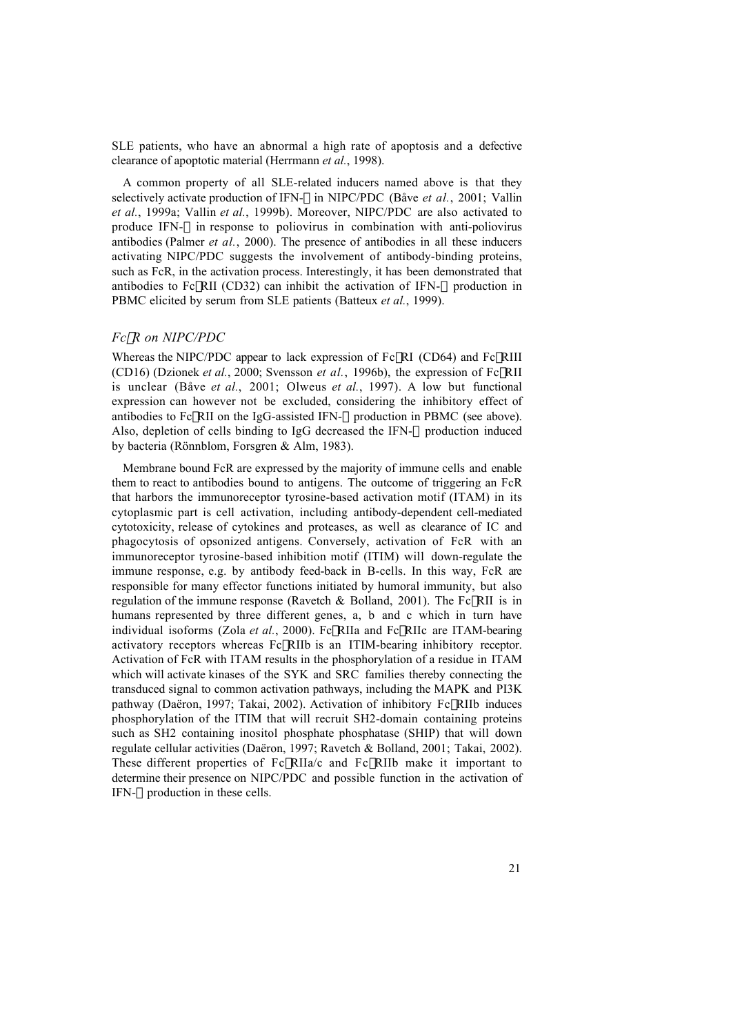SLE patients, who have an abnormal a high rate of apoptosis and a defective clearance of apoptotic material (Herrmann *et al.*, 1998).

A common property of all SLE-related inducers named above is that they selectively activate production of IFN-α in NIPC/PDC (Båve *et al.*, 2001; Vallin *et al.*, 1999a; Vallin *et al.*, 1999b). Moreover, NIPC/PDC are also activated to produce IFN-α in response to poliovirus in combination with anti-poliovirus antibodies (Palmer *et al.*, 2000). The presence of antibodies in all these inducers activating NIPC/PDC suggests the involvement of antibody-binding proteins, such as FcR, in the activation process. Interestingly, it has been demonstrated that antibodies to FcγRII (CD32) can inhibit the activation of IFN-α production in PBMC elicited by serum from SLE patients (Batteux *et al.*, 1999).

### *FcγR on NIPC/PDC*

Whereas the NIPC/PDC appear to lack expression of FcγRI (CD64) and FcγRIII (CD16) (Dzionek *et al.*, 2000; Svensson *et al.*, 1996b), the expression of FcγRII is unclear (Båve *et al.*, 2001; Olweus *et al.*, 1997). A low but functional expression can however not be excluded, considering the inhibitory effect of antibodies to FcγRII on the IgG-assisted IFN-α production in PBMC (see above). Also, depletion of cells binding to IgG decreased the IFN-α production induced by bacteria (Rönnblom, Forsgren & Alm, 1983).

Membrane bound FcR are expressed by the majority of immune cells and enable them to react to antibodies bound to antigens. The outcome of triggering an FcR that harbors the immunoreceptor tyrosine-based activation motif (ITAM) in its cytoplasmic part is cell activation, including antibody-dependent cell-mediated cytotoxicity, release of cytokines and proteases, as well as clearance of IC and phagocytosis of opsonized antigens. Conversely, activation of FcR with an immunoreceptor tyrosine-based inhibition motif (ITIM) will down-regulate the immune response, e.g. by antibody feed-back in B-cells. In this way, FcR are responsible for many effector functions initiated by humoral immunity, but also regulation of the immune response (Ravetch & Bolland, 2001). The FcγRII is in humans represented by three different genes, a, b and c which in turn have individual isoforms (Zola *et al.*, 2000). FcγRIIa and FcγRIIc are ITAM-bearing activatory receptors whereas FcγRIIb is an ITIM-bearing inhibitory receptor. Activation of FcR with ITAM results in the phosphorylation of a residue in ITAM which will activate kinases of the SYK and SRC families thereby connecting the transduced signal to common activation pathways, including the MAPK and PI3K pathway (Daëron, 1997; Takai, 2002). Activation of inhibitory FcγRIIb induces phosphorylation of the ITIM that will recruit SH2-domain containing proteins such as SH2 containing inositol phosphate phosphatase (SHIP) that will down regulate cellular activities (Daëron, 1997; Ravetch & Bolland, 2001; Takai, 2002). These different properties of FcγRIIa/c and FcγRIIb make it important to determine their presence on NIPC/PDC and possible function in the activation of IFN-α production in these cells.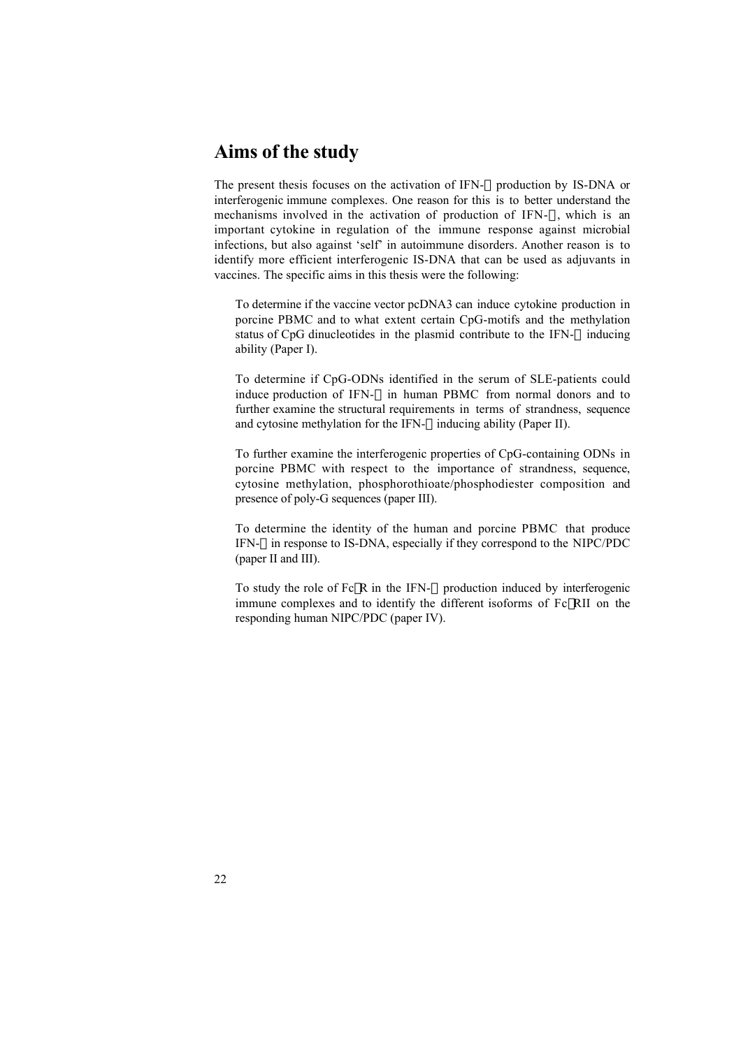# Aims of the study

The present thesis focuses on the activation of IFN-α production by IS-DNA or interferogenic immune complexes. One reason for this is to better understand the mechanisms involved in the activation of production of IFN-α, which is an important cytokine in regulation of the immune response against microbial infections, but also against 'self' in autoimmune disorders. Another reason is to identify more efficient interferogenic IS-DNA that can be used as adjuvants in vaccines. The specific aims in this thesis were the following:

To determine if the vaccine vector pcDNA3 can induce cytokine production in porcine PBMC and to what extent certain CpG-motifs and the methylation status of CpG dinucleotides in the plasmid contribute to the IFN-α inducing ability (Paper I).

To determine if CpG-ODNs identified in the serum of SLE-patients could induce production of IFN-α in human PBMC from normal donors and to further examine the structural requirements in terms of strandness, sequence and cytosine methylation for the IFN-α inducing ability (Paper II).

To further examine the interferogenic properties of CpG-containing ODNs in porcine PBMC with respect to the importance of strandness, sequence, cytosine methylation, phosphorothioate/phosphodiester composition and presence of poly-G sequences (paper III).

To determine the identity of the human and porcine PBMC that produce IFN-α in response to IS-DNA, especially if they correspond to the NIPC/PDC (paper II and III).

To study the role of FcγR in the IFN-α production induced by interferogenic immune complexes and to identify the different isoforms of FcγRII on the responding human NIPC/PDC (paper IV).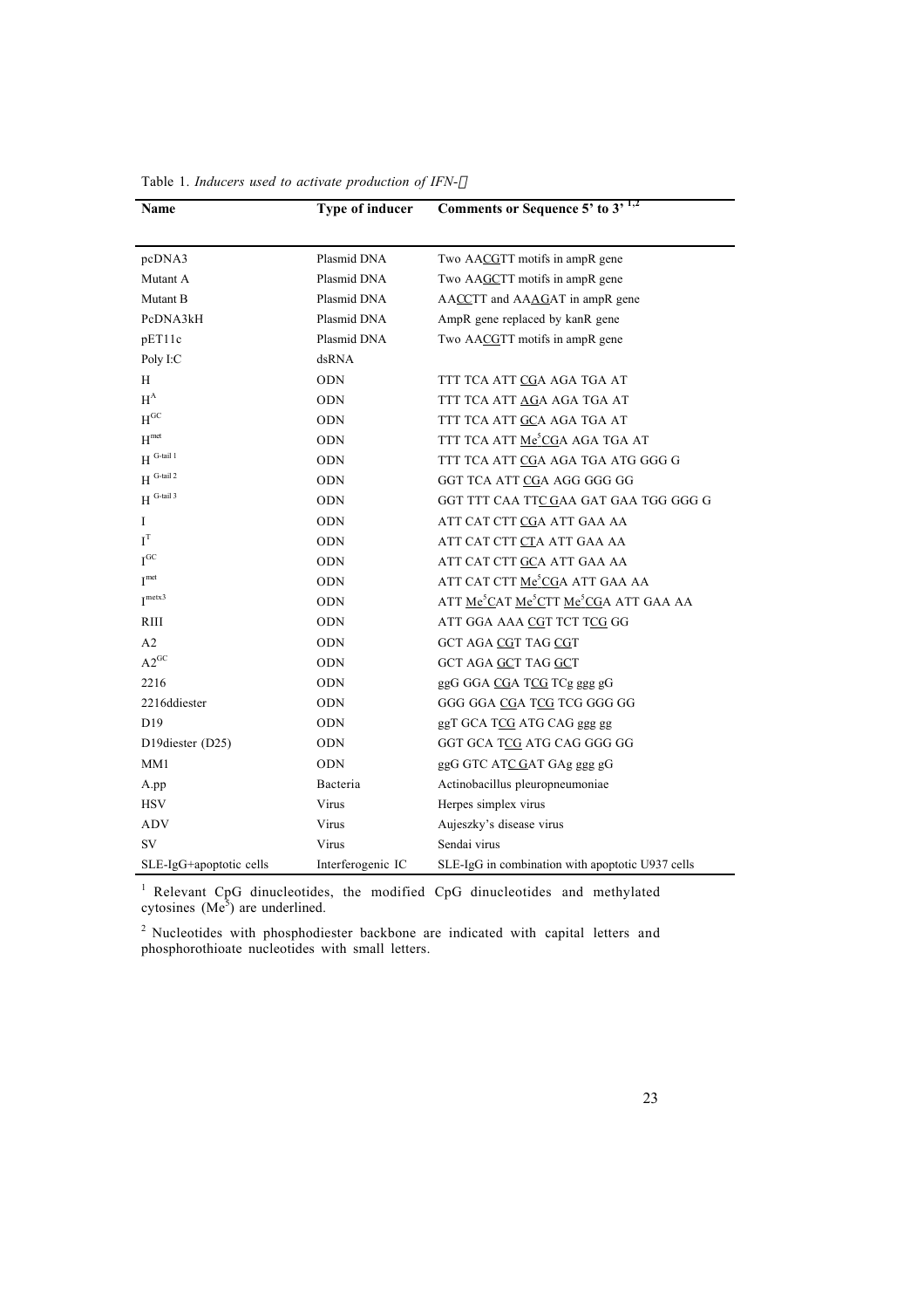Table 1. *Inducers used to activate production of IFN-α*

| Name | Type of inducer | Comments or Sequence 5' to 3' [1,2] |
|---|---|---|
| pcDNA3 | Plasmid DNA | Two AACGTT motifs in ampR gene |
| Mutant A | Plasmid DNA | Two AAGCTT motifs in ampR gene |
| Mutant B | Plasmid DNA | AACCTT and AAAGAT in ampR gene |
| PcDNA3kH | Plasmid DNA | AmpR gene replaced by kanR gene |
| pET11c | Plasmid DNA | Two AACGTT motifs in ampR gene |
| Poly I:C | dsRNA | |
| H | ODN | TTT TCA ATT CGA AGA TGA AT |
| $H^{A}$ | ODN | TTT TCA ATT AGA AGA TGA AT |
| $H^{GC}$ | ODN | TTT TCA ATT GCA AGA TGA AT |
| $H^{met}$ | ODN | TTT TCA ATT $Me^5$CGA AGA TGA AT |
| $H^{G\text{-}tail\ 1}$ | ODN | TTT TCA ATT CGA AGA TGA ATG GGG G |
| $H^{G\text{-}tail\ 2}$ | ODN | GGT TCA ATT CGA AGG GGG GG |
| $H^{G\text{-}tail\ 3}$ | ODN | GGT TTT CAA TTC GAA GAT GAA TGG GGG G |
| I | ODN | ATT CAT CTT CGA ATT GAA AA |
| $I^{T}$ | ODN | ATT CAT CTT CTA ATT GAA AA |
| $I^{GC}$ | ODN | ATT CAT CTT GCA ATT GAA AA |
| $I^{met}$ | ODN | ATT CAT CTT $Me^5$CGA ATT GAA AA |
| $I^{metx3}$ | ODN | ATT $Me^5$CAT $Me^5$CTT $Me^5$CGA ATT GAA AA |
| RIII | ODN | ATT GGA AAA CGT TCT TCG GG |
| A2 | ODN | GCT AGA CGT TAG CGT |
| $A2^{GC}$ | ODN | GCT AGA GCT TAG GCT |
| 2216 | ODN | ggG GGA CGA TCG TCg ggg gG |
| 2216ddiester | ODN | GGG GGA CGA TCG TCG GGG GG |
| D19 | ODN | ggT GCA TCG ATG CAG ggg gg |
| D19diester (D25) | ODN | GGT GCA TCG ATG CAG GGG GG |
| MM1 | ODN | ggG GTC ATC GAT GAg ggg gG |
| A.pp | Bacteria | Actinobacillus pleuropneumoniae |
| HSV | Virus | Herpes simplex virus |
| ADV | Virus | Aujeszky's disease virus |
| SV | Virus | Sendai virus |
| SLE-IgG+apoptotic cells | Interferogenic IC | SLE-IgG in combination with apoptotic U937 cells |

[1] Relevant CpG dinucleotides, the modified CpG dinucleotides and methylated cytosines ($Me^5$) are underlined.

[2] Nucleotides with phosphodiester backbone are indicated with capital letters and phosphorothioate nucleotides with small letters.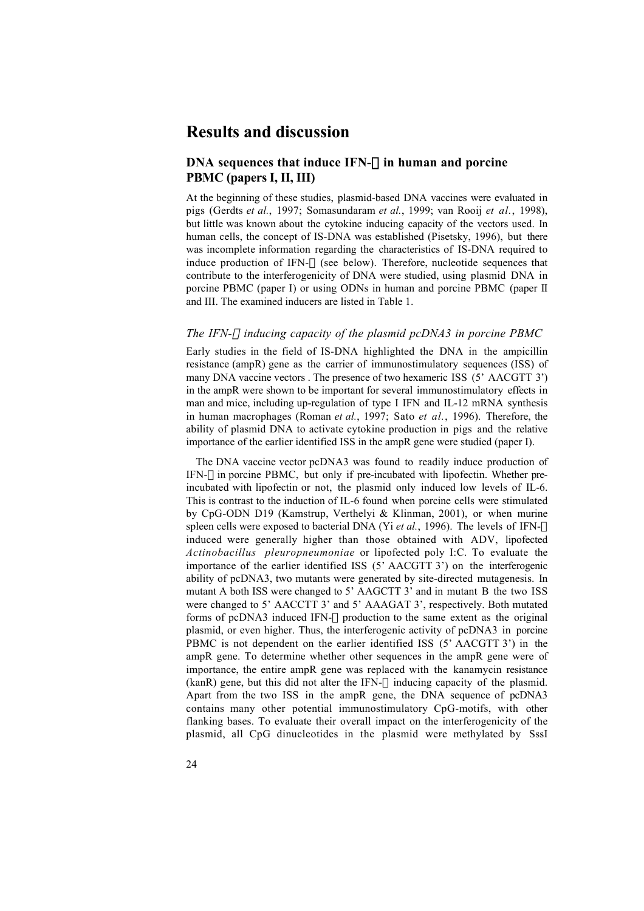# Results and discussion

## DNA sequences that induce IFN-α in human and porcine PBMC (papers I, II, III)

At the beginning of these studies, plasmid-based DNA vaccines were evaluated in pigs (Gerdts *et al.*, 1997; Somasundaram *et al.*, 1999; van Rooij *et al.*, 1998), but little was known about the cytokine inducing capacity of the vectors used. In human cells, the concept of IS-DNA was established (Pisetsky, 1996), but there was incomplete information regarding the characteristics of IS-DNA required to induce production of IFN-α (see below). Therefore, nucleotide sequences that contribute to the interferogenicity of DNA were studied, using plasmid DNA in porcine PBMC (paper I) or using ODNs in human and porcine PBMC (paper II and III. The examined inducers are listed in Table 1.

### *The IFN-α inducing capacity of the plasmid pcDNA3 in porcine PBMC*

Early studies in the field of IS-DNA highlighted the DNA in the ampicillin resistance (ampR) gene as the carrier of immunostimulatory sequences (ISS) of many DNA vaccine vectors . The presence of two hexameric ISS (5' AACGTT 3') in the ampR were shown to be important for several immunostimulatory effects in man and mice, including up-regulation of type I IFN and IL-12 mRNA synthesis in human macrophages (Roman *et al.*, 1997; Sato *et al.*, 1996). Therefore, the ability of plasmid DNA to activate cytokine production in pigs and the relative importance of the earlier identified ISS in the ampR gene were studied (paper I).

The DNA vaccine vector pcDNA3 was found to readily induce production of IFN-α in porcine PBMC, but only if pre-incubated with lipofectin. Whether pre-incubated with lipofectin or not, the plasmid only induced low levels of IL-6. This is contrast to the induction of IL-6 found when porcine cells were stimulated by CpG-ODN D19 (Kamstrup, Verthelyi & Klinman, 2001), or when murine spleen cells were exposed to bacterial DNA (Yi *et al.*, 1996). The levels of IFN-α induced were generally higher than those obtained with ADV, lipofected *Actinobacillus pleuropneumoniae* or lipofected poly I:C. To evaluate the importance of the earlier identified ISS (5' AACGTT 3') on the interferogenic ability of pcDNA3, two mutants were generated by site-directed mutagenesis. In mutant A both ISS were changed to 5' AAGCTT 3' and in mutant B the two ISS were changed to 5' AACCTT 3' and 5' AAAGAT 3', respectively. Both mutated forms of pcDNA3 induced IFN-α production to the same extent as the original plasmid, or even higher. Thus, the interferogenic activity of pcDNA3 in porcine PBMC is not dependent on the earlier identified ISS (5' AACGTT 3') in the ampR gene. To determine whether other sequences in the ampR gene were of importance, the entire ampR gene was replaced with the kanamycin resistance (kanR) gene, but this did not alter the IFN-α inducing capacity of the plasmid. Apart from the two ISS in the ampR gene, the DNA sequence of pcDNA3 contains many other potential immunostimulatory CpG-motifs, with other flanking bases. To evaluate their overall impact on the interferogenicity of the plasmid, all CpG dinucleotides in the plasmid were methylated by SssI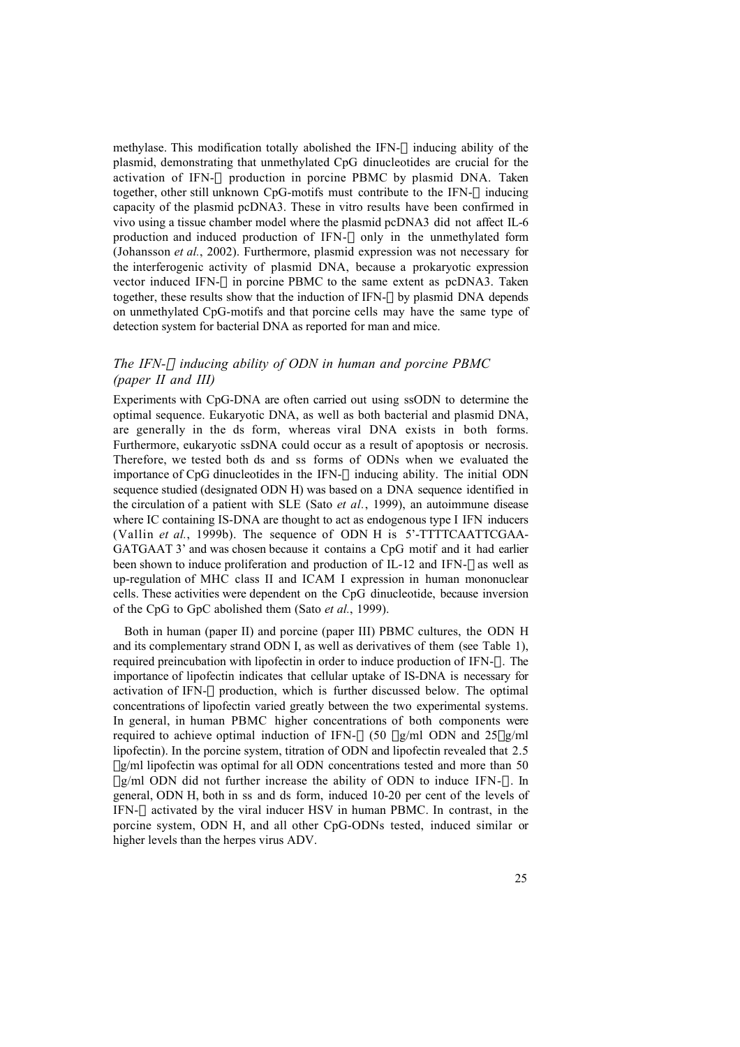methylase. This modification totally abolished the IFN-α inducing ability of the plasmid, demonstrating that unmethylated CpG dinucleotides are crucial for the activation of IFN-α production in porcine PBMC by plasmid DNA. Taken together, other still unknown CpG-motifs must contribute to the IFN-α inducing capacity of the plasmid pcDNA3. These in vitro results have been confirmed in vivo using a tissue chamber model where the plasmid pcDNA3 did not affect IL-6 production and induced production of IFN-α only in the unmethylated form (Johansson *et al.*, 2002). Furthermore, plasmid expression was not necessary for the interferogenic activity of plasmid DNA, because a prokaryotic expression vector induced IFN-α in porcine PBMC to the same extent as pcDNA3. Taken together, these results show that the induction of IFN-α by plasmid DNA depends on unmethylated CpG-motifs and that porcine cells may have the same type of detection system for bacterial DNA as reported for man and mice.

### *The IFN-α inducing ability of ODN in human and porcine PBMC (paper II and III)*

Experiments with CpG-DNA are often carried out using ssODN to determine the optimal sequence. Eukaryotic DNA, as well as both bacterial and plasmid DNA, are generally in the ds form, whereas viral DNA exists in both forms. Furthermore, eukaryotic ssDNA could occur as a result of apoptosis or necrosis. Therefore, we tested both ds and ss forms of ODNs when we evaluated the importance of CpG dinucleotides in the IFN-α inducing ability. The initial ODN sequence studied (designated ODN H) was based on a DNA sequence identified in the circulation of a patient with SLE (Sato *et al.*, 1999), an autoimmune disease where IC containing IS-DNA are thought to act as endogenous type I IFN inducers (Vallin *et al.*, 1999b). The sequence of ODN H is 5'-TTTTCAATTCGAA-GATGAAT 3' and was chosen because it contains a CpG motif and it had earlier been shown to induce proliferation and production of IL-12 and IFN-γ as well as up-regulation of MHC class II and ICAM I expression in human mononuclear cells. These activities were dependent on the CpG dinucleotide, because inversion of the CpG to GpC abolished them (Sato *et al.*, 1999).

Both in human (paper II) and porcine (paper III) PBMC cultures, the ODN H and its complementary strand ODN I, as well as derivatives of them (see Table 1), required preincubation with lipofectin in order to induce production of IFN-α. The importance of lipofectin indicates that cellular uptake of IS-DNA is necessary for activation of IFN-α production, which is further discussed below. The optimal concentrations of lipofectin varied greatly between the two experimental systems. In general, in human PBMC higher concentrations of both components were required to achieve optimal induction of IFN-α (50 μg/ml ODN and 25 μg/ml lipofectin). In the porcine system, titration of ODN and lipofectin revealed that 2.5 μg/ml lipofectin was optimal for all ODN concentrations tested and more than 50 μg/ml ODN did not further increase the ability of ODN to induce IFN-α. In general, ODN H, both in ss and ds form, induced 10-20 per cent of the levels of IFN-α activated by the viral inducer HSV in human PBMC. In contrast, in the porcine system, ODN H, and all other CpG-ODNs tested, induced similar or higher levels than the herpes virus ADV.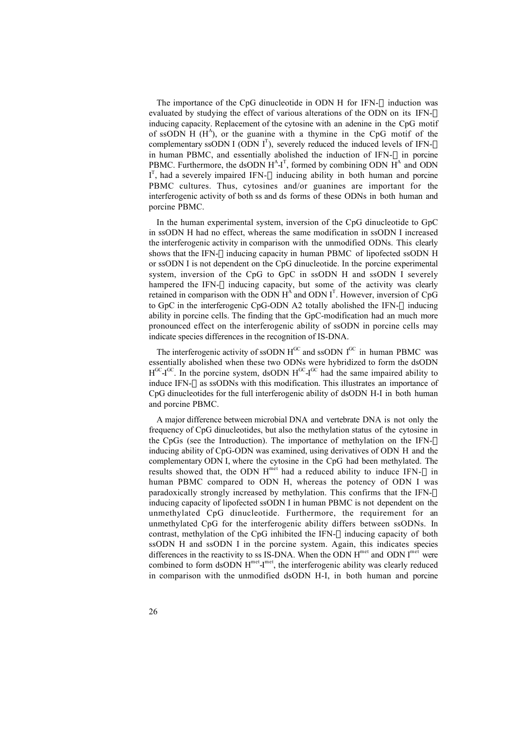The importance of the CpG dinucleotide in ODN H for IFN-α induction was evaluated by studying the effect of various alterations of the ODN on its IFN-α inducing capacity. Replacement of the cytosine with an adenine in the CpG motif of ssODN H ($H^A$), or the guanine with a thymine in the CpG motif of the complementary ssODN I (ODN $I^T$), severely reduced the induced levels of IFN-α in human PBMC, and essentially abolished the induction of IFN-α in porcine PBMC. Furthermore, the dsODN $H^A$-$I^T$, formed by combining ODN $H^A$ and ODN $I^T$, had a severely impaired IFN-α inducing ability in both human and porcine PBMC cultures. Thus, cytosines and/or guanines are important for the interferogenic activity of both ss and ds forms of these ODNs in both human and porcine PBMC.

In the human experimental system, inversion of the CpG dinucleotide to GpC in ssODN H had no effect, whereas the same modification in ssODN I increased the interferogenic activity in comparison with the unmodified ODNs. This clearly shows that the IFN-α inducing capacity in human PBMC of lipofected ssODN H or ssODN I is not dependent on the CpG dinucleotide. In the porcine experimental system, inversion of the CpG to GpC in ssODN H and ssODN I severely hampered the IFN-α inducing capacity, but some of the activity was clearly retained in comparison with the ODN $H^A$ and ODN $I^T$. However, inversion of CpG to GpC in the interferogenic CpG-ODN A2 totally abolished the IFN-α inducing ability in porcine cells. The finding that the GpC-modification had an much more pronounced effect on the interferogenic ability of ssODN in porcine cells may indicate species differences in the recognition of IS-DNA.

The interferogenic activity of ssODN $H^{GC}$ and ssODN $I^{GC}$ in human PBMC was essentially abolished when these two ODNs were hybridized to form the dsODN $H^{GC}$-$I^{GC}$. In the porcine system, dsODN $H^{GC}$-$I^{GC}$ had the same impaired ability to induce IFN-α as ssODNs with this modification. This illustrates an importance of CpG dinucleotides for the full interferogenic ability of dsODN H-I in both human and porcine PBMC.

A major difference between microbial DNA and vertebrate DNA is not only the frequency of CpG dinucleotides, but also the methylation status of the cytosine in the CpGs (see the Introduction). The importance of methylation on the IFN-α inducing ability of CpG-ODN was examined, using derivatives of ODN H and the complementary ODN I, where the cytosine in the CpG had been methylated. The results showed that, the ODN $H^{met}$ had a reduced ability to induce IFN-α in human PBMC compared to ODN H, whereas the potency of ODN I was paradoxically strongly increased by methylation. This confirms that the IFN-α inducing capacity of lipofected ssODN I in human PBMC is not dependent on the unmethylated CpG dinucleotide. Furthermore, the requirement for an unmethylated CpG for the interferogenic ability differs between ssODNs. In contrast, methylation of the CpG inhibited the IFN-α inducing capacity of both ssODN H and ssODN I in the porcine system. Again, this indicates species differences in the reactivity to ss IS-DNA. When the ODN $H^{met}$ and ODN $I^{met}$ were combined to form dsODN $H^{met}$-$I^{met}$, the interferogenic ability was clearly reduced in comparison with the unmodified dsODN H-I, in both human and porcine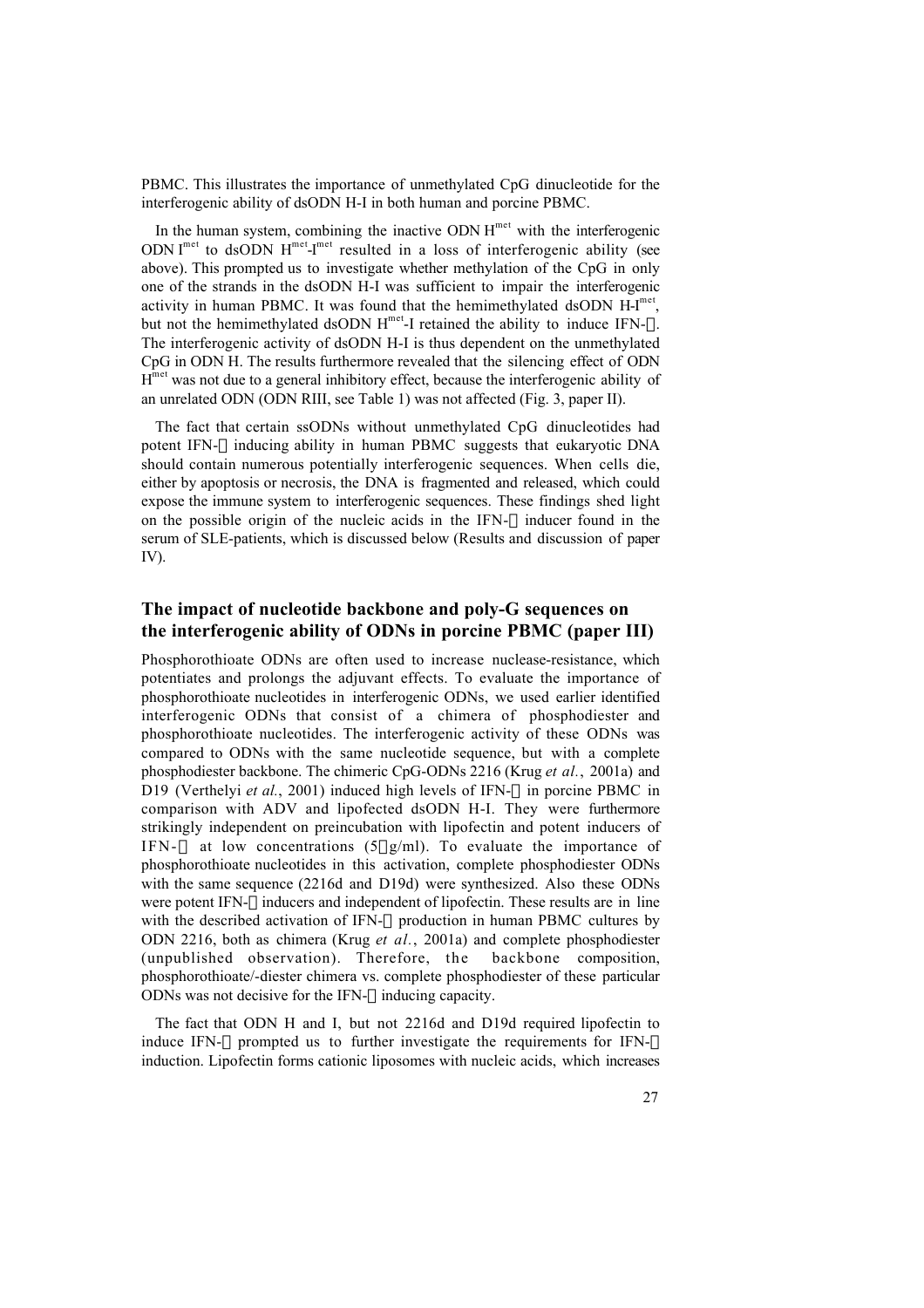PBMC. This illustrates the importance of unmethylated CpG dinucleotide for the interferogenic ability of dsODN H-I in both human and porcine PBMC.

In the human system, combining the inactive ODN $H^{met}$ with the interferogenic ODN $I^{met}$ to dsODN $H^{met}$-$I^{met}$ resulted in a loss of interferogenic ability (see above). This prompted us to investigate whether methylation of the CpG in only one of the strands in the dsODN H-I was sufficient to impair the interferogenic activity in human PBMC. It was found that the hemimethylated dsODN H-$I^{met}$, but not the hemimethylated dsODN $H^{met}$-I retained the ability to induce IFN-$\alpha$. The interferogenic activity of dsODN H-I is thus dependent on the unmethylated CpG in ODN H. The results furthermore revealed that the silencing effect of ODN $H^{met}$ was not due to a general inhibitory effect, because the interferogenic ability of an unrelated ODN (ODN RIII, see Table 1) was not affected (Fig. 3, paper II).

The fact that certain ssODNs without unmethylated CpG dinucleotides had potent IFN-$\alpha$ inducing ability in human PBMC suggests that eukaryotic DNA should contain numerous potentially interferogenic sequences. When cells die, either by apoptosis or necrosis, the DNA is fragmented and released, which could expose the immune system to interferogenic sequences. These findings shed light on the possible origin of the nucleic acids in the IFN-$\alpha$ inducer found in the serum of SLE-patients, which is discussed below (Results and discussion of paper IV).

## The impact of nucleotide backbone and poly-G sequences on the interferogenic ability of ODNs in porcine PBMC (paper III)

Phosphorothioate ODNs are often used to increase nuclease-resistance, which potentiates and prolongs the adjuvant effects. To evaluate the importance of phosphorothioate nucleotides in interferogenic ODNs, we used earlier identified interferogenic ODNs that consist of a chimera of phosphodiester and phosphorothioate nucleotides. The interferogenic activity of these ODNs was compared to ODNs with the same nucleotide sequence, but with a complete phosphodiester backbone. The chimeric CpG-ODNs 2216 (Krug *et al.*, 2001a) and D19 (Verthelyi *et al.*, 2001) induced high levels of IFN-$\alpha$ in porcine PBMC in comparison with ADV and lipofected dsODN H-I. They were furthermore strikingly independent on preincubation with lipofectin and potent inducers of IFN-$\alpha$ at low concentrations (5 $\mu$g/ml). To evaluate the importance of phosphorothioate nucleotides in this activation, complete phosphodiester ODNs with the same sequence (2216d and D19d) were synthesized. Also these ODNs were potent IFN-$\alpha$ inducers and independent of lipofectin. These results are in line with the described activation of IFN-$\alpha$ production in human PBMC cultures by ODN 2216, both as chimera (Krug *et al.*, 2001a) and complete phosphodiester (unpublished observation). Therefore, the backbone composition, phosphorothioate/-diester chimera vs. complete phosphodiester of these particular ODNs was not decisive for the IFN-$\alpha$ inducing capacity.

The fact that ODN H and I, but not 2216d and D19d required lipofectin to induce IFN-$\alpha$ prompted us to further investigate the requirements for IFN-$\alpha$ induction. Lipofectin forms cationic liposomes with nucleic acids, which increases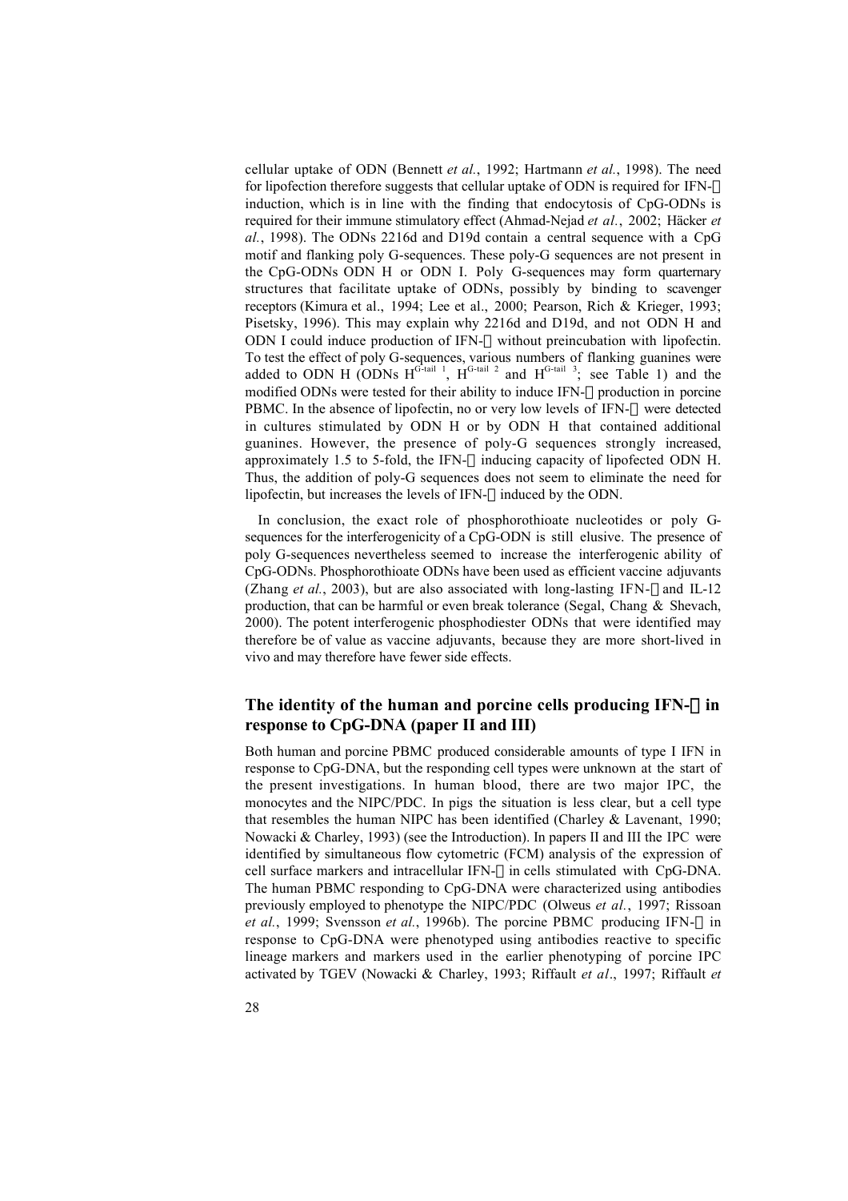cellular uptake of ODN (Bennett *et al.*, 1992; Hartmann *et al.*, 1998). The need for lipofection therefore suggests that cellular uptake of ODN is required for IFN-α induction, which is in line with the finding that endocytosis of CpG-ODNs is required for their immune stimulatory effect (Ahmad-Nejad *et al.*, 2002; Häcker *et al.*, 1998). The ODNs 2216d and D19d contain a central sequence with a CpG motif and flanking poly G-sequences. These poly-G sequences are not present in the CpG-ODNs ODN H or ODN I. Poly G-sequences may form quarternary structures that facilitate uptake of ODNs, possibly by binding to scavenger receptors (Kimura et al., 1994; Lee et al., 2000; Pearson, Rich & Krieger, 1993; Pisetsky, 1996). This may explain why 2216d and D19d, and not ODN H and ODN I could induce production of IFN-α without preincubation with lipofectin. To test the effect of poly G-sequences, various numbers of flanking guanines were added to ODN H (ODNs $H^{G\text{-tail }1}$, $H^{G\text{-tail }2}$ and $H^{G\text{-tail }3}$; see Table 1) and the modified ODNs were tested for their ability to induce IFN-α production in porcine PBMC. In the absence of lipofectin, no or very low levels of IFN-α were detected in cultures stimulated by ODN H or by ODN H that contained additional guanines. However, the presence of poly-G sequences strongly increased, approximately 1.5 to 5-fold, the IFN-α inducing capacity of lipofected ODN H. Thus, the addition of poly-G sequences does not seem to eliminate the need for lipofectin, but increases the levels of IFN-α induced by the ODN.

In conclusion, the exact role of phosphorothioate nucleotides or poly G-sequences for the interferogenicity of a CpG-ODN is still elusive. The presence of poly G-sequences nevertheless seemed to increase the interferogenic ability of CpG-ODNs. Phosphorothioate ODNs have been used as efficient vaccine adjuvants (Zhang *et al.*, 2003), but are also associated with long-lasting IFN-γ and IL-12 production, that can be harmful or even break tolerance (Segal, Chang & Shevach, 2000). The potent interferogenic phosphodiester ODNs that were identified may therefore be of value as vaccine adjuvants, because they are more short-lived in vivo and may therefore have fewer side effects.

## The identity of the human and porcine cells producing IFN-α in response to CpG-DNA (paper II and III)

Both human and porcine PBMC produced considerable amounts of type I IFN in response to CpG-DNA, but the responding cell types were unknown at the start of the present investigations. In human blood, there are two major IPC, the monocytes and the NIPC/PDC. In pigs the situation is less clear, but a cell type that resembles the human NIPC has been identified (Charley & Lavenant, 1990; Nowacki & Charley, 1993) (see the Introduction). In papers II and III the IPC were identified by simultaneous flow cytometric (FCM) analysis of the expression of cell surface markers and intracellular IFN-α in cells stimulated with CpG-DNA. The human PBMC responding to CpG-DNA were characterized using antibodies previously employed to phenotype the NIPC/PDC (Olweus *et al.*, 1997; Rissoan *et al.*, 1999; Svensson *et al.*, 1996b). The porcine PBMC producing IFN-α in response to CpG-DNA were phenotyped using antibodies reactive to specific lineage markers and markers used in the earlier phenotyping of porcine IPC activated by TGEV (Nowacki & Charley, 1993; Riffault *et al*., 1997; Riffault *et*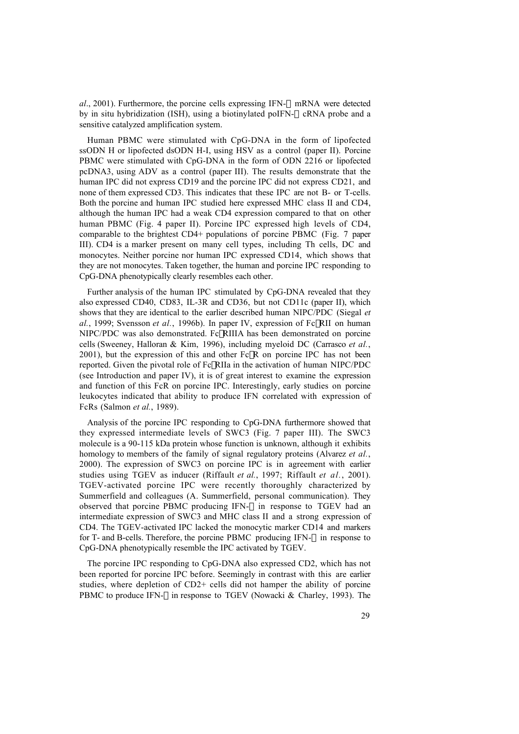*al*., 2001). Furthermore, the porcine cells expressing IFN-α mRNA were detected by in situ hybridization (ISH), using a biotinylated poIFN-α cRNA probe and a sensitive catalyzed amplification system.

Human PBMC were stimulated with CpG-DNA in the form of lipofected ssODN H or lipofected dsODN H-I, using HSV as a control (paper II). Porcine PBMC were stimulated with CpG-DNA in the form of ODN 2216 or lipofected pcDNA3, using ADV as a control (paper III). The results demonstrate that the human IPC did not express CD19 and the porcine IPC did not express CD21, and none of them expressed CD3. This indicates that these IPC are not B- or T-cells. Both the porcine and human IPC studied here expressed MHC class II and CD4, although the human IPC had a weak CD4 expression compared to that on other human PBMC (Fig. 4 paper II). Porcine IPC expressed high levels of CD4, comparable to the brightest CD4+ populations of porcine PBMC (Fig. 7 paper III). CD4 is a marker present on many cell types, including Th cells, DC and monocytes. Neither porcine nor human IPC expressed CD14, which shows that they are not monocytes. Taken together, the human and porcine IPC responding to CpG-DNA phenotypically clearly resembles each other.

Further analysis of the human IPC stimulated by CpG-DNA revealed that they also expressed CD40, CD83, IL-3R and CD36, but not CD11c (paper II), which shows that they are identical to the earlier described human NIPC/PDC (Siegal *et al.*, 1999; Svensson *et al.*, 1996b). In paper IV, expression of FcγRII on human NIPC/PDC was also demonstrated. FcγRIIIA has been demonstrated on porcine cells (Sweeney, Halloran & Kim, 1996), including myeloid DC (Carrasco *et al.*, 2001), but the expression of this and other FcγR on porcine IPC has not been reported. Given the pivotal role of FcγRIIa in the activation of human NIPC/PDC (see Introduction and paper IV), it is of great interest to examine the expression and function of this FcR on porcine IPC. Interestingly, early studies on porcine leukocytes indicated that ability to produce IFN correlated with expression of FcRs (Salmon *et al.*, 1989).

Analysis of the porcine IPC responding to CpG-DNA furthermore showed that they expressed intermediate levels of SWC3 (Fig. 7 paper III). The SWC3 molecule is a 90-115 kDa protein whose function is unknown, although it exhibits homology to members of the family of signal regulatory proteins (Alvarez *et al.*, 2000). The expression of SWC3 on porcine IPC is in agreement with earlier studies using TGEV as inducer (Riffault *et al.*, 1997; Riffault *et al.*, 2001). TGEV-activated porcine IPC were recently thoroughly characterized by Summerfield and colleagues (A. Summerfield, personal communication). They observed that porcine PBMC producing IFN-α in response to TGEV had an intermediate expression of SWC3 and MHC class II and a strong expression of CD4. The TGEV-activated IPC lacked the monocytic marker CD14 and markers for T- and B-cells. Therefore, the porcine PBMC producing IFN-α in response to CpG-DNA phenotypically resemble the IPC activated by TGEV.

The porcine IPC responding to CpG-DNA also expressed CD2, which has not been reported for porcine IPC before. Seemingly in contrast with this are earlier studies, where depletion of CD2+ cells did not hamper the ability of porcine PBMC to produce IFN-α in response to TGEV (Nowacki & Charley, 1993). The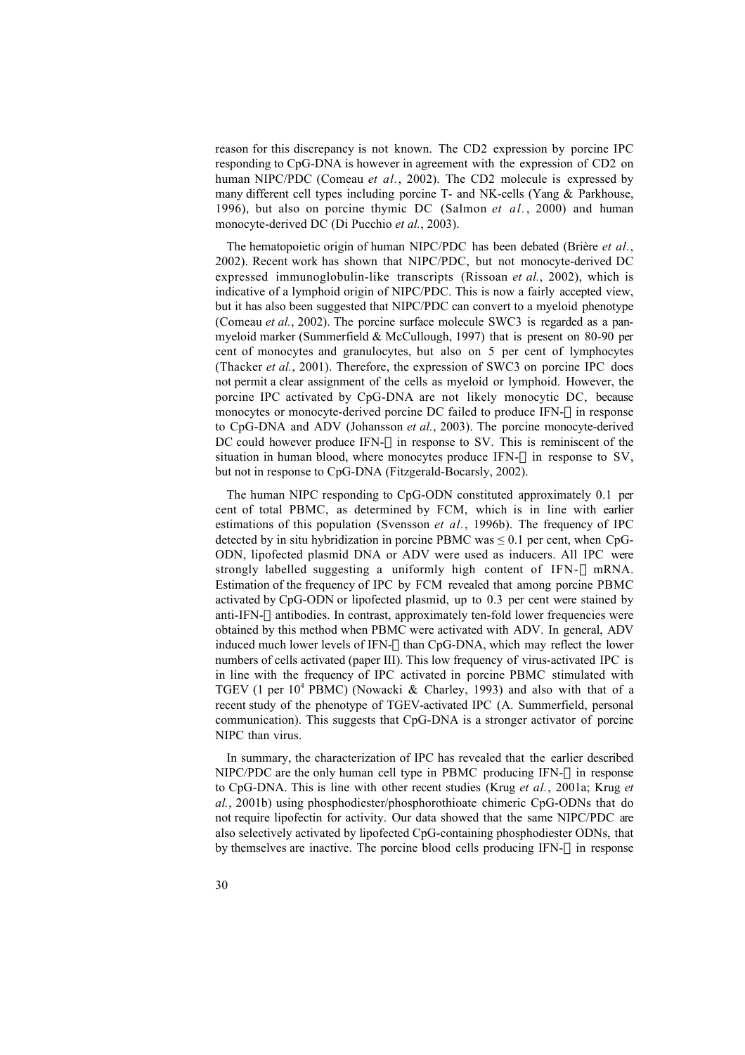reason for this discrepancy is not known. The CD2 expression by porcine IPC responding to CpG-DNA is however in agreement with the expression of CD2 on human NIPC/PDC (Comeau *et al.*, 2002). The CD2 molecule is expressed by many different cell types including porcine T- and NK-cells (Yang & Parkhouse, 1996), but also on porcine thymic DC (Salmon *et al.*, 2000) and human monocyte-derived DC (Di Pucchio *et al.*, 2003).

The hematopoietic origin of human NIPC/PDC has been debated (Brière *et al.*, 2002). Recent work has shown that NIPC/PDC, but not monocyte-derived DC expressed immunoglobulin-like transcripts (Rissoan *et al.*, 2002), which is indicative of a lymphoid origin of NIPC/PDC. This is now a fairly accepted view, but it has also been suggested that NIPC/PDC can convert to a myeloid phenotype (Comeau *et al.*, 2002). The porcine surface molecule SWC3 is regarded as a pan-myeloid marker (Summerfield & McCullough, 1997) that is present on 80-90 per cent of monocytes and granulocytes, but also on 5 per cent of lymphocytes (Thacker *et al.*, 2001). Therefore, the expression of SWC3 on porcine IPC does not permit a clear assignment of the cells as myeloid or lymphoid. However, the porcine IPC activated by CpG-DNA are not likely monocytic DC, because monocytes or monocyte-derived porcine DC failed to produce IFN-α in response to CpG-DNA and ADV (Johansson *et al.*, 2003). The porcine monocyte-derived DC could however produce IFN-α in response to SV. This is reminiscent of the situation in human blood, where monocytes produce IFN-α in response to SV, but not in response to CpG-DNA (Fitzgerald-Bocarsly, 2002).

The human NIPC responding to CpG-ODN constituted approximately 0.1 per cent of total PBMC, as determined by FCM, which is in line with earlier estimations of this population (Svensson *et al.*, 1996b). The frequency of IPC detected by in situ hybridization in porcine PBMC was ≤ 0.1 per cent, when CpG-ODN, lipofected plasmid DNA or ADV were used as inducers. All IPC were strongly labelled suggesting a uniformly high content of IFN-α mRNA. Estimation of the frequency of IPC by FCM revealed that among porcine PBMC activated by CpG-ODN or lipofected plasmid, up to 0.3 per cent were stained by anti-IFN-α antibodies. In contrast, approximately ten-fold lower frequencies were obtained by this method when PBMC were activated with ADV. In general, ADV induced much lower levels of IFN-α than CpG-DNA, which may reflect the lower numbers of cells activated (paper III). This low frequency of virus-activated IPC is in line with the frequency of IPC activated in porcine PBMC stimulated with TGEV (1 per $10^4$ PBMC) (Nowacki & Charley, 1993) and also with that of a recent study of the phenotype of TGEV-activated IPC (A. Summerfield, personal communication). This suggests that CpG-DNA is a stronger activator of porcine NIPC than virus.

In summary, the characterization of IPC has revealed that the earlier described NIPC/PDC are the only human cell type in PBMC producing IFN-α in response to CpG-DNA. This is line with other recent studies (Krug *et al.*, 2001a; Krug *et al.*, 2001b) using phosphodiester/phosphorothioate chimeric CpG-ODNs that do not require lipofectin for activity. Our data showed that the same NIPC/PDC are also selectively activated by lipofected CpG-containing phosphodiester ODNs, that by themselves are inactive. The porcine blood cells producing IFN-α in response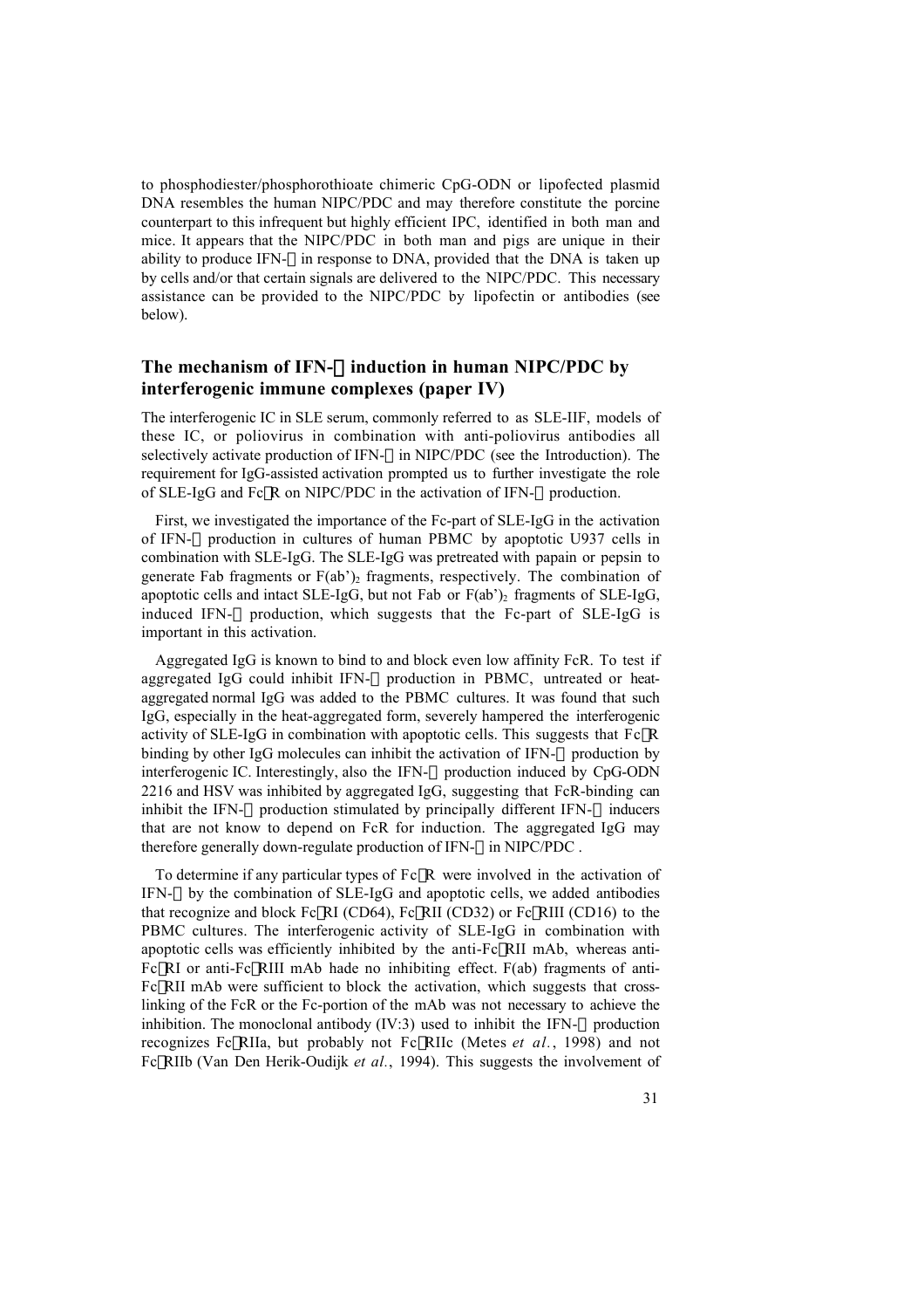to phosphodiester/phosphorothioate chimeric CpG-ODN or lipofected plasmid DNA resembles the human NIPC/PDC and may therefore constitute the porcine counterpart to this infrequent but highly efficient IPC, identified in both man and mice. It appears that the NIPC/PDC in both man and pigs are unique in their ability to produce IFN-α in response to DNA, provided that the DNA is taken up by cells and/or that certain signals are delivered to the NIPC/PDC. This necessary assistance can be provided to the NIPC/PDC by lipofectin or antibodies (see below).

## The mechanism of IFN-α induction in human NIPC/PDC by interferogenic immune complexes (paper IV)

The interferogenic IC in SLE serum, commonly referred to as SLE-IIF, models of these IC, or poliovirus in combination with anti-poliovirus antibodies all selectively activate production of IFN-α in NIPC/PDC (see the Introduction). The requirement for IgG-assisted activation prompted us to further investigate the role of SLE-IgG and FcγR on NIPC/PDC in the activation of IFN-α production.

First, we investigated the importance of the Fc-part of SLE-IgG in the activation of IFN-α production in cultures of human PBMC by apoptotic U937 cells in combination with SLE-IgG. The SLE-IgG was pretreated with papain or pepsin to generate Fab fragments or $F(ab')_2$ fragments, respectively. The combination of apoptotic cells and intact SLE-IgG, but not Fab or $F(ab')_2$ fragments of SLE-IgG, induced IFN-α production, which suggests that the Fc-part of SLE-IgG is important in this activation.

Aggregated IgG is known to bind to and block even low affinity FcR. To test if aggregated IgG could inhibit IFN-α production in PBMC, untreated or heat-aggregated normal IgG was added to the PBMC cultures. It was found that such IgG, especially in the heat-aggregated form, severely hampered the interferogenic activity of SLE-IgG in combination with apoptotic cells. This suggests that FcγR binding by other IgG molecules can inhibit the activation of IFN-α production by interferogenic IC. Interestingly, also the IFN-α production induced by CpG-ODN 2216 and HSV was inhibited by aggregated IgG, suggesting that FcR-binding can inhibit the IFN-α production stimulated by principally different IFN-α inducers that are not know to depend on FcR for induction. The aggregated IgG may therefore generally down-regulate production of IFN-α in NIPC/PDC .

To determine if any particular types of FcγR were involved in the activation of IFN-α by the combination of SLE-IgG and apoptotic cells, we added antibodies that recognize and block FcγRI (CD64), FcγRII (CD32) or FcγRIII (CD16) to the PBMC cultures. The interferogenic activity of SLE-IgG in combination with apoptotic cells was efficiently inhibited by the anti-FcγRII mAb, whereas anti-FcγRI or anti-FcγRIII mAb hade no inhibiting effect. F(ab) fragments of anti-FcγRII mAb were sufficient to block the activation, which suggests that cross-linking of the FcR or the Fc-portion of the mAb was not necessary to achieve the inhibition. The monoclonal antibody (IV:3) used to inhibit the IFN-α production recognizes FcγRIIa, but probably not FcγRIIc (Metes *et al.*, 1998) and not FcγRIIb (Van Den Herik-Oudijk *et al.*, 1994). This suggests the involvement of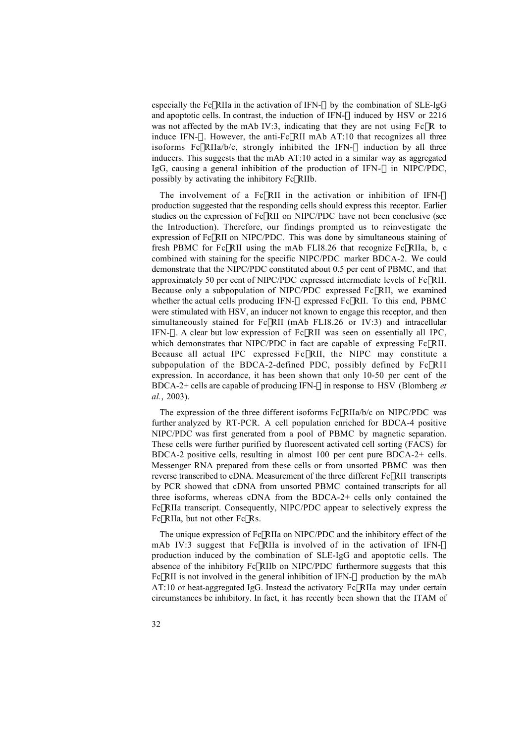especially the FcγRIIa in the activation of IFN-α by the combination of SLE-IgG and apoptotic cells. In contrast, the induction of IFN-α induced by HSV or 2216 was not affected by the mAb IV:3, indicating that they are not using FcγR to induce IFN-α. However, the anti-FcγRII mAb AT:10 that recognizes all three isoforms FcγRIIa/b/c, strongly inhibited the IFN-α induction by all three inducers. This suggests that the mAb AT:10 acted in a similar way as aggregated IgG, causing a general inhibition of the production of IFN-α in NIPC/PDC, possibly by activating the inhibitory FcγRIIb.

The involvement of a FcγRII in the activation or inhibition of IFN-α production suggested that the responding cells should express this receptor. Earlier studies on the expression of FcγRII on NIPC/PDC have not been conclusive (see the Introduction). Therefore, our findings prompted us to reinvestigate the expression of FcγRII on NIPC/PDC. This was done by simultaneous staining of fresh PBMC for FcγRII using the mAb FLI8.26 that recognize FcγRIIa, b, c combined with staining for the specific NIPC/PDC marker BDCA-2. We could demonstrate that the NIPC/PDC constituted about 0.5 per cent of PBMC, and that approximately 50 per cent of NIPC/PDC expressed intermediate levels of FcγRII. Because only a subpopulation of NIPC/PDC expressed FcγRII, we examined whether the actual cells producing IFN-α expressed FcγRII. To this end, PBMC were stimulated with HSV, an inducer not known to engage this receptor, and then simultaneously stained for FcγRII (mAb FLI8.26 or IV:3) and intracellular IFN-α. A clear but low expression of FcγRII was seen on essentially all IPC, which demonstrates that NIPC/PDC in fact are capable of expressing FcγRII. Because all actual IPC expressed FcγRII, the NIPC may constitute a subpopulation of the BDCA-2-defined PDC, possibly defined by FcγRII expression. In accordance, it has been shown that only 10-50 per cent of the BDCA-2+ cells are capable of producing IFN-α in response to HSV (Blomberg *et al.*, 2003).

The expression of the three different isoforms FcγRIIa/b/c on NIPC/PDC was further analyzed by RT-PCR. A cell population enriched for BDCA-4 positive NIPC/PDC was first generated from a pool of PBMC by magnetic separation. These cells were further purified by fluorescent activated cell sorting (FACS) for BDCA-2 positive cells, resulting in almost 100 per cent pure BDCA-2+ cells. Messenger RNA prepared from these cells or from unsorted PBMC was then reverse transcribed to cDNA. Measurement of the three different FcγRII transcripts by PCR showed that cDNA from unsorted PBMC contained transcripts for all three isoforms, whereas cDNA from the BDCA-2+ cells only contained the FcγRIIa transcript. Consequently, NIPC/PDC appear to selectively express the FcγRIIa, but not other FcγRs.

The unique expression of FcγRIIa on NIPC/PDC and the inhibitory effect of the mAb IV:3 suggest that FcγRIIa is involved of in the activation of IFN-α production induced by the combination of SLE-IgG and apoptotic cells. The absence of the inhibitory FcγRIIb on NIPC/PDC furthermore suggests that this FcγRII is not involved in the general inhibition of IFN-α production by the mAb AT:10 or heat-aggregated IgG. Instead the activatory FcγRIIa may under certain circumstances be inhibitory. In fact, it has recently been shown that the ITAM of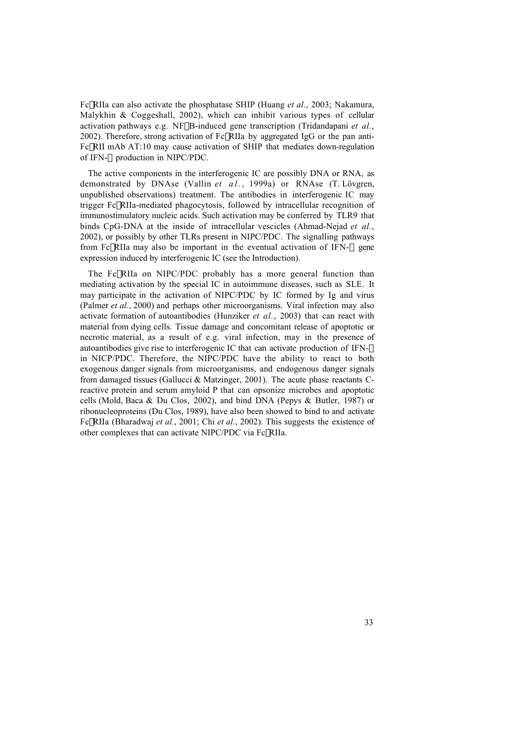FcγRIIa can also activate the phosphatase SHIP (Huang *et al*., 2003; Nakamura, Malykhin & Coggeshall, 2002), which can inhibit various types of cellular activation pathways e.g. NFκB-induced gene transcription (Tridandapani *et al.*, 2002). Therefore, strong activation of FcγRIIa by aggregated IgG or the pan anti-FcγRII mAb AT:10 may cause activation of SHIP that mediates down-regulation of IFN-α production in NIPC/PDC.

The active components in the interferogenic IC are possibly DNA or RNA, as demonstrated by DNAse (Vallin *et al.*, 1999a) or RNAse (T. Lövgren, unpublished observations) treatment. The antibodies in interferogenic IC may trigger FcγRIIa-mediated phagocytosis, followed by intracellular recognition of immunostimulatory nucleic acids. Such activation may be conferred by TLR9 that binds CpG-DNA at the inside of intracellular vescicles (Ahmad-Nejad *et al.*, 2002), or possibly by other TLRs present in NIPC/PDC. The signalling pathways from FcγRIIa may also be important in the eventual activation of IFN-α gene expression induced by interferogenic IC (see the Introduction).

The FcγRIIa on NIPC/PDC probably has a more general function than mediating activation by the special IC in autoimmune diseases, such as SLE. It may participate in the activation of NIPC/PDC by IC formed by Ig and virus (Palmer *et al.*, 2000) and perhaps other microorganisms. Viral infection may also activate formation of autoantibodies (Hunziker *et al.*, 2003) that can react with material from dying cells. Tissue damage and concomitant release of apoptotic or necrotic material, as a result of e.g. viral infection, may in the presence of autoantibodies give rise to interferogenic IC that can activate production of IFN-α in NICP/PDC. Therefore, the NIPC/PDC have the ability to react to both exogenous danger signals from microorganisms, and endogenous danger signals from damaged tissues (Gallucci & Matzinger, 2001). The acute phase reactants C-reactive protein and serum amyloid P that can opsonize microbes and apoptotic cells (Mold, Baca & Du Clos, 2002), and bind DNA (Pepys & Butler, 1987) or ribonucleoproteins (Du Clos, 1989), have also been showed to bind to and activate FcγRIIa (Bharadwaj *et al.*, 2001; Chi *et al.*, 2002). This suggests the existence of other complexes that can activate NIPC/PDC via FcγRIIa.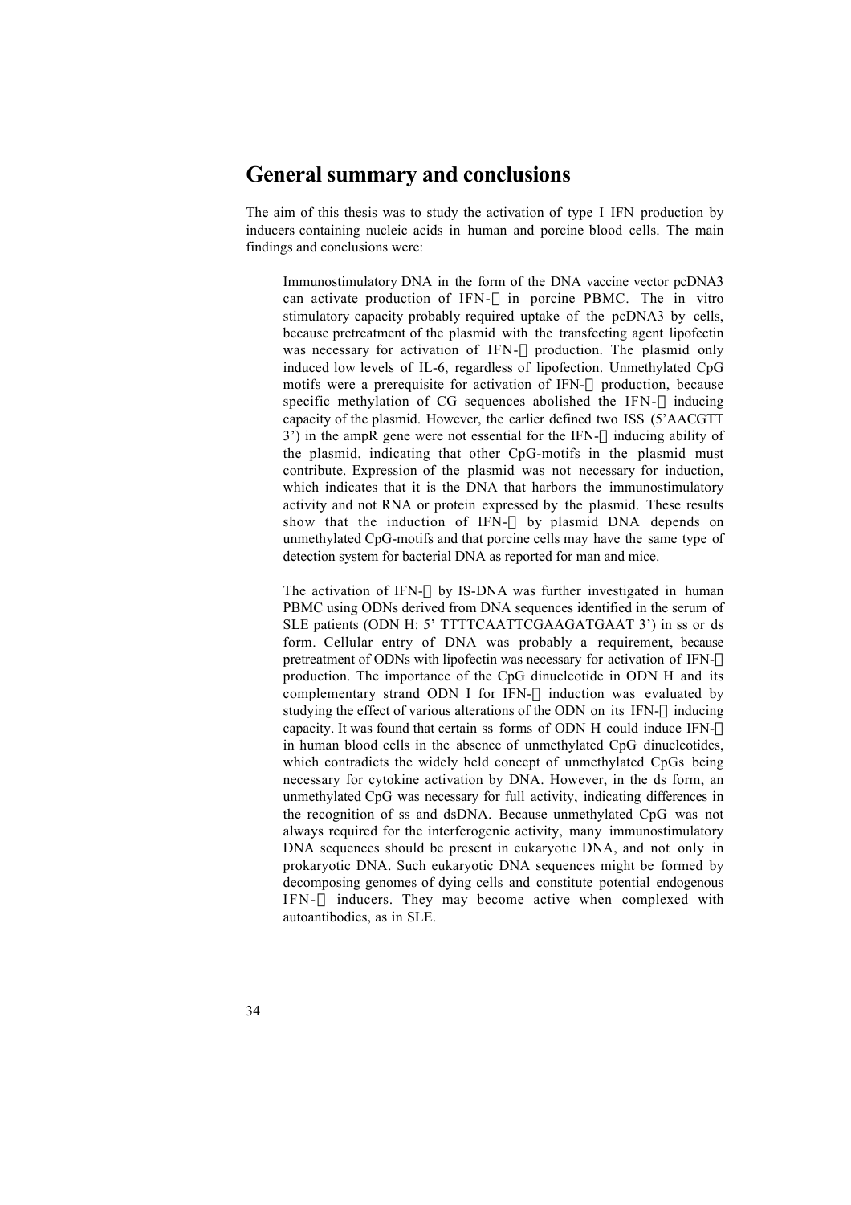## General summary and conclusions

The aim of this thesis was to study the activation of type I IFN production by inducers containing nucleic acids in human and porcine blood cells. The main findings and conclusions were:

> Immunostimulatory DNA in the form of the DNA vaccine vector pcDNA3 can activate production of IFN-α in porcine PBMC. The in vitro stimulatory capacity probably required uptake of the pcDNA3 by cells, because pretreatment of the plasmid with the transfecting agent lipofectin was necessary for activation of IFN-α production. The plasmid only induced low levels of IL-6, regardless of lipofection. Unmethylated CpG motifs were a prerequisite for activation of IFN-α production, because specific methylation of CG sequences abolished the IFN-α inducing capacity of the plasmid. However, the earlier defined two ISS (5'AACGTT 3') in the ampR gene were not essential for the IFN-α inducing ability of the plasmid, indicating that other CpG-motifs in the plasmid must contribute. Expression of the plasmid was not necessary for induction, which indicates that it is the DNA that harbors the immunostimulatory activity and not RNA or protein expressed by the plasmid. These results show that the induction of IFN-α by plasmid DNA depends on unmethylated CpG-motifs and that porcine cells may have the same type of detection system for bacterial DNA as reported for man and mice.
>
> The activation of IFN-α by IS-DNA was further investigated in human PBMC using ODNs derived from DNA sequences identified in the serum of SLE patients (ODN H: 5' TTTTCAATTCGAAGATGAAT 3') in ss or ds form. Cellular entry of DNA was probably a requirement, because pretreatment of ODNs with lipofectin was necessary for activation of IFN-α production. The importance of the CpG dinucleotide in ODN H and its complementary strand ODN I for IFN-α induction was evaluated by studying the effect of various alterations of the ODN on its IFN-α inducing capacity. It was found that certain ss forms of ODN H could induce IFN-α in human blood cells in the absence of unmethylated CpG dinucleotides, which contradicts the widely held concept of unmethylated CpGs being necessary for cytokine activation by DNA. However, in the ds form, an unmethylated CpG was necessary for full activity, indicating differences in the recognition of ss and dsDNA. Because unmethylated CpG was not always required for the interferogenic activity, many immunostimulatory DNA sequences should be present in eukaryotic DNA, and not only in prokaryotic DNA. Such eukaryotic DNA sequences might be formed by decomposing genomes of dying cells and constitute potential endogenous IFN-α inducers. They may become active when complexed with autoantibodies, as in SLE.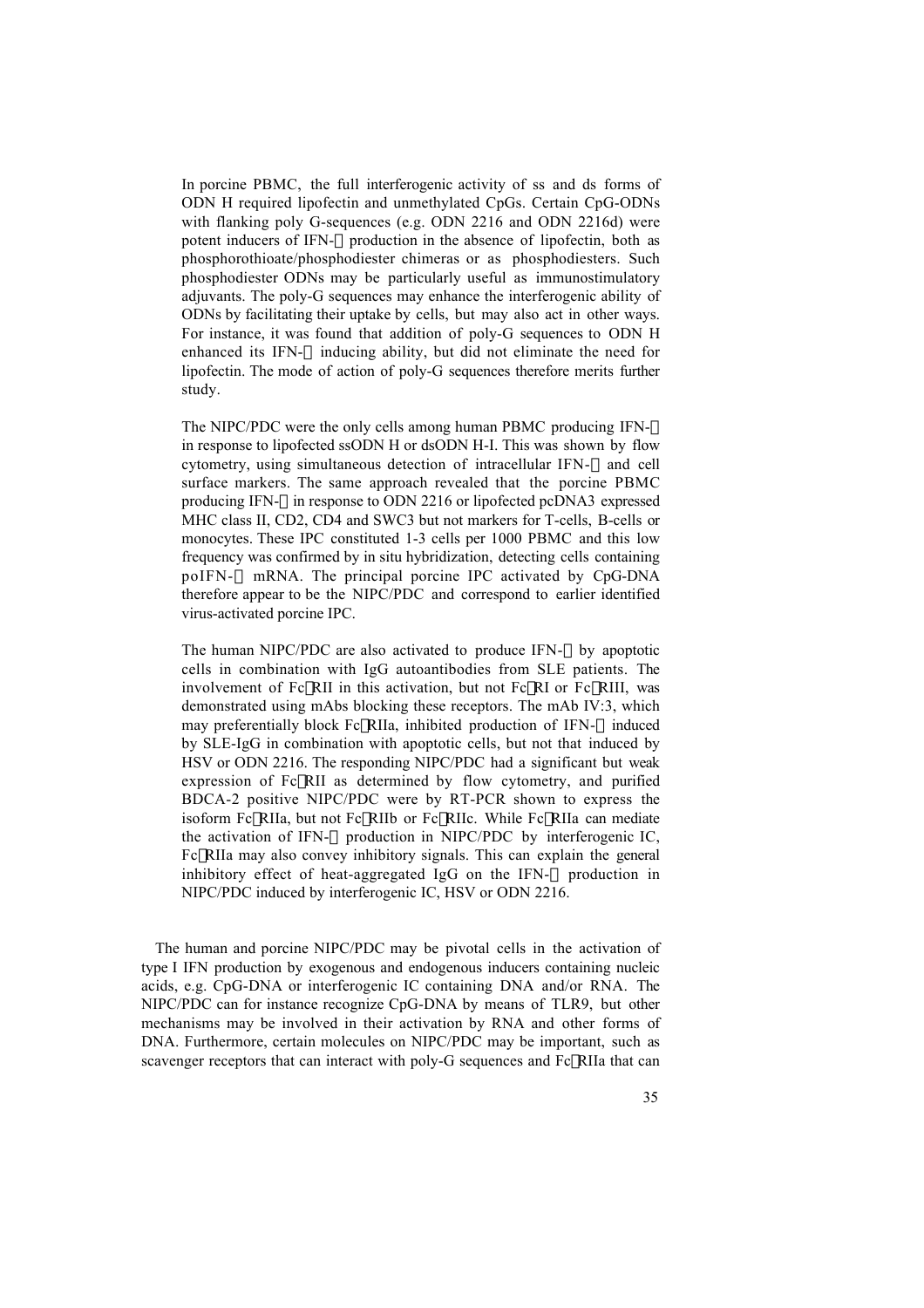In porcine PBMC, the full interferogenic activity of ss and ds forms of ODN H required lipofectin and unmethylated CpGs. Certain CpG-ODNs with flanking poly G-sequences (e.g. ODN 2216 and ODN 2216d) were potent inducers of IFN-α production in the absence of lipofectin, both as phosphorothioate/phosphodiester chimeras or as phosphodiesters. Such phosphodiester ODNs may be particularly useful as immunostimulatory adjuvants. The poly-G sequences may enhance the interferogenic ability of ODNs by facilitating their uptake by cells, but may also act in other ways. For instance, it was found that addition of poly-G sequences to ODN H enhanced its IFN-α inducing ability, but did not eliminate the need for lipofectin. The mode of action of poly-G sequences therefore merits further study.

The NIPC/PDC were the only cells among human PBMC producing IFN-α in response to lipofected ssODN H or dsODN H-I. This was shown by flow cytometry, using simultaneous detection of intracellular IFN-α and cell surface markers. The same approach revealed that the porcine PBMC producing IFN-α in response to ODN 2216 or lipofected pcDNA3 expressed MHC class II, CD2, CD4 and SWC3 but not markers for T-cells, B-cells or monocytes. These IPC constituted 1-3 cells per 1000 PBMC and this low frequency was confirmed by in situ hybridization, detecting cells containing poIFN-α mRNA. The principal porcine IPC activated by CpG-DNA therefore appear to be the NIPC/PDC and correspond to earlier identified virus-activated porcine IPC.

The human NIPC/PDC are also activated to produce IFN-α by apoptotic cells in combination with IgG autoantibodies from SLE patients. The involvement of FcγRII in this activation, but not FcγRI or FcγRIII, was demonstrated using mAbs blocking these receptors. The mAb IV:3, which may preferentially block FcγRIIa, inhibited production of IFN-α induced by SLE-IgG in combination with apoptotic cells, but not that induced by HSV or ODN 2216. The responding NIPC/PDC had a significant but weak expression of FcγRII as determined by flow cytometry, and purified BDCA-2 positive NIPC/PDC were by RT-PCR shown to express the isoform FcγRIIa, but not FcγRIIb or FcγRIIc. While FcγRIIa can mediate the activation of IFN-α production in NIPC/PDC by interferogenic IC, FcγRIIa may also convey inhibitory signals. This can explain the general inhibitory effect of heat-aggregated IgG on the IFN-α production in NIPC/PDC induced by interferogenic IC, HSV or ODN 2216.

The human and porcine NIPC/PDC may be pivotal cells in the activation of type I IFN production by exogenous and endogenous inducers containing nucleic acids, e.g. CpG-DNA or interferogenic IC containing DNA and/or RNA. The NIPC/PDC can for instance recognize CpG-DNA by means of TLR9, but other mechanisms may be involved in their activation by RNA and other forms of DNA. Furthermore, certain molecules on NIPC/PDC may be important, such as scavenger receptors that can interact with poly-G sequences and FcγRIIa that can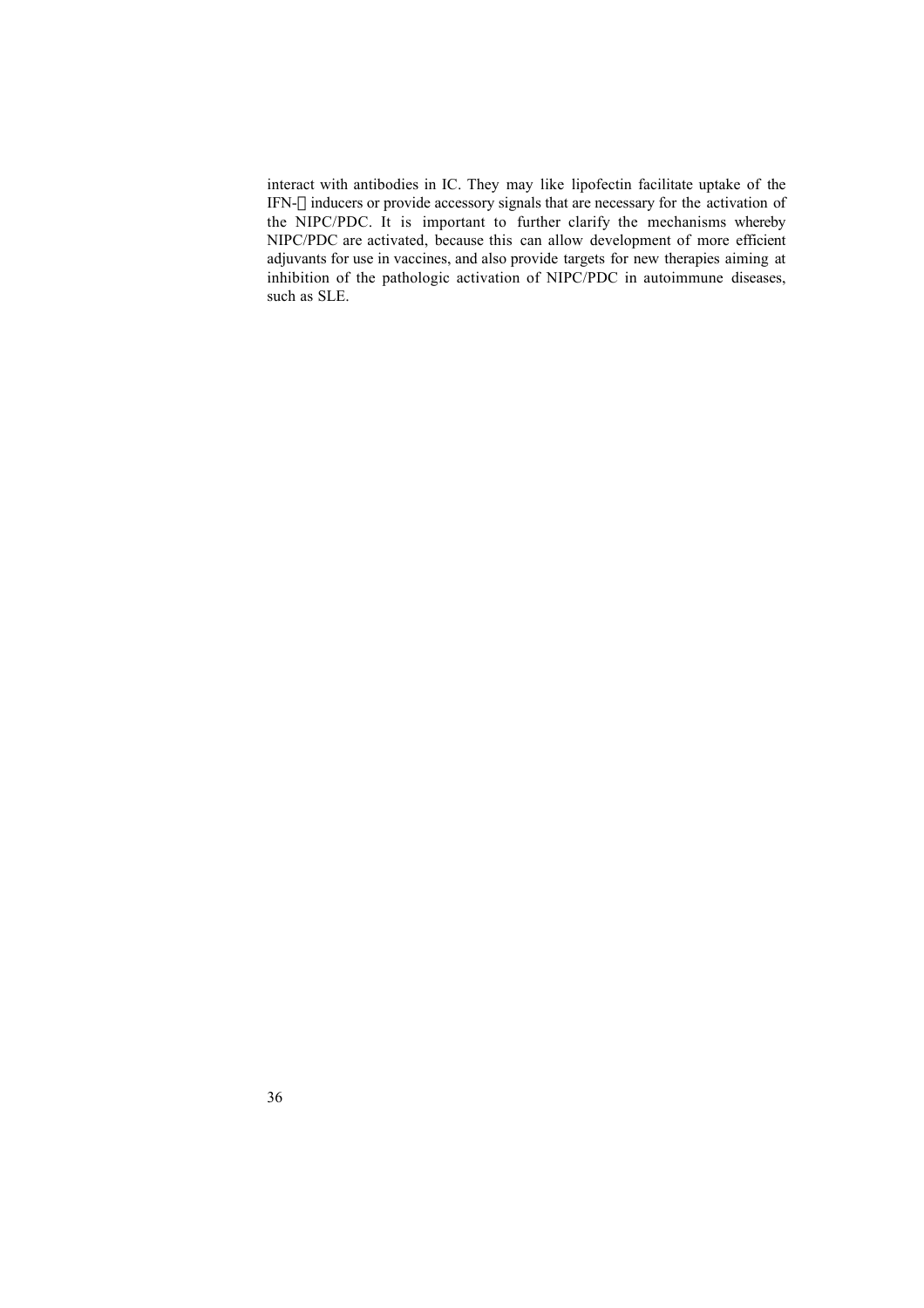interact with antibodies in IC. They may like lipofectin facilitate uptake of the IFN-$\alpha$ inducers or provide accessory signals that are necessary for the activation of the NIPC/PDC. It is important to further clarify the mechanisms whereby NIPC/PDC are activated, because this can allow development of more efficient adjuvants for use in vaccines, and also provide targets for new therapies aiming at inhibition of the pathologic activation of NIPC/PDC in autoimmune diseases, such as SLE.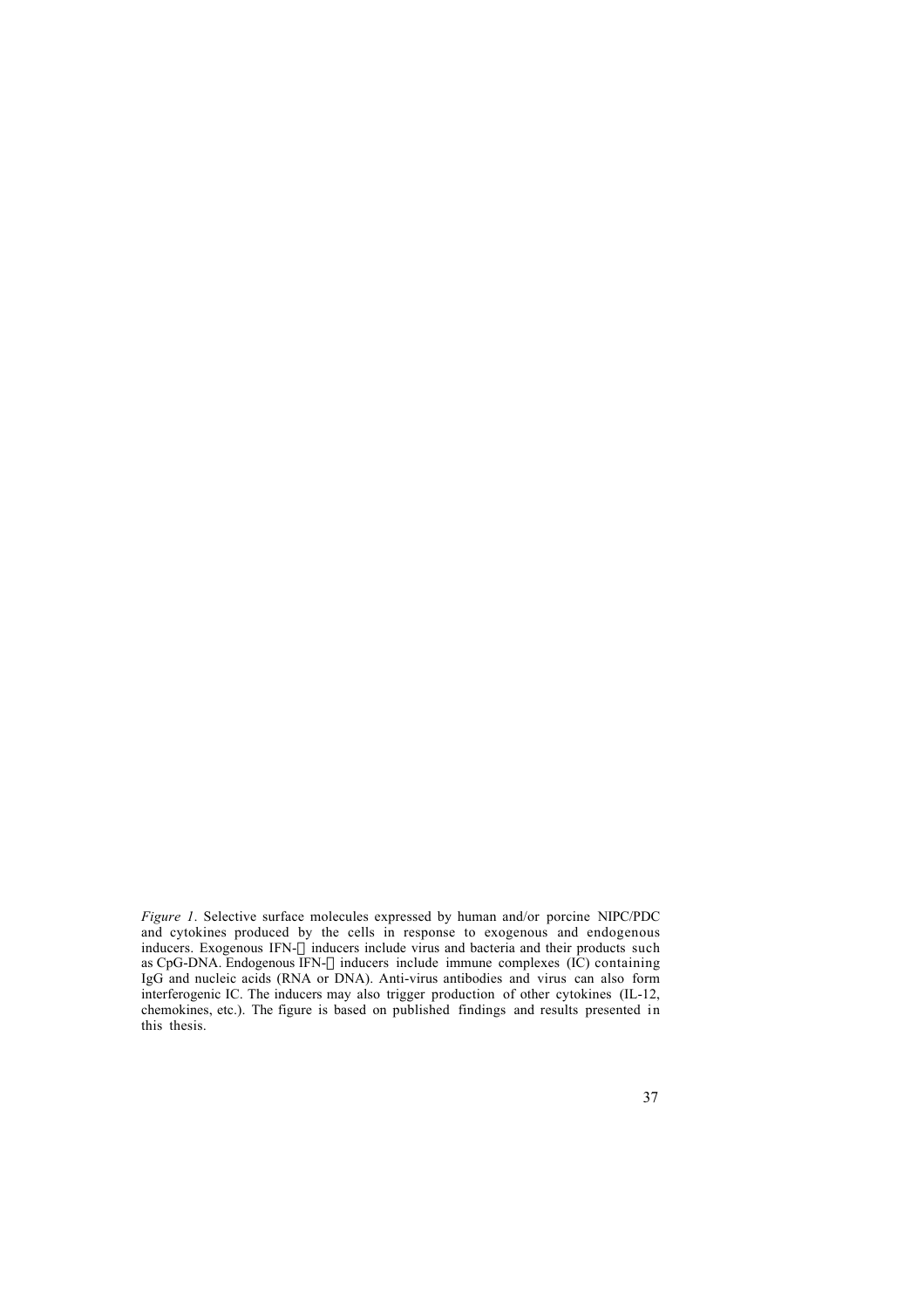*Figure 1*. Selective surface molecules expressed by human and/or porcine NIPC/PDC and cytokines produced by the cells in response to exogenous and endogenous inducers. Exogenous IFN-α inducers include virus and bacteria and their products such as CpG-DNA. Endogenous IFN-α inducers include immune complexes (IC) containing IgG and nucleic acids (RNA or DNA). Anti-virus antibodies and virus can also form interferogenic IC. The inducers may also trigger production of other cytokines (IL-12, chemokines, etc.). The figure is based on published findings and results presented in this thesis.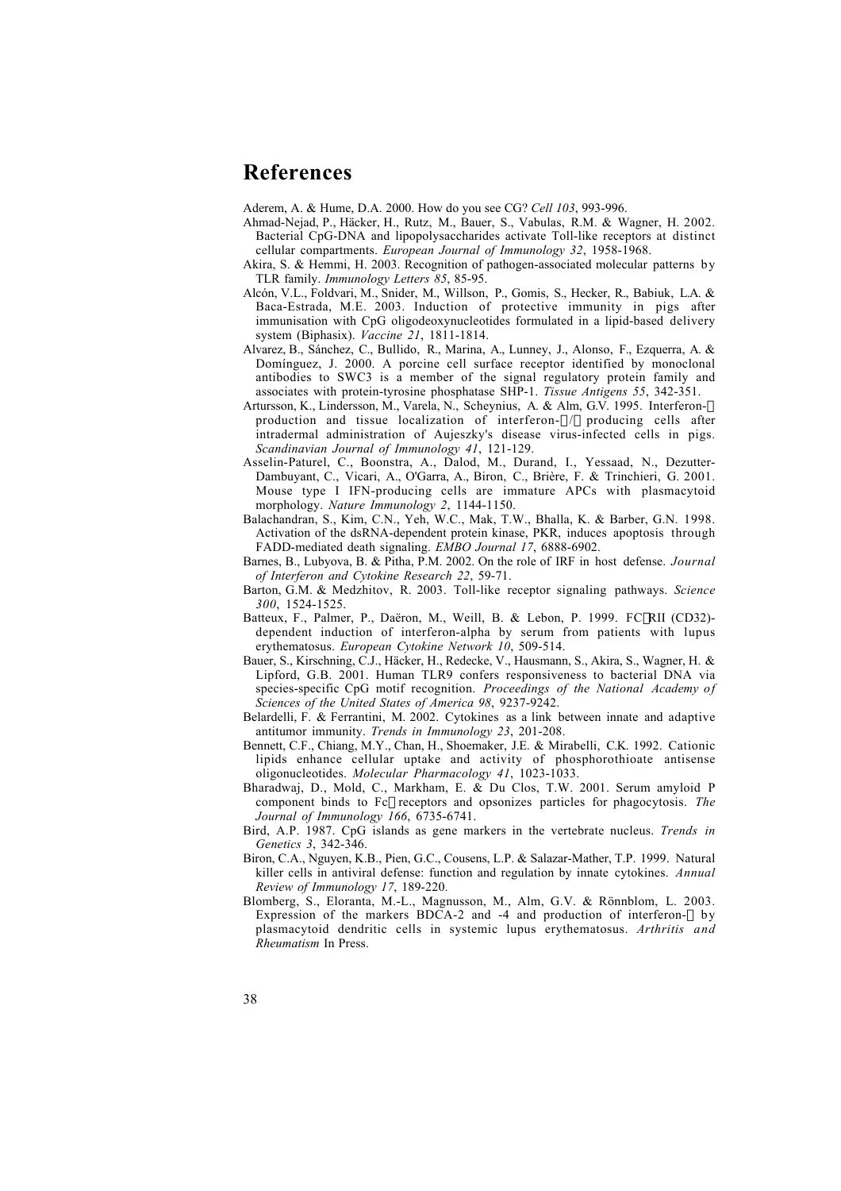# References

Aderem, A. & Hume, D.A. 2000. How do you see CG? *Cell 103*, 993-996.

Ahmad-Nejad, P., Häcker, H., Rutz, M., Bauer, S., Vabulas, R.M. & Wagner, H. 2002. Bacterial CpG-DNA and lipopolysaccharides activate Toll-like receptors at distinct cellular compartments. *European Journal of Immunology 32*, 1958-1968.

Akira, S. & Hemmi, H. 2003. Recognition of pathogen-associated molecular patterns by TLR family. *Immunology Letters 85*, 85-95.

Alcón, V.L., Foldvari, M., Snider, M., Willson, P., Gomis, S., Hecker, R., Babiuk, L.A. & Baca-Estrada, M.E. 2003. Induction of protective immunity in pigs after immunisation with CpG oligodeoxynucleotides formulated in a lipid-based delivery system (Biphasix). *Vaccine 21*, 1811-1814.

Alvarez, B., Sánchez, C., Bullido, R., Marina, A., Lunney, J., Alonso, F., Ezquerra, A. & Domínguez, J. 2000. A porcine cell surface receptor identified by monoclonal antibodies to SWC3 is a member of the signal regulatory protein family and associates with protein-tyrosine phosphatase SHP-1. *Tissue Antigens 55*, 342-351.

Artursson, K., Lindersson, M., Varela, N., Scheynius, A. & Alm, G.V. 1995. Interferon-α production and tissue localization of interferon-α/β producing cells after intradermal administration of Aujeszky's disease virus-infected cells in pigs. *Scandinavian Journal of Immunology 41*, 121-129.

Asselin-Paturel, C., Boonstra, A., Dalod, M., Durand, I., Yessaad, N., Dezutter-Dambuyant, C., Vicari, A., O'Garra, A., Biron, C., Brière, F. & Trinchieri, G. 2001. Mouse type I IFN-producing cells are immature APCs with plasmacytoid morphology. *Nature Immunology 2*, 1144-1150.

Balachandran, S., Kim, C.N., Yeh, W.C., Mak, T.W., Bhalla, K. & Barber, G.N. 1998. Activation of the dsRNA-dependent protein kinase, PKR, induces apoptosis through FADD-mediated death signaling. *EMBO Journal 17*, 6888-6902.

Barnes, B., Lubyova, B. & Pitha, P.M. 2002. On the role of IRF in host defense. *Journal of Interferon and Cytokine Research 22*, 59-71.

Barton, G.M. & Medzhitov, R. 2003. Toll-like receptor signaling pathways. *Science 300*, 1524-1525.

Batteux, F., Palmer, P., Daëron, M., Weill, B. & Lebon, P. 1999. FCγRII (CD32)-dependent induction of interferon-alpha by serum from patients with lupus erythematosus. *European Cytokine Network 10*, 509-514.

Bauer, S., Kirschning, C.J., Häcker, H., Redecke, V., Hausmann, S., Akira, S., Wagner, H. & Lipford, G.B. 2001. Human TLR9 confers responsiveness to bacterial DNA via species-specific CpG motif recognition. *Proceedings of the National Academy of Sciences of the United States of America 98*, 9237-9242.

Belardelli, F. & Ferrantini, M. 2002. Cytokines as a link between innate and adaptive antitumor immunity. *Trends in Immunology 23*, 201-208.

Bennett, C.F., Chiang, M.Y., Chan, H., Shoemaker, J.E. & Mirabelli, C.K. 1992. Cationic lipids enhance cellular uptake and activity of phosphorothioate antisense oligonucleotides. *Molecular Pharmacology 41*, 1023-1033.

Bharadwaj, D., Mold, C., Markham, E. & Du Clos, T.W. 2001. Serum amyloid P component binds to Fcγ receptors and opsonizes particles for phagocytosis. *The Journal of Immunology 166*, 6735-6741.

Bird, A.P. 1987. CpG islands as gene markers in the vertebrate nucleus. *Trends in Genetics 3*, 342-346.

Biron, C.A., Nguyen, K.B., Pien, G.C., Cousens, L.P. & Salazar-Mather, T.P. 1999. Natural killer cells in antiviral defense: function and regulation by innate cytokines. *Annual Review of Immunology 17*, 189-220.

Blomberg, S., Eloranta, M.-L., Magnusson, M., Alm, G.V. & Rönnblom, L. 2003. Expression of the markers BDCA-2 and -4 and production of interferon-α by plasmacytoid dendritic cells in systemic lupus erythematosus. *Arthritis and Rheumatism* In Press.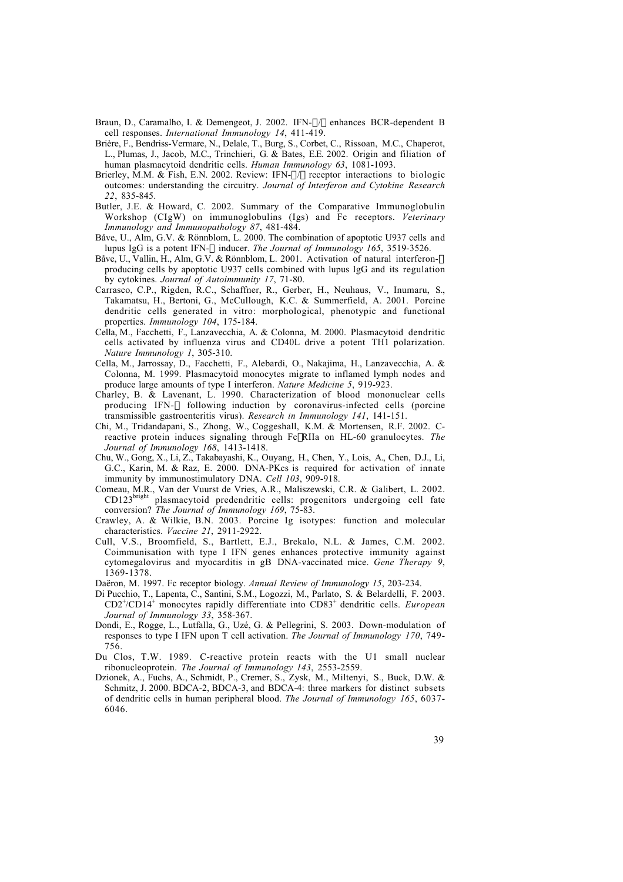Braun, D., Caramalho, I. & Demengeot, J. 2002. IFN-α/β enhances BCR-dependent B cell responses. *International Immunology 14*, 411-419.

Brière, F., Bendriss-Vermare, N., Delale, T., Burg, S., Corbet, C., Rissoan, M.C., Chaperot, L., Plumas, J., Jacob, M.C., Trinchieri, G. & Bates, E.E. 2002. Origin and filiation of human plasmacytoid dendritic cells. *Human Immunology 63*, 1081-1093.

Brierley, M.M. & Fish, E.N. 2002. Review: IFN-α/β receptor interactions to biologic outcomes: understanding the circuitry. *Journal of Interferon and Cytokine Research 22*, 835-845.

Butler, J.E. & Howard, C. 2002. Summary of the Comparative Immunoglobulin Workshop (CIgW) on immunoglobulins (Igs) and Fc receptors. *Veterinary Immunology and Immunopathology 87*, 481-484.

Båve, U., Alm, G.V. & Rönnblom, L. 2000. The combination of apoptotic U937 cells and lupus IgG is a potent IFN-α inducer. *The Journal of Immunology 165*, 3519-3526.

Båve, U., Vallin, H., Alm, G.V. & Rönnblom, L. 2001. Activation of natural interferon-α producing cells by apoptotic U937 cells combined with lupus IgG and its regulation by cytokines. *Journal of Autoimmunity 17*, 71-80.

Carrasco, C.P., Rigden, R.C., Schaffner, R., Gerber, H., Neuhaus, V., Inumaru, S., Takamatsu, H., Bertoni, G., McCullough, K.C. & Summerfield, A. 2001. Porcine dendritic cells generated in vitro: morphological, phenotypic and functional properties. *Immunology 104*, 175-184.

Cella, M., Facchetti, F., Lanzavecchia, A. & Colonna, M. 2000. Plasmacytoid dendritic cells activated by influenza virus and CD40L drive a potent TH1 polarization. *Nature Immunology 1*, 305-310.

Cella, M., Jarrossay, D., Facchetti, F., Alebardi, O., Nakajima, H., Lanzavecchia, A. & Colonna, M. 1999. Plasmacytoid monocytes migrate to inflamed lymph nodes and produce large amounts of type I interferon. *Nature Medicine 5*, 919-923.

Charley, B. & Lavenant, L. 1990. Characterization of blood mononuclear cells producing IFN-α following induction by coronavirus-infected cells (porcine transmissible gastroenteritis virus). *Research in Immunology 141*, 141-151.

Chi, M., Tridandapani, S., Zhong, W., Coggeshall, K.M. & Mortensen, R.F. 2002. C-reactive protein induces signaling through FcγRIIa on HL-60 granulocytes. *The Journal of Immunology 168*, 1413-1418.

Chu, W., Gong, X., Li, Z., Takabayashi, K., Ouyang, H., Chen, Y., Lois, A., Chen, D.J., Li, G.C., Karin, M. & Raz, E. 2000. DNA-PKcs is required for activation of innate immunity by immunostimulatory DNA. *Cell 103*, 909-918.

Comeau, M.R., Van der Vuurst de Vries, A.R., Maliszewski, C.R. & Galibert, L. 2002. CD123[bright] plasmacytoid predendritic cells: progenitors undergoing cell fate conversion? *The Journal of Immunology 169*, 75-83.

Crawley, A. & Wilkie, B.N. 2003. Porcine Ig isotypes: function and molecular characteristics. *Vaccine 21*, 2911-2922.

Cull, V.S., Broomfield, S., Bartlett, E.J., Brekalo, N.L. & James, C.M. 2002. Coimmunisation with type I IFN genes enhances protective immunity against cytomegalovirus and myocarditis in gB DNA-vaccinated mice. *Gene Therapy 9*, 1369-1378.

Daëron, M. 1997. Fc receptor biology. *Annual Review of Immunology 15*, 203-234.

Di Pucchio, T., Lapenta, C., Santini, S.M., Logozzi, M., Parlato, S. & Belardelli, F. 2003. $CD2^+$/$CD14^+$ monocytes rapidly differentiate into $CD83^+$ dendritic cells. *European Journal of Immunology 33*, 358-367.

Dondi, E., Rogge, L., Lutfalla, G., Uzé, G. & Pellegrini, S. 2003. Down-modulation of responses to type I IFN upon T cell activation. *The Journal of Immunology 170*, 749-756.

Du Clos, T.W. 1989. C-reactive protein reacts with the U1 small nuclear ribonucleoprotein. *The Journal of Immunology 143*, 2553-2559.

Dzionek, A., Fuchs, A., Schmidt, P., Cremer, S., Zysk, M., Miltenyi, S., Buck, D.W. & Schmitz, J. 2000. BDCA-2, BDCA-3, and BDCA-4: three markers for distinct subsets of dendritic cells in human peripheral blood. *The Journal of Immunology 165*, 6037-6046.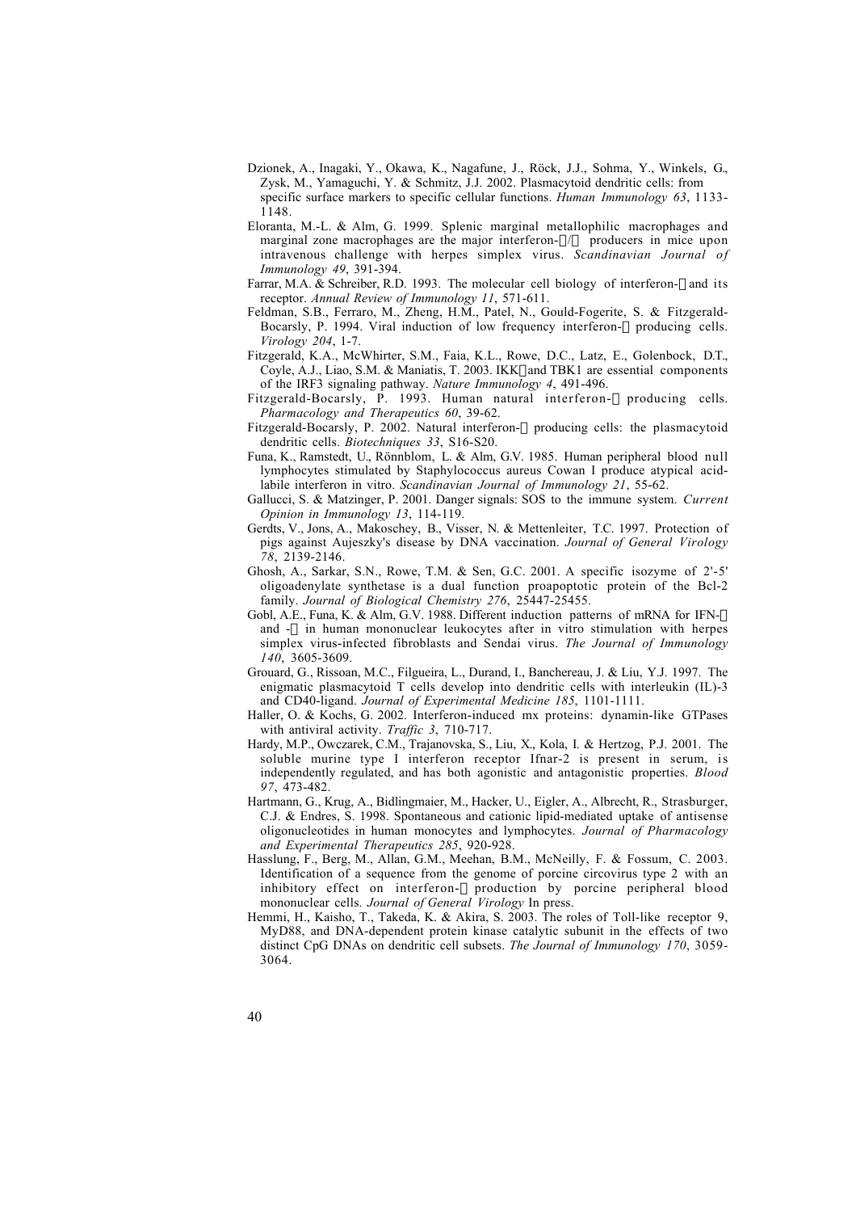Dzionek, A., Inagaki, Y., Okawa, K., Nagafune, J., Röck, J.J., Sohma, Y., Winkels, G., Zysk, M., Yamaguchi, Y. & Schmitz, J.J. 2002. Plasmacytoid dendritic cells: from specific surface markers to specific cellular functions. *Human Immunology 63*, 1133-1148.

Eloranta, M.-L. & Alm, G. 1999. Splenic marginal metallophilic macrophages and marginal zone macrophages are the major interferon-α/β producers in mice upon intravenous challenge with herpes simplex virus. *Scandinavian Journal of Immunology 49*, 391-394.

Farrar, M.A. & Schreiber, R.D. 1993. The molecular cell biology of interferon-γ and its receptor. *Annual Review of Immunology 11*, 571-611.

Feldman, S.B., Ferraro, M., Zheng, H.M., Patel, N., Gould-Fogerite, S. & Fitzgerald-Bocarsly, P. 1994. Viral induction of low frequency interferon-α producing cells. *Virology 204*, 1-7.

Fitzgerald, K.A., McWhirter, S.M., Faia, K.L., Rowe, D.C., Latz, E., Golenbock, D.T., Coyle, A.J., Liao, S.M. & Maniatis, T. 2003. IKKε and TBK1 are essential components of the IRF3 signaling pathway. *Nature Immunology 4*, 491-496.

Fitzgerald-Bocarsly, P. 1993. Human natural interferon-α producing cells. *Pharmacology and Therapeutics 60*, 39-62.

Fitzgerald-Bocarsly, P. 2002. Natural interferon-α producing cells: the plasmacytoid dendritic cells. *Biotechniques 33*, S16-S20.

Funa, K., Ramstedt, U., Rönnblom, L. & Alm, G.V. 1985. Human peripheral blood null lymphocytes stimulated by Staphylococcus aureus Cowan I produce atypical acid-labile interferon in vitro. *Scandinavian Journal of Immunology 21*, 55-62.

Gallucci, S. & Matzinger, P. 2001. Danger signals: SOS to the immune system. *Current Opinion in Immunology 13*, 114-119.

Gerdts, V., Jons, A., Makoschey, B., Visser, N. & Mettenleiter, T.C. 1997. Protection of pigs against Aujeszky's disease by DNA vaccination. *Journal of General Virology 78*, 2139-2146.

Ghosh, A., Sarkar, S.N., Rowe, T.M. & Sen, G.C. 2001. A specific isozyme of 2'-5' oligoadenylate synthetase is a dual function proapoptotic protein of the Bcl-2 family. *Journal of Biological Chemistry 276*, 25447-25455.

Gobl, A.E., Funa, K. & Alm, G.V. 1988. Different induction patterns of mRNA for IFN-α and -β in human mononuclear leukocytes after in vitro stimulation with herpes simplex virus-infected fibroblasts and Sendai virus. *The Journal of Immunology 140*, 3605-3609.

Grouard, G., Rissoan, M.C., Filgueira, L., Durand, I., Banchereau, J. & Liu, Y.J. 1997. The enigmatic plasmacytoid T cells develop into dendritic cells with interleukin (IL)-3 and CD40-ligand. *Journal of Experimental Medicine 185*, 1101-1111.

Haller, O. & Kochs, G. 2002. Interferon-induced mx proteins: dynamin-like GTPases with antiviral activity. *Traffic 3*, 710-717.

Hardy, M.P., Owczarek, C.M., Trajanovska, S., Liu, X., Kola, I. & Hertzog, P.J. 2001. The soluble murine type I interferon receptor Ifnar-2 is present in serum, is independently regulated, and has both agonistic and antagonistic properties. *Blood 97*, 473-482.

Hartmann, G., Krug, A., Bidlingmaier, M., Hacker, U., Eigler, A., Albrecht, R., Strasburger, C.J. & Endres, S. 1998. Spontaneous and cationic lipid-mediated uptake of antisense oligonucleotides in human monocytes and lymphocytes. *Journal of Pharmacology and Experimental Therapeutics 285*, 920-928.

Hasslung, F., Berg, M., Allan, G.M., Meehan, B.M., McNeilly, F. & Fossum, C. 2003. Identification of a sequence from the genome of porcine circovirus type 2 with an inhibitory effect on interferon-α production by porcine peripheral blood mononuclear cells. *Journal of General Virology* In press.

Hemmi, H., Kaisho, T., Takeda, K. & Akira, S. 2003. The roles of Toll-like receptor 9, MyD88, and DNA-dependent protein kinase catalytic subunit in the effects of two distinct CpG DNAs on dendritic cell subsets. *The Journal of Immunology 170*, 3059-3064.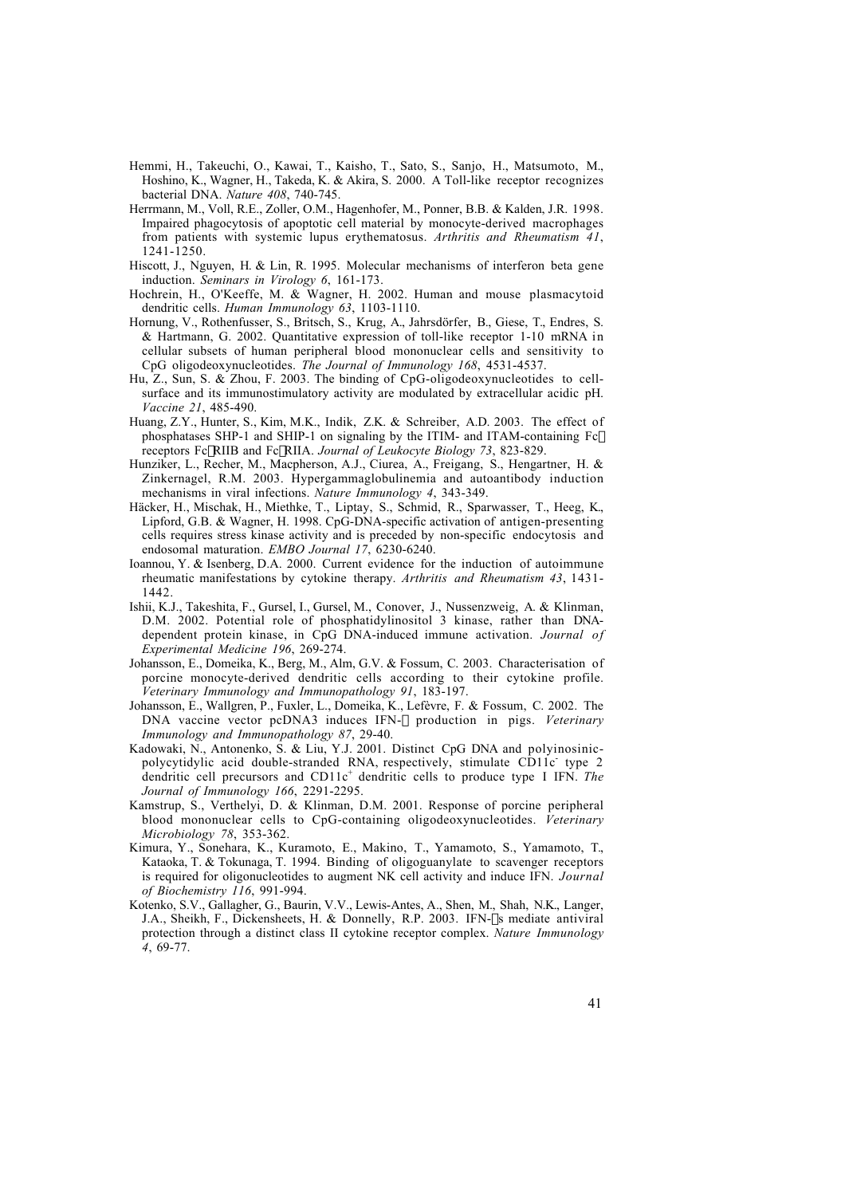Hemmi, H., Takeuchi, O., Kawai, T., Kaisho, T., Sato, S., Sanjo, H., Matsumoto, M., Hoshino, K., Wagner, H., Takeda, K. & Akira, S. 2000. A Toll-like receptor recognizes bacterial DNA. *Nature 408*, 740-745.

Herrmann, M., Voll, R.E., Zoller, O.M., Hagenhofer, M., Ponner, B.B. & Kalden, J.R. 1998. Impaired phagocytosis of apoptotic cell material by monocyte-derived macrophages from patients with systemic lupus erythematosus. *Arthritis and Rheumatism 41*, 1241-1250.

Hiscott, J., Nguyen, H. & Lin, R. 1995. Molecular mechanisms of interferon beta gene induction. *Seminars in Virology 6*, 161-173.

Hochrein, H., O'Keeffe, M. & Wagner, H. 2002. Human and mouse plasmacytoid dendritic cells. *Human Immunology 63*, 1103-1110.

Hornung, V., Rothenfusser, S., Britsch, S., Krug, A., Jahrsdörfer, B., Giese, T., Endres, S. & Hartmann, G. 2002. Quantitative expression of toll-like receptor 1-10 mRNA in cellular subsets of human peripheral blood mononuclear cells and sensitivity to CpG oligodeoxynucleotides. *The Journal of Immunology 168*, 4531-4537.

Hu, Z., Sun, S. & Zhou, F. 2003. The binding of CpG-oligodeoxynucleotides to cell-surface and its immunostimulatory activity are modulated by extracellular acidic pH. *Vaccine 21*, 485-490.

Huang, Z.Y., Hunter, S., Kim, M.K., Indik, Z.K. & Schreiber, A.D. 2003. The effect of phosphatases SHP-1 and SHIP-1 on signaling by the ITIM- and ITAM-containing Fc receptors FcRIIB and FcRIIA. *Journal of Leukocyte Biology 73*, 823-829.

Hunziker, L., Recher, M., Macpherson, A.J., Ciurea, A., Freigang, S., Hengartner, H. & Zinkernagel, R.M. 2003. Hypergammaglobulinemia and autoantibody induction mechanisms in viral infections. *Nature Immunology 4*, 343-349.

Häcker, H., Mischak, H., Miethke, T., Liptay, S., Schmid, R., Sparwasser, T., Heeg, K., Lipford, G.B. & Wagner, H. 1998. CpG-DNA-specific activation of antigen-presenting cells requires stress kinase activity and is preceded by non-specific endocytosis and endosomal maturation. *EMBO Journal 17*, 6230-6240.

Ioannou, Y. & Isenberg, D.A. 2000. Current evidence for the induction of autoimmune rheumatic manifestations by cytokine therapy. *Arthritis and Rheumatism 43*, 1431-1442.

Ishii, K.J., Takeshita, F., Gursel, I., Gursel, M., Conover, J., Nussenzweig, A. & Klinman, D.M. 2002. Potential role of phosphatidylinositol 3 kinase, rather than DNA-dependent protein kinase, in CpG DNA-induced immune activation. *Journal of Experimental Medicine 196*, 269-274.

Johansson, E., Domeika, K., Berg, M., Alm, G.V. & Fossum, C. 2003. Characterisation of porcine monocyte-derived dendritic cells according to their cytokine profile. *Veterinary Immunology and Immunopathology 91*, 183-197.

Johansson, E., Wallgren, P., Fuxler, L., Domeika, K., Lefèvre, F. & Fossum, C. 2002. The DNA vaccine vector pcDNA3 induces IFN- production in pigs. *Veterinary Immunology and Immunopathology 87*, 29-40.

Kadowaki, N., Antonenko, S. & Liu, Y.J. 2001. Distinct CpG DNA and polyinosinic-polycytidylic acid double-stranded RNA, respectively, stimulate CD11c$^-$ type 2 dendritic cell precursors and CD11c$^+$ dendritic cells to produce type I IFN. *The Journal of Immunology 166*, 2291-2295.

Kamstrup, S., Verthelyi, D. & Klinman, D.M. 2001. Response of porcine peripheral blood mononuclear cells to CpG-containing oligodeoxynucleotides. *Veterinary Microbiology 78*, 353-362.

Kimura, Y., Sonehara, K., Kuramoto, E., Makino, T., Yamamoto, S., Yamamoto, T., Kataoka, T. & Tokunaga, T. 1994. Binding of oligoguanylate to scavenger receptors is required for oligonucleotides to augment NK cell activity and induce IFN. *Journal of Biochemistry 116*, 991-994.

Kotenko, S.V., Gallagher, G., Baurin, V.V., Lewis-Antes, A., Shen, M., Shah, N.K., Langer, J.A., Sheikh, F., Dickensheets, H. & Donnelly, R.P. 2003. IFN-s mediate antiviral protection through a distinct class II cytokine receptor complex. *Nature Immunology 4*, 69-77.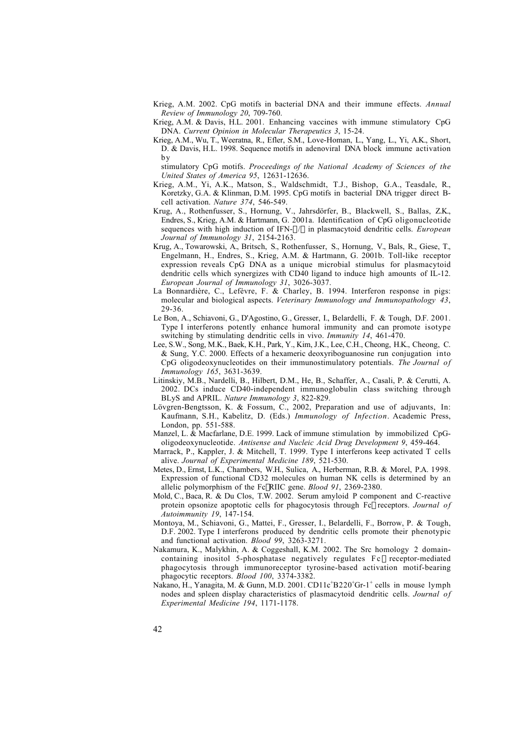Krieg, A.M. 2002. CpG motifs in bacterial DNA and their immune effects. *Annual Review of Immunology 20*, 709-760.

Krieg, A.M. & Davis, H.L. 2001. Enhancing vaccines with immune stimulatory CpG DNA. *Current Opinion in Molecular Therapeutics 3*, 15-24.

Krieg, A.M., Wu, T., Weeratna, R., Efler, S.M., Love-Homan, L., Yang, L., Yi, A.K., Short, D. & Davis, H.L. 1998. Sequence motifs in adenoviral DNA block immune activation by stimulatory CpG motifs. *Proceedings of the National Academy of Sciences of the United States of America 95*, 12631-12636.

Krieg, A.M., Yi, A.K., Matson, S., Waldschmidt, T.J., Bishop, G.A., Teasdale, R., Koretzky, G.A. & Klinman, D.M. 1995. CpG motifs in bacterial DNA trigger direct B-cell activation. *Nature 374*, 546-549.

Krug, A., Rothenfusser, S., Hornung, V., Jahrsdörfer, B., Blackwell, S., Ballas, Z.K., Endres, S., Krieg, A.M. & Hartmann, G. 2001a. Identification of CpG oligonucleotide sequences with high induction of IFN-$\alpha$/$\beta$ in plasmacytoid dendritic cells. *European Journal of Immunology 31*, 2154-2163.

Krug, A., Towarowski, A., Britsch, S., Rothenfusser, S., Hornung, V., Bals, R., Giese, T., Engelmann, H., Endres, S., Krieg, A.M. & Hartmann, G. 2001b. Toll-like receptor expression reveals CpG DNA as a unique microbial stimulus for plasmacytoid dendritic cells which synergizes with CD40 ligand to induce high amounts of IL-12. *European Journal of Immunology 31*, 3026-3037.

La Bonnardière, C., Lefèvre, F. & Charley, B. 1994. Interferon response in pigs: molecular and biological aspects. *Veterinary Immunology and Immunopathology 43*, 29-36.

Le Bon, A., Schiavoni, G., D'Agostino, G., Gresser, I., Belardelli, F. & Tough, D.F. 2001. Type I interferons potently enhance humoral immunity and can promote isotype switching by stimulating dendritic cells in vivo. *Immunity 14*, 461-470.

Lee, S.W., Song, M.K., Baek, K.H., Park, Y., Kim, J.K., Lee, C.H., Cheong, H.K., Cheong, C. & Sung, Y.C. 2000. Effects of a hexameric deoxyriboguanosine run conjugation into CpG oligodeoxynucleotides on their immunostimulatory potentials. *The Journal of Immunology 165*, 3631-3639.

Litinskiy, M.B., Nardelli, B., Hilbert, D.M., He, B., Schaffer, A., Casali, P. & Cerutti, A. 2002. DCs induce CD40-independent immunoglobulin class switching through BLyS and APRIL. *Nature Immunology 3*, 822-829.

Lövgren-Bengtsson, K. & Fossum, C., 2002, Preparation and use of adjuvants, In: Kaufmann, S.H., Kabelitz, D. (Eds.) *Immunology of Infection*. Academic Press, London, pp. 551-588.

Manzel, L. & Macfarlane, D.E. 1999. Lack of immune stimulation by immobilized CpG-oligodeoxynucleotide. *Antisense and Nucleic Acid Drug Development 9*, 459-464.

Marrack, P., Kappler, J. & Mitchell, T. 1999. Type I interferons keep activated T cells alive. *Journal of Experimental Medicine 189*, 521-530.

Metes, D., Ernst, L.K., Chambers, W.H., Sulica, A., Herberman, R.B. & Morel, P.A. 1998. Expression of functional CD32 molecules on human NK cells is determined by an allelic polymorphism of the Fc$\gamma$RIIC gene. *Blood 91*, 2369-2380.

Mold, C., Baca, R. & Du Clos, T.W. 2002. Serum amyloid P component and C-reactive protein opsonize apoptotic cells for phagocytosis through Fc$\gamma$ receptors. *Journal of Autoimmunity 19*, 147-154.

Montoya, M., Schiavoni, G., Mattei, F., Gresser, I., Belardelli, F., Borrow, P. & Tough, D.F. 2002. Type I interferons produced by dendritic cells promote their phenotypic and functional activation. *Blood 99*, 3263-3271.

Nakamura, K., Malykhin, A. & Coggeshall, K.M. 2002. The Src homology 2 domain-containing inositol 5-phosphatase negatively regulates Fc$\gamma$ receptor-mediated phagocytosis through immunoreceptor tyrosine-based activation motif-bearing phagocytic receptors. *Blood 100*, 3374-3382.

Nakano, H., Yanagita, M. & Gunn, M.D. 2001. CD11c$^{+}$B220$^{+}$Gr-1$^{+}$ cells in mouse lymph nodes and spleen display characteristics of plasmacytoid dendritic cells. *Journal of Experimental Medicine 194*, 1171-1178.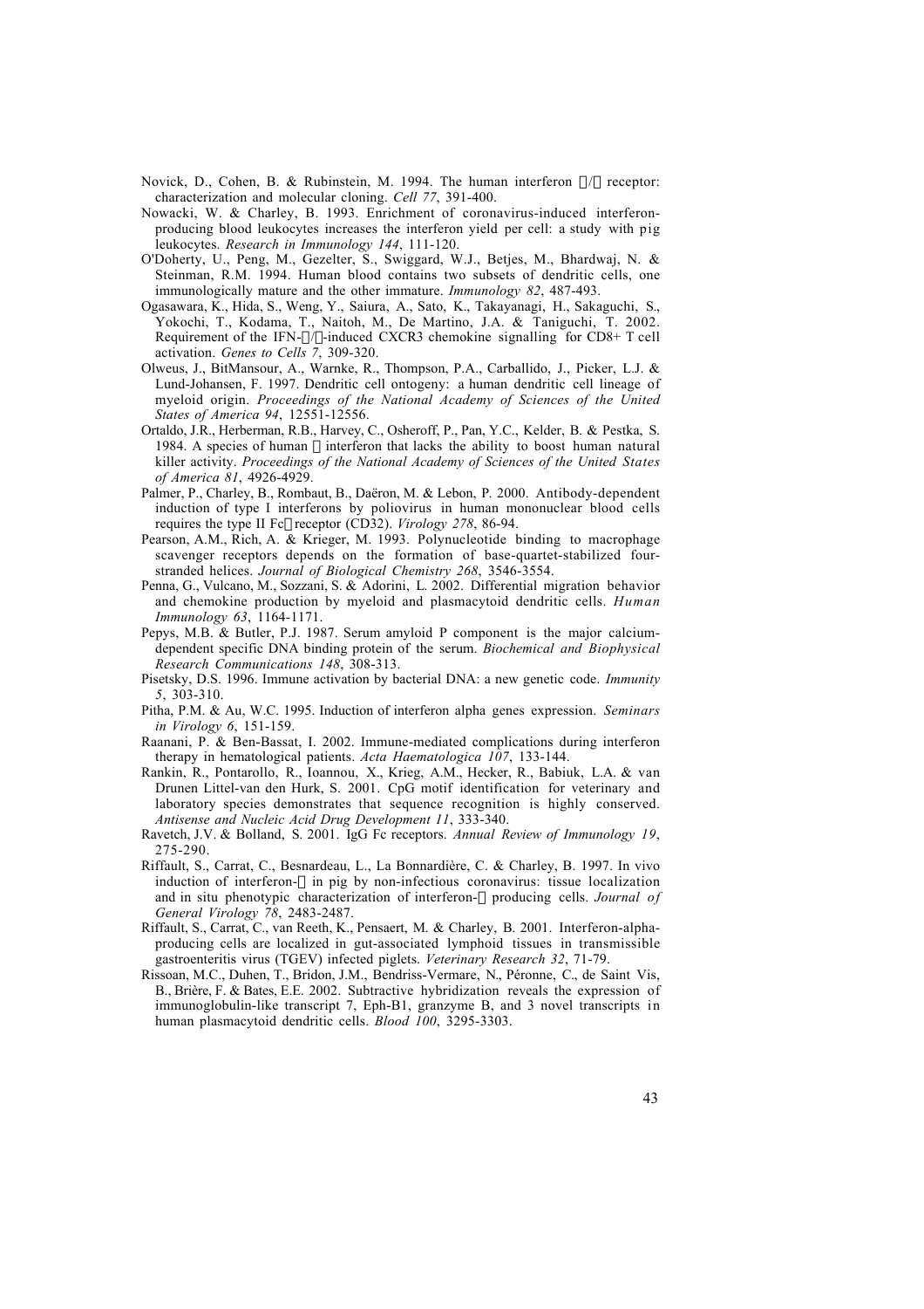Novick, D., Cohen, B. & Rubinstein, M. 1994. The human interferon α/β receptor: characterization and molecular cloning. *Cell 77*, 391-400.

Nowacki, W. & Charley, B. 1993. Enrichment of coronavirus-induced interferon-producing blood leukocytes increases the interferon yield per cell: a study with pig leukocytes. *Research in Immunology 144*, 111-120.

O'Doherty, U., Peng, M., Gezelter, S., Swiggard, W.J., Betjes, M., Bhardwaj, N. & Steinman, R.M. 1994. Human blood contains two subsets of dendritic cells, one immunologically mature and the other immature. *Immunology 82*, 487-493.

Ogasawara, K., Hida, S., Weng, Y., Saiura, A., Sato, K., Takayanagi, H., Sakaguchi, S., Yokochi, T., Kodama, T., Naitoh, M., De Martino, J.A. & Taniguchi, T. 2002. Requirement of the IFN-α/β-induced CXCR3 chemokine signalling for CD8+ T cell activation. *Genes to Cells 7*, 309-320.

Olweus, J., BitMansour, A., Warnke, R., Thompson, P.A., Carballido, J., Picker, L.J. & Lund-Johansen, F. 1997. Dendritic cell ontogeny: a human dendritic cell lineage of myeloid origin. *Proceedings of the National Academy of Sciences of the United States of America 94*, 12551-12556.

Ortaldo, J.R., Herberman, R.B., Harvey, C., Osheroff, P., Pan, Y.C., Kelder, B. & Pestka, S. 1984. A species of human α interferon that lacks the ability to boost human natural killer activity. *Proceedings of the National Academy of Sciences of the United States of America 81*, 4926-4929.

Palmer, P., Charley, B., Rombaut, B., Daëron, M. & Lebon, P. 2000. Antibody-dependent induction of type I interferons by poliovirus in human mononuclear blood cells requires the type II Fcγ receptor (CD32). *Virology 278*, 86-94.

Pearson, A.M., Rich, A. & Krieger, M. 1993. Polynucleotide binding to macrophage scavenger receptors depends on the formation of base-quartet-stabilized four-stranded helices. *Journal of Biological Chemistry 268*, 3546-3554.

Penna, G., Vulcano, M., Sozzani, S. & Adorini, L. 2002. Differential migration behavior and chemokine production by myeloid and plasmacytoid dendritic cells. *Human Immunology 63*, 1164-1171.

Pepys, M.B. & Butler, P.J. 1987. Serum amyloid P component is the major calcium-dependent specific DNA binding protein of the serum. *Biochemical and Biophysical Research Communications 148*, 308-313.

Pisetsky, D.S. 1996. Immune activation by bacterial DNA: a new genetic code. *Immunity 5*, 303-310.

Pitha, P.M. & Au, W.C. 1995. Induction of interferon alpha genes expression. *Seminars in Virology 6*, 151-159.

Raanani, P. & Ben-Bassat, I. 2002. Immune-mediated complications during interferon therapy in hematological patients. *Acta Haematologica 107*, 133-144.

Rankin, R., Pontarollo, R., Ioannou, X., Krieg, A.M., Hecker, R., Babiuk, L.A. & van Drunen Littel-van den Hurk, S. 2001. CpG motif identification for veterinary and laboratory species demonstrates that sequence recognition is highly conserved. *Antisense and Nucleic Acid Drug Development 11*, 333-340.

Ravetch, J.V. & Bolland, S. 2001. IgG Fc receptors. *Annual Review of Immunology 19*, 275-290.

Riffault, S., Carrat, C., Besnardeau, L., La Bonnardière, C. & Charley, B. 1997. In vivo induction of interferon-α in pig by non-infectious coronavirus: tissue localization and in situ phenotypic characterization of interferon-α producing cells. *Journal of General Virology 78*, 2483-2487.

Riffault, S., Carrat, C., van Reeth, K., Pensaert, M. & Charley, B. 2001. Interferon-alpha-producing cells are localized in gut-associated lymphoid tissues in transmissible gastroenteritis virus (TGEV) infected piglets. *Veterinary Research 32*, 71-79.

Rissoan, M.C., Duhen, T., Bridon, J.M., Bendriss-Vermare, N., Péronne, C., de Saint Vis, B., Brière, F. & Bates, E.E. 2002. Subtractive hybridization reveals the expression of immunoglobulin-like transcript 7, Eph-B1, granzyme B, and 3 novel transcripts in human plasmacytoid dendritic cells. *Blood 100*, 3295-3303.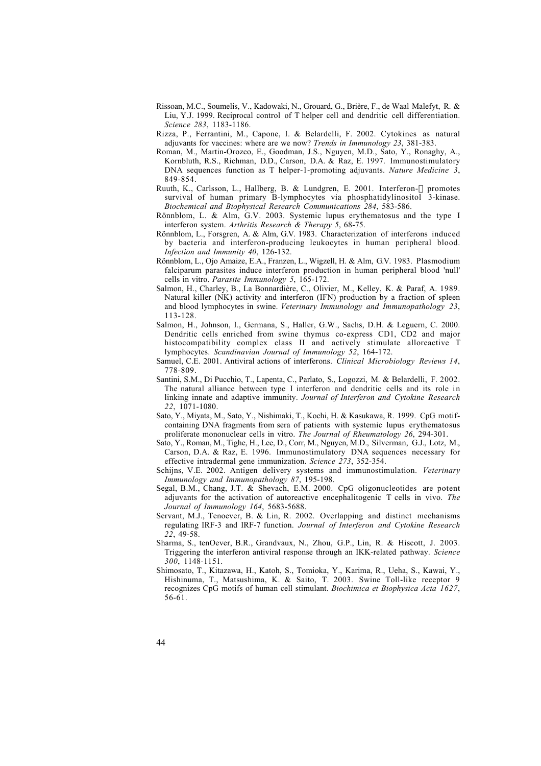Rissoan, M.C., Soumelis, V., Kadowaki, N., Grouard, G., Brière, F., de Waal Malefyt, R. & Liu, Y.J. 1999. Reciprocal control of T helper cell and dendritic cell differentiation. *Science 283*, 1183-1186.

Rizza, P., Ferrantini, M., Capone, I. & Belardelli, F. 2002. Cytokines as natural adjuvants for vaccines: where are we now? *Trends in Immunology 23*, 381-383.

Roman, M., Martin-Orozco, E., Goodman, J.S., Nguyen, M.D., Sato, Y., Ronaghy, A., Kornbluth, R.S., Richman, D.D., Carson, D.A. & Raz, E. 1997. Immunostimulatory DNA sequences function as T helper-1-promoting adjuvants. *Nature Medicine 3*, 849-854.

Ruuth, K., Carlsson, L., Hallberg, B. & Lundgren, E. 2001. Interferon-α promotes survival of human primary B-lymphocytes via phosphatidylinositol 3-kinase. *Biochemical and Biophysical Research Communications 284*, 583-586.

Rönnblom, L. & Alm, G.V. 2003. Systemic lupus erythematosus and the type I interferon system. *Arthritis Research & Therapy 5*, 68-75.

Rönnblom, L., Forsgren, A. & Alm, G.V. 1983. Characterization of interferons induced by bacteria and interferon-producing leukocytes in human peripheral blood. *Infection and Immunity 40*, 126-132.

Rönnblom, L., Ojo Amaize, E.A., Franzen, L., Wigzell, H. & Alm, G.V. 1983. Plasmodium falciparum parasites induce interferon production in human peripheral blood 'null' cells in vitro. *Parasite Immunology 5*, 165-172.

Salmon, H., Charley, B., La Bonnardière, C., Olivier, M., Kelley, K. & Paraf, A. 1989. Natural killer (NK) activity and interferon (IFN) production by a fraction of spleen and blood lymphocytes in swine. *Veterinary Immunology and Immunopathology 23*, 113-128.

Salmon, H., Johnson, I., Germana, S., Haller, G.W., Sachs, D.H. & Leguern, C. 2000. Dendritic cells enriched from swine thymus co-express CD1, CD2 and major histocompatibility complex class II and actively stimulate alloreactive T lymphocytes. *Scandinavian Journal of Immunology 52*, 164-172.

Samuel, C.E. 2001. Antiviral actions of interferons. *Clinical Microbiology Reviews 14*, 778-809.

Santini, S.M., Di Pucchio, T., Lapenta, C., Parlato, S., Logozzi, M. & Belardelli, F. 2002. The natural alliance between type I interferon and dendritic cells and its role in linking innate and adaptive immunity. *Journal of Interferon and Cytokine Research 22*, 1071-1080.

Sato, Y., Miyata, M., Sato, Y., Nishimaki, T., Kochi, H. & Kasukawa, R. 1999. CpG motif-containing DNA fragments from sera of patients with systemic lupus erythematosus proliferate mononuclear cells in vitro. *The Journal of Rheumatology 26*, 294-301.

Sato, Y., Roman, M., Tighe, H., Lee, D., Corr, M., Nguyen, M.D., Silverman, G.J., Lotz, M., Carson, D.A. & Raz, E. 1996. Immunostimulatory DNA sequences necessary for effective intradermal gene immunization. *Science 273*, 352-354.

Schijns, V.E. 2002. Antigen delivery systems and immunostimulation. *Veterinary Immunology and Immunopathology 87*, 195-198.

Segal, B.M., Chang, J.T. & Shevach, E.M. 2000. CpG oligonucleotides are potent adjuvants for the activation of autoreactive encephalitogenic T cells in vivo. *The Journal of Immunology 164*, 5683-5688.

Servant, M.J., Tenoever, B. & Lin, R. 2002. Overlapping and distinct mechanisms regulating IRF-3 and IRF-7 function. *Journal of Interferon and Cytokine Research 22*, 49-58.

Sharma, S., tenOever, B.R., Grandvaux, N., Zhou, G.P., Lin, R. & Hiscott, J. 2003. Triggering the interferon antiviral response through an IKK-related pathway. *Science 300*, 1148-1151.

Shimosato, T., Kitazawa, H., Katoh, S., Tomioka, Y., Karima, R., Ueha, S., Kawai, Y., Hishinuma, T., Matsushima, K. & Saito, T. 2003. Swine Toll-like receptor 9 recognizes CpG motifs of human cell stimulant. *Biochimica et Biophysica Acta 1627*, 56-61.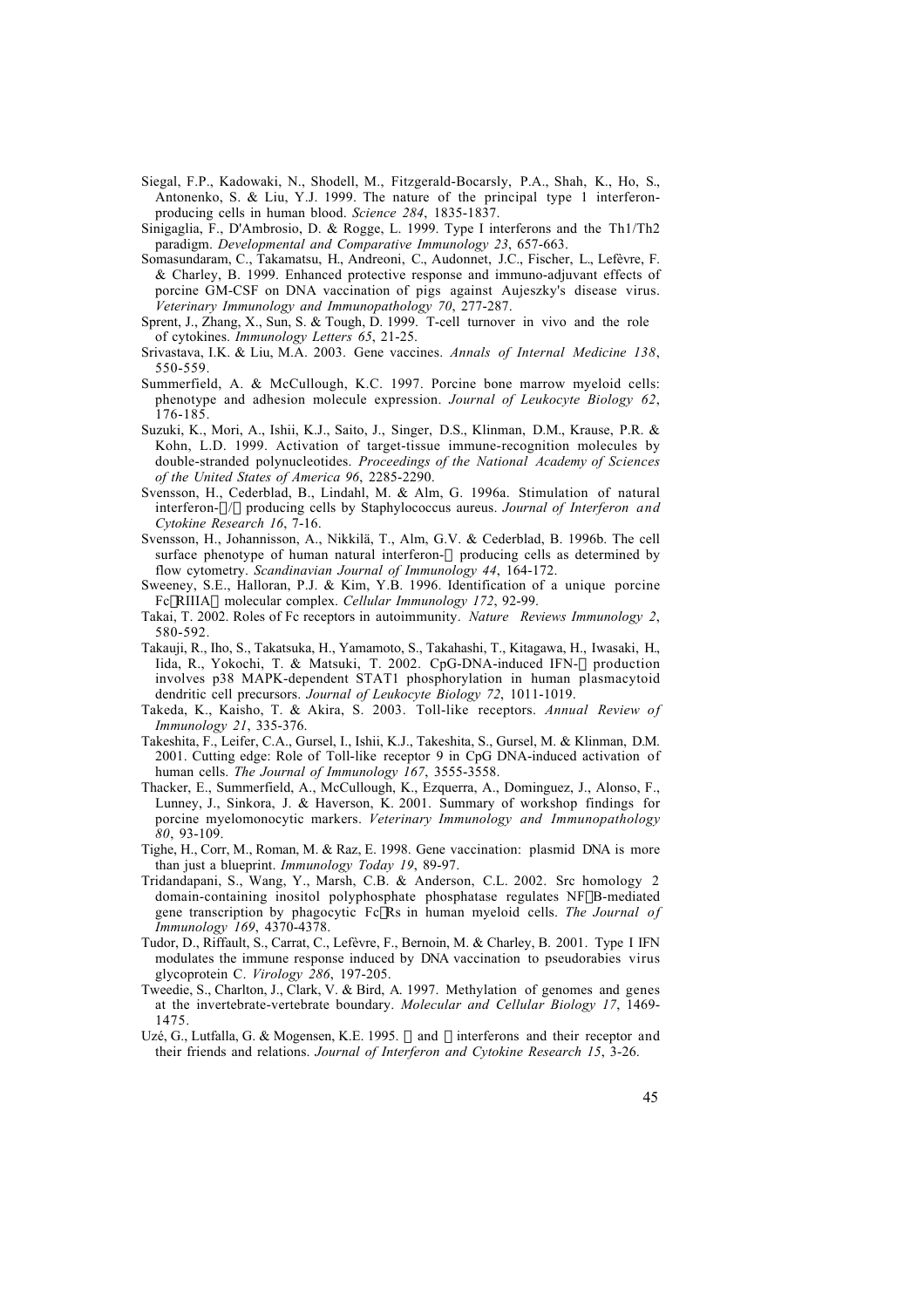Siegal, F.P., Kadowaki, N., Shodell, M., Fitzgerald-Bocarsly, P.A., Shah, K., Ho, S., Antonenko, S. & Liu, Y.J. 1999. The nature of the principal type 1 interferon-producing cells in human blood. *Science 284*, 1835-1837.

Sinigaglia, F., D'Ambrosio, D. & Rogge, L. 1999. Type I interferons and the Th1/Th2 paradigm. *Developmental and Comparative Immunology 23*, 657-663.

Somasundaram, C., Takamatsu, H., Andreoni, C., Audonnet, J.C., Fischer, L., Lefèvre, F. & Charley, B. 1999. Enhanced protective response and immuno-adjuvant effects of porcine GM-CSF on DNA vaccination of pigs against Aujeszky's disease virus. *Veterinary Immunology and Immunopathology 70*, 277-287.

Sprent, J., Zhang, X., Sun, S. & Tough, D. 1999. T-cell turnover in vivo and the role of cytokines. *Immunology Letters 65*, 21-25.

Srivastava, I.K. & Liu, M.A. 2003. Gene vaccines. *Annals of Internal Medicine 138*, 550-559.

Summerfield, A. & McCullough, K.C. 1997. Porcine bone marrow myeloid cells: phenotype and adhesion molecule expression. *Journal of Leukocyte Biology 62*, 176-185.

Suzuki, K., Mori, A., Ishii, K.J., Saito, J., Singer, D.S., Klinman, D.M., Krause, P.R. & Kohn, L.D. 1999. Activation of target-tissue immune-recognition molecules by double-stranded polynucleotides. *Proceedings of the National Academy of Sciences of the United States of America 96*, 2285-2290.

Svensson, H., Cederblad, B., Lindahl, M. & Alm, G. 1996a. Stimulation of natural interferon-α/β producing cells by Staphylococcus aureus. *Journal of Interferon and Cytokine Research 16*, 7-16.

Svensson, H., Johannisson, A., Nikkilä, T., Alm, G.V. & Cederblad, B. 1996b. The cell surface phenotype of human natural interferon-α producing cells as determined by flow cytometry. *Scandinavian Journal of Immunology 44*, 164-172.

Sweeney, S.E., Halloran, P.J. & Kim, Y.B. 1996. Identification of a unique porcine FcγRIIIAα molecular complex. *Cellular Immunology 172*, 92-99.

Takai, T. 2002. Roles of Fc receptors in autoimmunity. *Nature Reviews Immunology 2*, 580-592.

Takauji, R., Iho, S., Takatsuka, H., Yamamoto, S., Takahashi, T., Kitagawa, H., Iwasaki, H., Iida, R., Yokochi, T. & Matsuki, T. 2002. CpG-DNA-induced IFN-α production involves p38 MAPK-dependent STAT1 phosphorylation in human plasmacytoid dendritic cell precursors. *Journal of Leukocyte Biology 72*, 1011-1019.

Takeda, K., Kaisho, T. & Akira, S. 2003. Toll-like receptors. *Annual Review of Immunology 21*, 335-376.

Takeshita, F., Leifer, C.A., Gursel, I., Ishii, K.J., Takeshita, S., Gursel, M. & Klinman, D.M. 2001. Cutting edge: Role of Toll-like receptor 9 in CpG DNA-induced activation of human cells. *The Journal of Immunology 167*, 3555-3558.

Thacker, E., Summerfield, A., McCullough, K., Ezquerra, A., Dominguez, J., Alonso, F., Lunney, J., Sinkora, J. & Haverson, K. 2001. Summary of workshop findings for porcine myelomonocytic markers. *Veterinary Immunology and Immunopathology 80*, 93-109.

Tighe, H., Corr, M., Roman, M. & Raz, E. 1998. Gene vaccination: plasmid DNA is more than just a blueprint. *Immunology Today 19*, 89-97.

Tridandapani, S., Wang, Y., Marsh, C.B. & Anderson, C.L. 2002. Src homology 2 domain-containing inositol polyphosphate phosphatase regulates NFκB-mediated gene transcription by phagocytic FcγRs in human myeloid cells. *The Journal of Immunology 169*, 4370-4378.

Tudor, D., Riffault, S., Carrat, C., Lefèvre, F., Bernoin, M. & Charley, B. 2001. Type I IFN modulates the immune response induced by DNA vaccination to pseudorabies virus glycoprotein C. *Virology 286*, 197-205.

Tweedie, S., Charlton, J., Clark, V. & Bird, A. 1997. Methylation of genomes and genes at the invertebrate-vertebrate boundary. *Molecular and Cellular Biology 17*, 1469-1475.

Uzé, G., Lutfalla, G. & Mogensen, K.E. 1995. α and β interferons and their receptor and their friends and relations. *Journal of Interferon and Cytokine Research 15*, 3-26.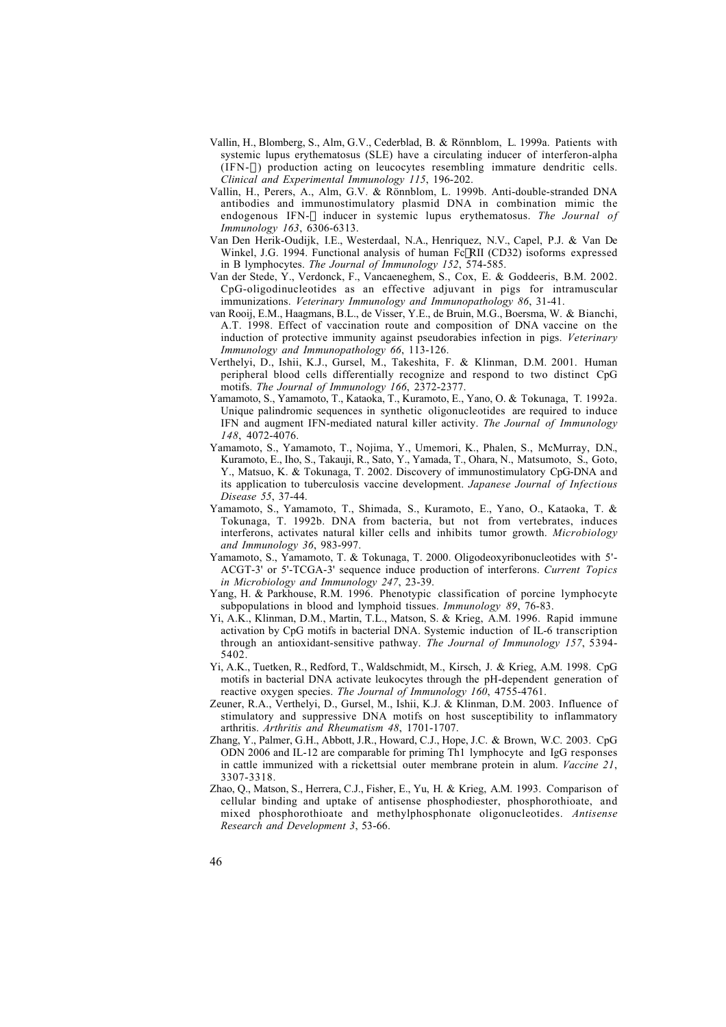Vallin, H., Blomberg, S., Alm, G.V., Cederblad, B. & Rönnblom, L. 1999a. Patients with systemic lupus erythematosus (SLE) have a circulating inducer of interferon-alpha (IFN-$\alpha$) production acting on leucocytes resembling immature dendritic cells. *Clinical and Experimental Immunology 115*, 196-202.

Vallin, H., Perers, A., Alm, G.V. & Rönnblom, L. 1999b. Anti-double-stranded DNA antibodies and immunostimulatory plasmid DNA in combination mimic the endogenous IFN-$\alpha$ inducer in systemic lupus erythematosus. *The Journal of Immunology 163*, 6306-6313.

Van Den Herik-Oudijk, I.E., Westerdaal, N.A., Henriquez, N.V., Capel, P.J. & Van De Winkel, J.G. 1994. Functional analysis of human Fc$\gamma$RII (CD32) isoforms expressed in B lymphocytes. *The Journal of Immunology 152*, 574-585.

Van der Stede, Y., Verdonck, F., Vancaeneghem, S., Cox, E. & Goddeeris, B.M. 2002. CpG-oligodinucleotides as an effective adjuvant in pigs for intramuscular immunizations. *Veterinary Immunology and Immunopathology 86*, 31-41.

van Rooij, E.M., Haagmans, B.L., de Visser, Y.E., de Bruin, M.G., Boersma, W. & Bianchi, A.T. 1998. Effect of vaccination route and composition of DNA vaccine on the induction of protective immunity against pseudorabies infection in pigs. *Veterinary Immunology and Immunopathology 66*, 113-126.

Verthelyi, D., Ishii, K.J., Gursel, M., Takeshita, F. & Klinman, D.M. 2001. Human peripheral blood cells differentially recognize and respond to two distinct CpG motifs. *The Journal of Immunology 166*, 2372-2377.

Yamamoto, S., Yamamoto, T., Kataoka, T., Kuramoto, E., Yano, O. & Tokunaga, T. 1992a. Unique palindromic sequences in synthetic oligonucleotides are required to induce IFN and augment IFN-mediated natural killer activity. *The Journal of Immunology 148*, 4072-4076.

Yamamoto, S., Yamamoto, T., Nojima, Y., Umemori, K., Phalen, S., McMurray, D.N., Kuramoto, E., Iho, S., Takauji, R., Sato, Y., Yamada, T., Ohara, N., Matsumoto, S., Goto, Y., Matsuo, K. & Tokunaga, T. 2002. Discovery of immunostimulatory CpG-DNA and its application to tuberculosis vaccine development. *Japanese Journal of Infectious Disease 55*, 37-44.

Yamamoto, S., Yamamoto, T., Shimada, S., Kuramoto, E., Yano, O., Kataoka, T. & Tokunaga, T. 1992b. DNA from bacteria, but not from vertebrates, induces interferons, activates natural killer cells and inhibits tumor growth. *Microbiology and Immunology 36*, 983-997.

Yamamoto, S., Yamamoto, T. & Tokunaga, T. 2000. Oligodeoxyribonucleotides with 5'-ACGT-3' or 5'-TCGA-3' sequence induce production of interferons. *Current Topics in Microbiology and Immunology 247*, 23-39.

Yang, H. & Parkhouse, R.M. 1996. Phenotypic classification of porcine lymphocyte subpopulations in blood and lymphoid tissues. *Immunology 89*, 76-83.

Yi, A.K., Klinman, D.M., Martin, T.L., Matson, S. & Krieg, A.M. 1996. Rapid immune activation by CpG motifs in bacterial DNA. Systemic induction of IL-6 transcription through an antioxidant-sensitive pathway. *The Journal of Immunology 157*, 5394-5402.

Yi, A.K., Tuetken, R., Redford, T., Waldschmidt, M., Kirsch, J. & Krieg, A.M. 1998. CpG motifs in bacterial DNA activate leukocytes through the pH-dependent generation of reactive oxygen species. *The Journal of Immunology 160*, 4755-4761.

Zeuner, R.A., Verthelyi, D., Gursel, M., Ishii, K.J. & Klinman, D.M. 2003. Influence of stimulatory and suppressive DNA motifs on host susceptibility to inflammatory arthritis. *Arthritis and Rheumatism 48*, 1701-1707.

Zhang, Y., Palmer, G.H., Abbott, J.R., Howard, C.J., Hope, J.C. & Brown, W.C. 2003. CpG ODN 2006 and IL-12 are comparable for priming Th1 lymphocyte and IgG responses in cattle immunized with a rickettsial outer membrane protein in alum. *Vaccine 21*, 3307-3318.

Zhao, Q., Matson, S., Herrera, C.J., Fisher, E., Yu, H. & Krieg, A.M. 1993. Comparison of cellular binding and uptake of antisense phosphodiester, phosphorothioate, and mixed phosphorothioate and methylphosphonate oligonucleotides. *Antisense Research and Development 3*, 53-66.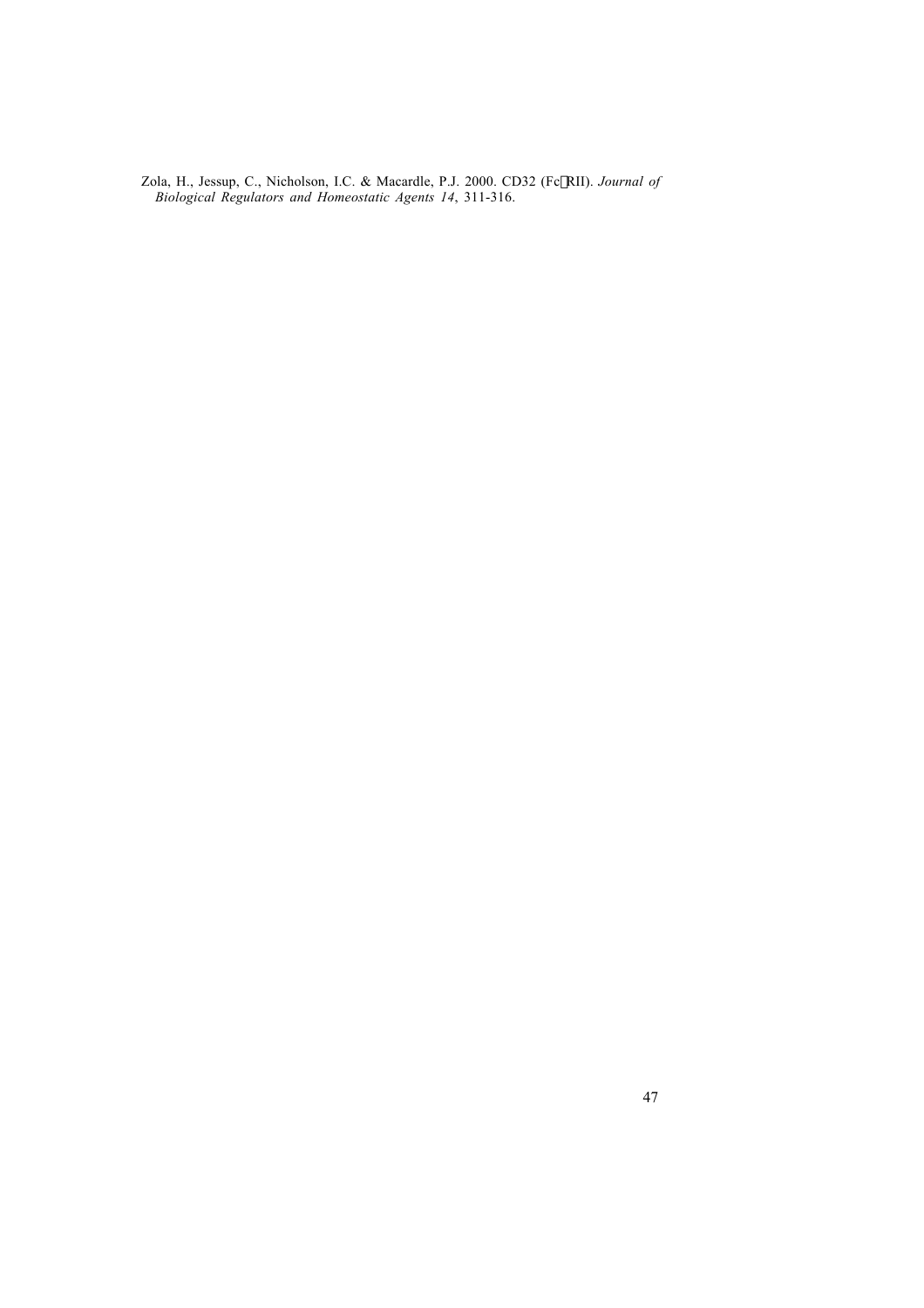Zola, H., Jessup, C., Nicholson, I.C. & Macardle, P.J. 2000. CD32 (FcγRII). *Journal of Biological Regulators and Homeostatic Agents 14*, 311-316.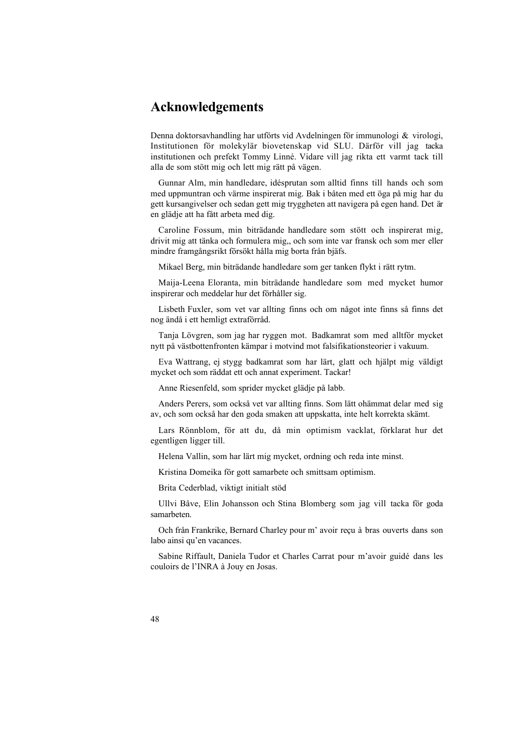# Acknowledgements

Denna doktorsavhandling har utförts vid Avdelningen för immunologi & virologi, Institutionen för molekylär biovetenskap vid SLU. Därför vill jag tacka institutionen och prefekt Tommy Linné. Vidare vill jag rikta ett varmt tack till alla de som stött mig och lett mig rätt på vägen.

Gunnar Alm, min handledare, idésprutan som alltid finns till hands och som med uppmuntran och värme inspirerat mig. Bak i båten med ett öga på mig har du gett kursangivelser och sedan gett mig tryggheten att navigera på egen hand. Det är en glädje att ha fått arbeta med dig.

Caroline Fossum, min biträdande handledare som stött och inspirerat mig, drivit mig att tänka och formulera mig,, och som inte var fransk och som mer eller mindre framgångsrikt försökt hålla mig borta från bjäfs.

Mikael Berg, min biträdande handledare som ger tanken flykt i rätt rytm.

Maija-Leena Eloranta, min biträdande handledare som med mycket humor inspirerar och meddelar hur det förhåller sig.

Lisbeth Fuxler, som vet var allting finns och om något inte finns så finns det nog ändå i ett hemligt extraförråd.

Tanja Lövgren, som jag har ryggen mot. Badkamrat som med alltför mycket nytt på västbottenfronten kämpar i motvind mot falsifikationsteorier i vakuum.

Eva Wattrang, ej stygg badkamrat som har lärt, glatt och hjälpt mig väldigt mycket och som räddat ett och annat experiment. Tackar!

Anne Riesenfeld, som sprider mycket glädje på labb.

Anders Perers, som också vet var allting finns. Som lätt ohämmat delar med sig av, och som också har den goda smaken att uppskatta, inte helt korrekta skämt.

Lars Rönnblom, för att du, då min optimism vacklat, förklarat hur det egentligen ligger till.

Helena Vallin, som har lärt mig mycket, ordning och reda inte minst.

Kristina Domeika för gott samarbete och smittsam optimism.

Brita Cederblad, viktigt initialt stöd

Ullvi Båve, Elin Johansson och Stina Blomberg som jag vill tacka för goda samarbeten.

Och från Frankrike, Bernard Charley pour m' avoir reçu à bras ouverts dans son labo ainsi qu'en vacances.

Sabine Riffault, Daniela Tudor et Charles Carrat pour m'avoir guidé dans les couloirs de l'INRA à Jouy en Josas.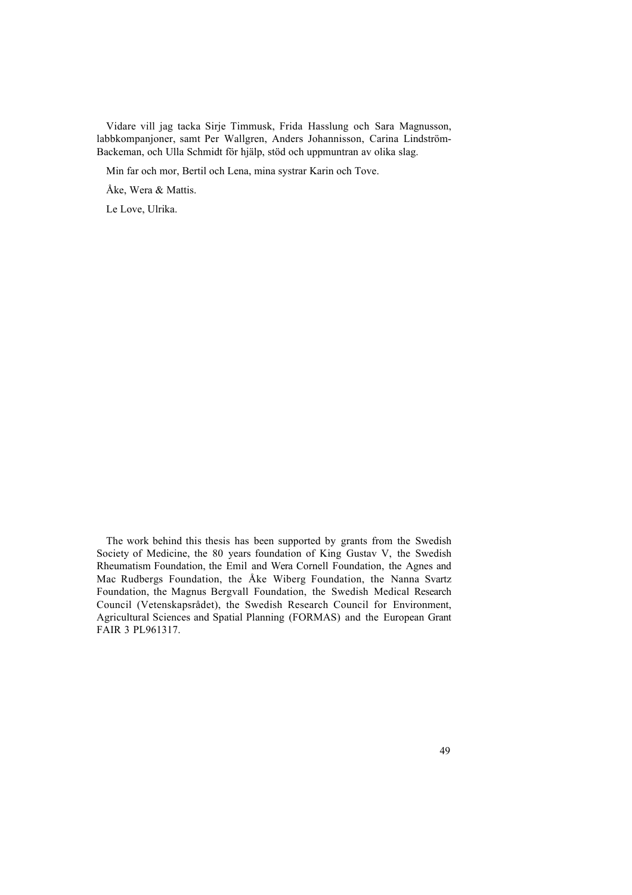Vidare vill jag tacka Sirje Timmusk, Frida Hasslung och Sara Magnusson, labbkompanjoner, samt Per Wallgren, Anders Johannisson, Carina Lindström-Backeman, och Ulla Schmidt för hjälp, stöd och uppmuntran av olika slag.

Min far och mor, Bertil och Lena, mina systrar Karin och Tove.

Åke, Wera & Mattis.

Le Love, Ulrika.

The work behind this thesis has been supported by grants from the Swedish Society of Medicine, the 80 years foundation of King Gustav V, the Swedish Rheumatism Foundation, the Emil and Wera Cornell Foundation, the Agnes and Mac Rudbergs Foundation, the Åke Wiberg Foundation, the Nanna Svartz Foundation, the Magnus Bergvall Foundation, the Swedish Medical Research Council (Vetenskapsrådet), the Swedish Research Council for Environment, Agricultural Sciences and Spatial Planning (FORMAS) and the European Grant FAIR 3 PL961317.